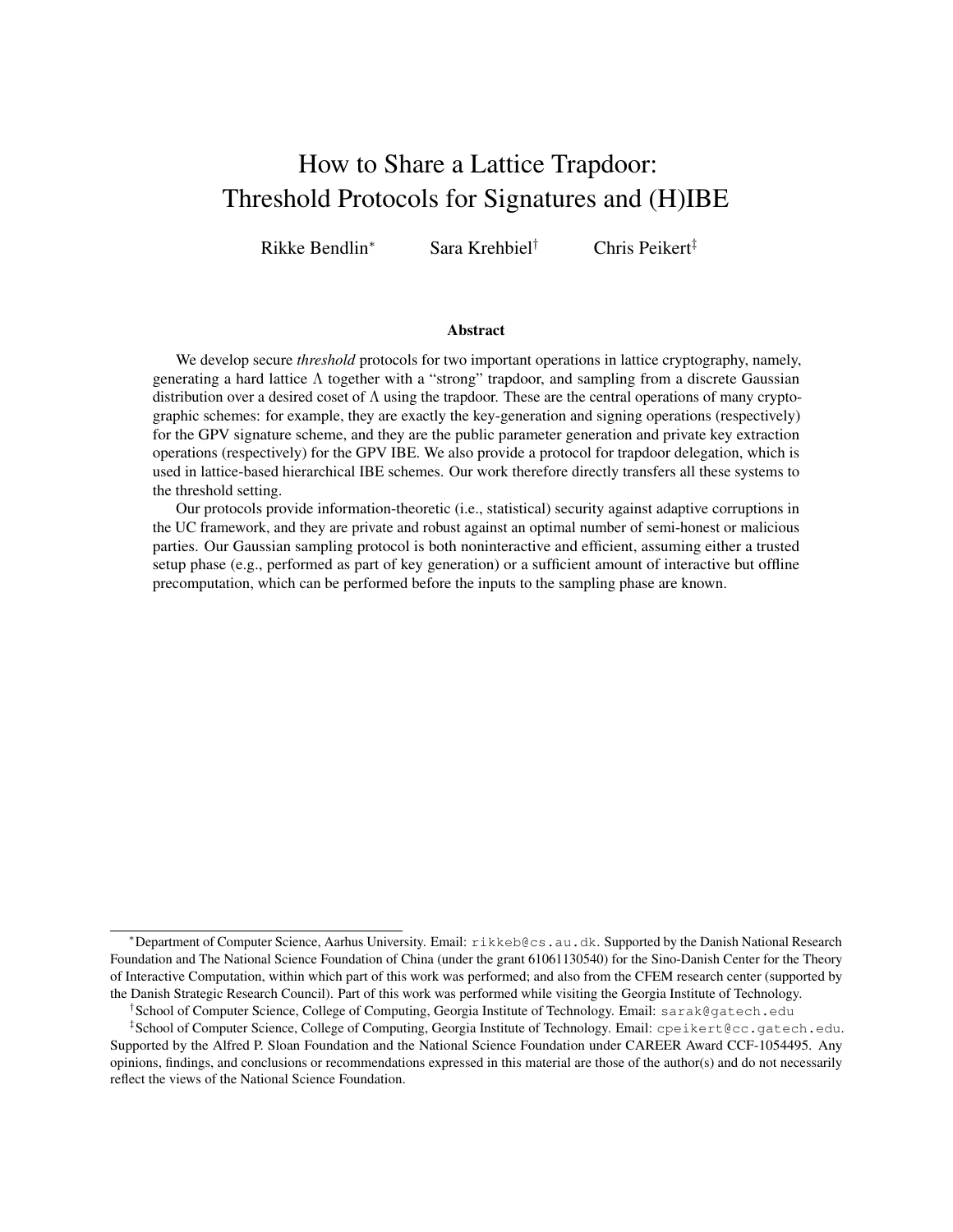# How to Share a Lattice Trapdoor: Threshold Protocols for Signatures and (H)IBE

Rikke Bendlin[*] Sara Krehbiel[†] Chris Peikert[‡]

## Abstract

We develop secure *threshold* protocols for two important operations in lattice cryptography, namely, generating a hard lattice $\Lambda$ together with a "strong" trapdoor, and sampling from a discrete Gaussian distribution over a desired coset of $\Lambda$ using the trapdoor. These are the central operations of many cryptographic schemes: for example, they are exactly the key-generation and signing operations (respectively) for the GPV signature scheme, and they are the public parameter generation and private key extraction operations (respectively) for the GPV IBE. We also provide a protocol for trapdoor delegation, which is used in lattice-based hierarchical IBE schemes. Our work therefore directly transfers all these systems to the threshold setting.

Our protocols provide information-theoretic (i.e., statistical) security against adaptive corruptions in the UC framework, and they are private and robust against an optimal number of semi-honest or malicious parties. Our Gaussian sampling protocol is both noninteractive and efficient, assuming either a trusted setup phase (e.g., performed as part of key generation) or a sufficient amount of interactive but offline precomputation, which can be performed before the inputs to the sampling phase are known.

---

[*] Department of Computer Science, Aarhus University. Email: rikkeb@cs.au.dk. Supported by the Danish National Research Foundation and The National Science Foundation of China (under the grant 61061130540) for the Sino-Danish Center for the Theory of Interactive Computation, within which part of this work was performed; and also from the CFEM research center (supported by the Danish Strategic Research Council). Part of this work was performed while visiting the Georgia Institute of Technology.

[†] School of Computer Science, College of Computing, Georgia Institute of Technology. Email: sarak@gatech.edu

[‡] School of Computer Science, College of Computing, Georgia Institute of Technology. Email: cpeikert@cc.gatech.edu. Supported by the Alfred P. Sloan Foundation and the National Science Foundation under CAREER Award CCF-1054495. Any opinions, findings, and conclusions or recommendations expressed in this material are those of the author(s) and do not necessarily reflect the views of the National Science Foundation.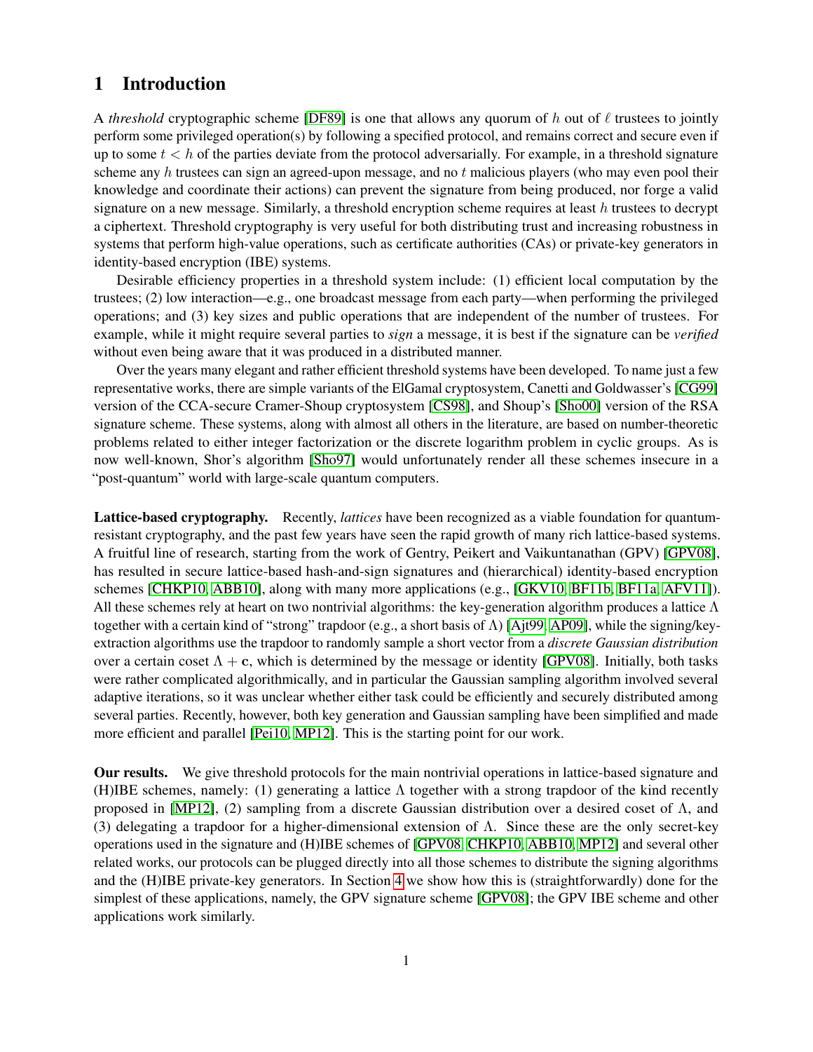# 1 Introduction

A *threshold* cryptographic scheme [DF89] is one that allows any quorum of $h$ out of $\ell$ trustees to jointly perform some privileged operation(s) by following a specified protocol, and remains correct and secure even if up to some $t < h$ of the parties deviate from the protocol adversarially. For example, in a threshold signature scheme any $h$ trustees can sign an agreed-upon message, and no $t$ malicious players (who may even pool their knowledge and coordinate their actions) can prevent the signature from being produced, nor forge a valid signature on a new message. Similarly, a threshold encryption scheme requires at least $h$ trustees to decrypt a ciphertext. Threshold cryptography is very useful for both distributing trust and increasing robustness in systems that perform high-value operations, such as certificate authorities (CAs) or private-key generators in identity-based encryption (IBE) systems.

Desirable efficiency properties in a threshold system include: (1) efficient local computation by the trustees; (2) low interaction—e.g., one broadcast message from each party—when performing the privileged operations; and (3) key sizes and public operations that are independent of the number of trustees. For example, while it might require several parties to *sign* a message, it is best if the signature can be *verified* without even being aware that it was produced in a distributed manner.

Over the years many elegant and rather efficient threshold systems have been developed. To name just a few representative works, there are simple variants of the ElGamal cryptosystem, Canetti and Goldwasser's [CG99] version of the CCA-secure Cramer-Shoup cryptosystem [CS98], and Shoup's [Sho00] version of the RSA signature scheme. These systems, along with almost all others in the literature, are based on number-theoretic problems related to either integer factorization or the discrete logarithm problem in cyclic groups. As is now well-known, Shor's algorithm [Sho97] would unfortunately render all these schemes insecure in a "post-quantum" world with large-scale quantum computers.

**Lattice-based cryptography.** Recently, *lattices* have been recognized as a viable foundation for quantum-resistant cryptography, and the past few years have seen the rapid growth of many rich lattice-based systems. A fruitful line of research, starting from the work of Gentry, Peikert and Vaikuntanathan (GPV) [GPV08], has resulted in secure lattice-based hash-and-sign signatures and (hierarchical) identity-based encryption schemes [CHKP10, ABB10], along with many more applications (e.g., [GKV10, BF11b, BF11a, AFV11]). All these schemes rely at heart on two nontrivial algorithms: the key-generation algorithm produces a lattice $\Lambda$ together with a certain kind of "strong" trapdoor (e.g., a short basis of $\Lambda$) [Ajt99, AP09], while the signing/key-extraction algorithms use the trapdoor to randomly sample a short vector from a *discrete Gaussian distribution* over a certain coset $\Lambda + \mathbf{c}$, which is determined by the message or identity [GPV08]. Initially, both tasks were rather complicated algorithmically, and in particular the Gaussian sampling algorithm involved several adaptive iterations, so it was unclear whether either task could be efficiently and securely distributed among several parties. Recently, however, both key generation and Gaussian sampling have been simplified and made more efficient and parallel [Pei10, MP12]. This is the starting point for our work.

**Our results.** We give threshold protocols for the main nontrivial operations in lattice-based signature and (H)IBE schemes, namely: (1) generating a lattice $\Lambda$ together with a strong trapdoor of the kind recently proposed in [MP12], (2) sampling from a discrete Gaussian distribution over a desired coset of $\Lambda$, and (3) delegating a trapdoor for a higher-dimensional extension of $\Lambda$. Since these are the only secret-key operations used in the signature and (H)IBE schemes of [GPV08, CHKP10, ABB10, MP12] and several other related works, our protocols can be plugged directly into all those schemes to distribute the signing algorithms and the (H)IBE private-key generators. In Section 4 we show how this is (straightforwardly) done for the simplest of these applications, namely, the GPV signature scheme [GPV08]; the GPV IBE scheme and other applications work similarly.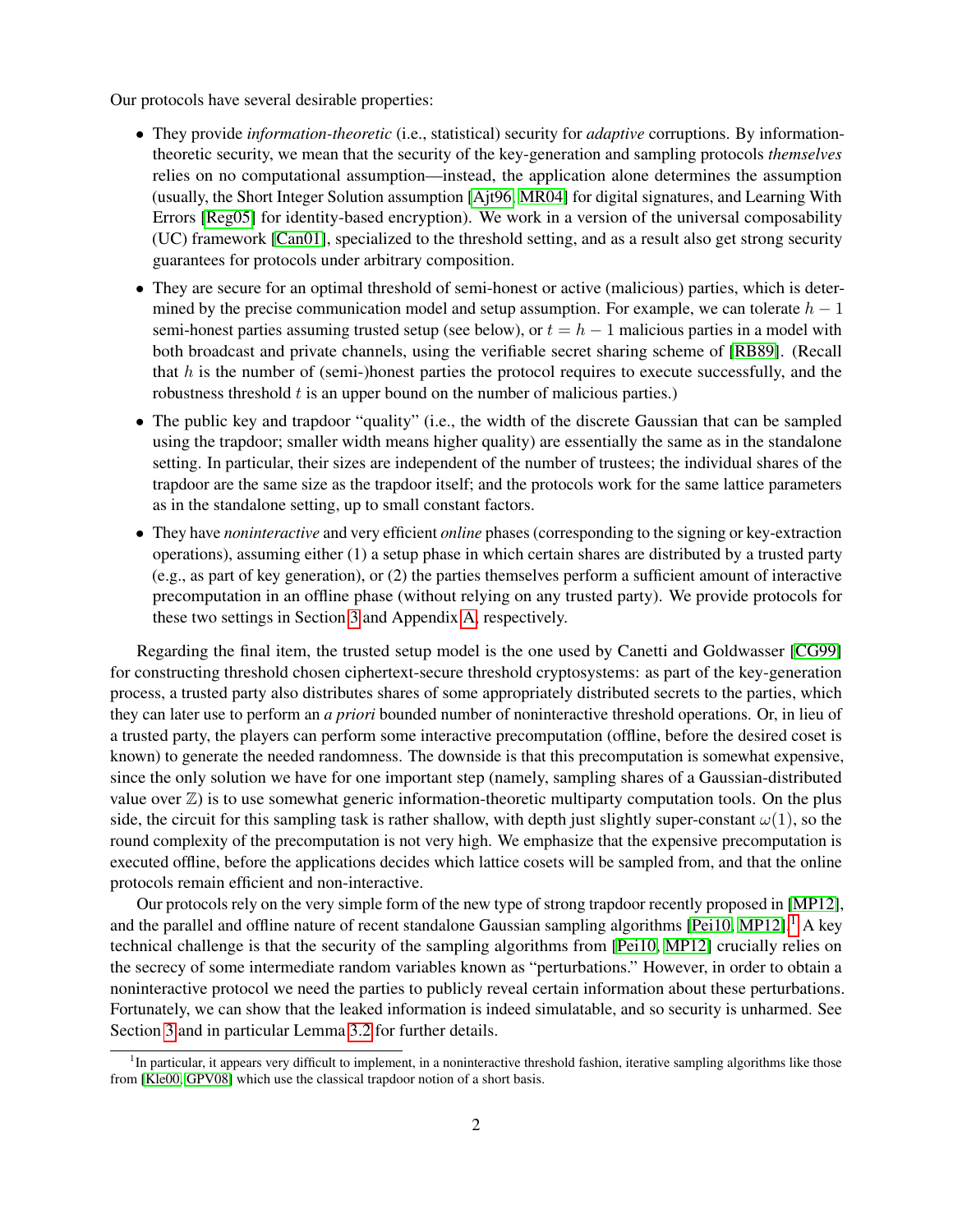Our protocols have several desirable properties:

- They provide *information-theoretic* (i.e., statistical) security for *adaptive* corruptions. By information-theoretic security, we mean that the security of the key-generation and sampling protocols *themselves* relies on no computational assumption—instead, the application alone determines the assumption (usually, the Short Integer Solution assumption [Ajt96, MR04] for digital signatures, and Learning With Errors [Reg05] for identity-based encryption). We work in a version of the universal composability (UC) framework [Can01], specialized to the threshold setting, and as a result also get strong security guarantees for protocols under arbitrary composition.
- They are secure for an optimal threshold of semi-honest or active (malicious) parties, which is determined by the precise communication model and setup assumption. For example, we can tolerate $h-1$ semi-honest parties assuming trusted setup (see below), or $t = h - 1$ malicious parties in a model with both broadcast and private channels, using the verifiable secret sharing scheme of [RB89]. (Recall that $h$ is the number of (semi-)honest parties the protocol requires to execute successfully, and the robustness threshold $t$ is an upper bound on the number of malicious parties.)
- The public key and trapdoor "quality" (i.e., the width of the discrete Gaussian that can be sampled using the trapdoor; smaller width means higher quality) are essentially the same as in the standalone setting. In particular, their sizes are independent of the number of trustees; the individual shares of the trapdoor are the same size as the trapdoor itself; and the protocols work for the same lattice parameters as in the standalone setting, up to small constant factors.
- They have *noninteractive* and very efficient *online* phases (corresponding to the signing or key-extraction operations), assuming either (1) a setup phase in which certain shares are distributed by a trusted party (e.g., as part of key generation), or (2) the parties themselves perform a sufficient amount of interactive precomputation in an offline phase (without relying on any trusted party). We provide protocols for these two settings in Section 3 and Appendix A, respectively.

Regarding the final item, the trusted setup model is the one used by Canetti and Goldwasser [CG99] for constructing threshold chosen ciphertext-secure threshold cryptosystems: as part of the key-generation process, a trusted party also distributes shares of some appropriately distributed secrets to the parties, which they can later use to perform an *a priori* bounded number of noninteractive threshold operations. Or, in lieu of a trusted party, the players can perform some interactive precomputation (offline, before the desired coset is known) to generate the needed randomness. The downside is that this precomputation is somewhat expensive, since the only solution we have for one important step (namely, sampling shares of a Gaussian-distributed value over $\mathbb{Z}$) is to use somewhat generic information-theoretic multiparty computation tools. On the plus side, the circuit for this sampling task is rather shallow, with depth just slightly super-constant $\omega(1)$, so the round complexity of the precomputation is not very high. We emphasize that the expensive precomputation is executed offline, before the applications decides which lattice cosets will be sampled from, and that the online protocols remain efficient and non-interactive.

Our protocols rely on the very simple form of the new type of strong trapdoor recently proposed in [MP12], and the parallel and offline nature of recent standalone Gaussian sampling algorithms [Pei10, MP12].[1] A key technical challenge is that the security of the sampling algorithms from [Pei10, MP12] crucially relies on the secrecy of some intermediate random variables known as "perturbations." However, in order to obtain a noninteractive protocol we need the parties to publicly reveal certain information about these perturbations. Fortunately, we can show that the leaked information is indeed simulatable, and so security is unharmed. See Section 3 and in particular Lemma 3.2 for further details.

[1] In particular, it appears very difficult to implement, in a noninteractive threshold fashion, iterative sampling algorithms like those from [Kle00, GPV08] which use the classical trapdoor notion of a short basis.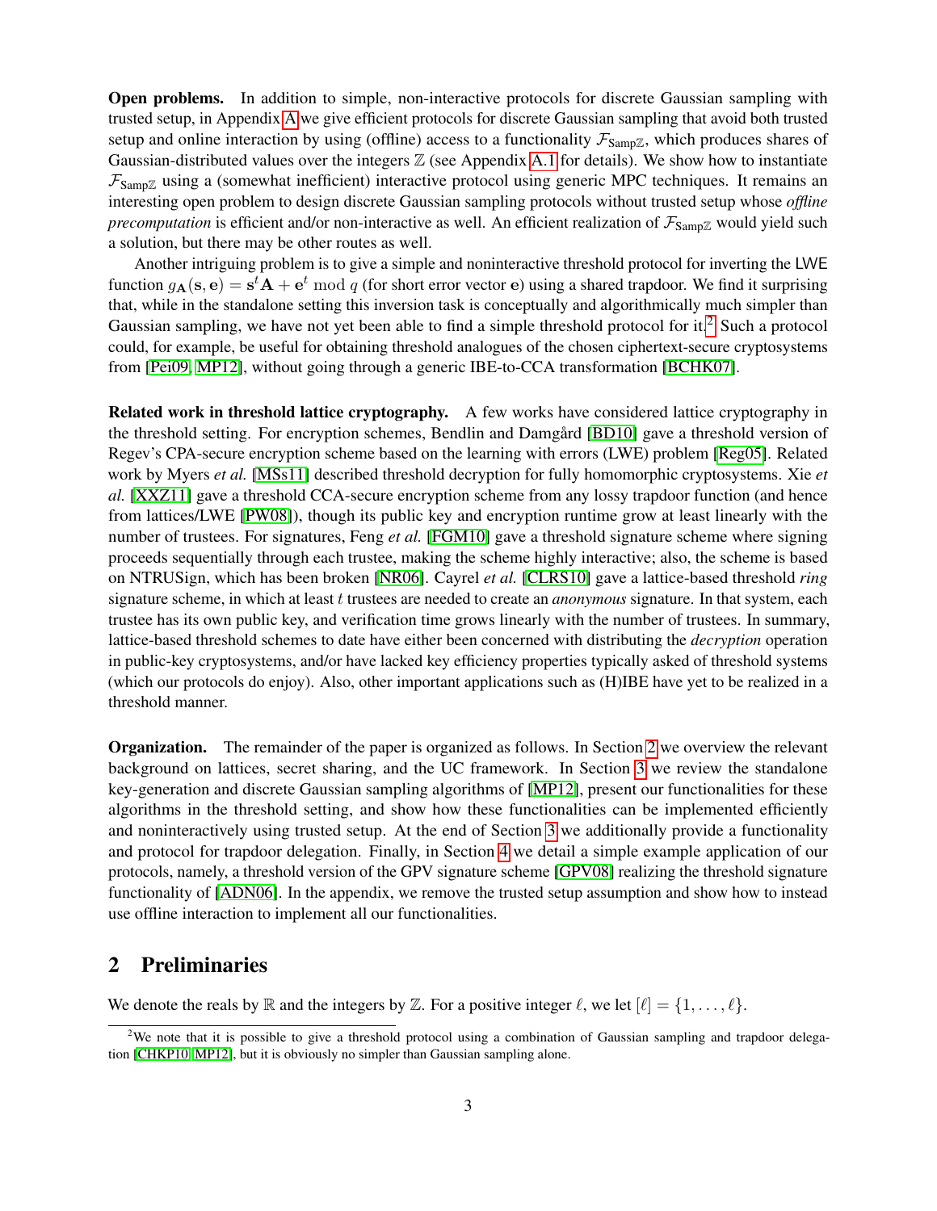**Open problems.** In addition to simple, non-interactive protocols for discrete Gaussian sampling with trusted setup, in Appendix A we give efficient protocols for discrete Gaussian sampling that avoid both trusted setup and online interaction by using (offline) access to a functionality $\mathcal{F}_{\mathsf{Samp}\mathbb{Z}}$, which produces shares of Gaussian-distributed values over the integers $\mathbb{Z}$ (see Appendix A.1 for details). We show how to instantiate $\mathcal{F}_{\mathsf{Samp}\mathbb{Z}}$ using a (somewhat inefficient) interactive protocol using generic MPC techniques. It remains an interesting open problem to design discrete Gaussian sampling protocols without trusted setup whose *offline precomputation* is efficient and/or non-interactive as well. An efficient realization of $\mathcal{F}_{\mathsf{Samp}\mathbb{Z}}$ would yield such a solution, but there may be other routes as well.

Another intriguing problem is to give a simple and noninteractive threshold protocol for inverting the LWE function $g_{\mathbf{A}}(\mathbf{s}, \mathbf{e}) = \mathbf{s}^t\mathbf{A} + \mathbf{e}^t \bmod q$ (for short error vector $\mathbf{e}$) using a shared trapdoor. We find it surprising that, while in the standalone setting this inversion task is conceptually and algorithmically much simpler than Gaussian sampling, we have not yet been able to find a simple threshold protocol for it.[2] Such a protocol could, for example, be useful for obtaining threshold analogues of the chosen ciphertext-secure cryptosystems from [Pei09, MP12], without going through a generic IBE-to-CCA transformation [BCHK07].

**Related work in threshold lattice cryptography.** A few works have considered lattice cryptography in the threshold setting. For encryption schemes, Bendlin and Damgård [BD10] gave a threshold version of Regev's CPA-secure encryption scheme based on the learning with errors (LWE) problem [Reg05]. Related work by Myers *et al.* [MSs11] described threshold decryption for fully homomorphic cryptosystems. Xie *et al.* [XXZ11] gave a threshold CCA-secure encryption scheme from any lossy trapdoor function (and hence from lattices/LWE [PW08]), though its public key and encryption runtime grow at least linearly with the number of trustees. For signatures, Feng *et al.* [FGM10] gave a threshold signature scheme where signing proceeds sequentially through each trustee, making the scheme highly interactive; also, the scheme is based on NTRUSign, which has been broken [NR06]. Cayrel *et al.* [CLRS10] gave a lattice-based threshold *ring* signature scheme, in which at least $t$ trustees are needed to create an *anonymous* signature. In that system, each trustee has its own public key, and verification time grows linearly with the number of trustees. In summary, lattice-based threshold schemes to date have either been concerned with distributing the *decryption* operation in public-key cryptosystems, and/or have lacked key efficiency properties typically asked of threshold systems (which our protocols do enjoy). Also, other important applications such as (H)IBE have yet to be realized in a threshold manner.

**Organization.** The remainder of the paper is organized as follows. In Section 2 we overview the relevant background on lattices, secret sharing, and the UC framework. In Section 3 we review the standalone key-generation and discrete Gaussian sampling algorithms of [MP12], present our functionalities for these algorithms in the threshold setting, and show how these functionalities can be implemented efficiently and noninteractively using trusted setup. At the end of Section 3 we additionally provide a functionality and protocol for trapdoor delegation. Finally, in Section 4 we detail a simple example application of our protocols, namely, a threshold version of the GPV signature scheme [GPV08] realizing the threshold signature functionality of [ADN06]. In the appendix, we remove the trusted setup assumption and show how to instead use offline interaction to implement all our functionalities.

## 2 Preliminaries

We denote the reals by $\mathbb{R}$ and the integers by $\mathbb{Z}$. For a positive integer $\ell$, we let $[\ell] = \{1, \ldots, \ell\}$.

[2] We note that it is possible to give a threshold protocol using a combination of Gaussian sampling and trapdoor delegation [CHKP10, MP12], but it is obviously no simpler than Gaussian sampling alone.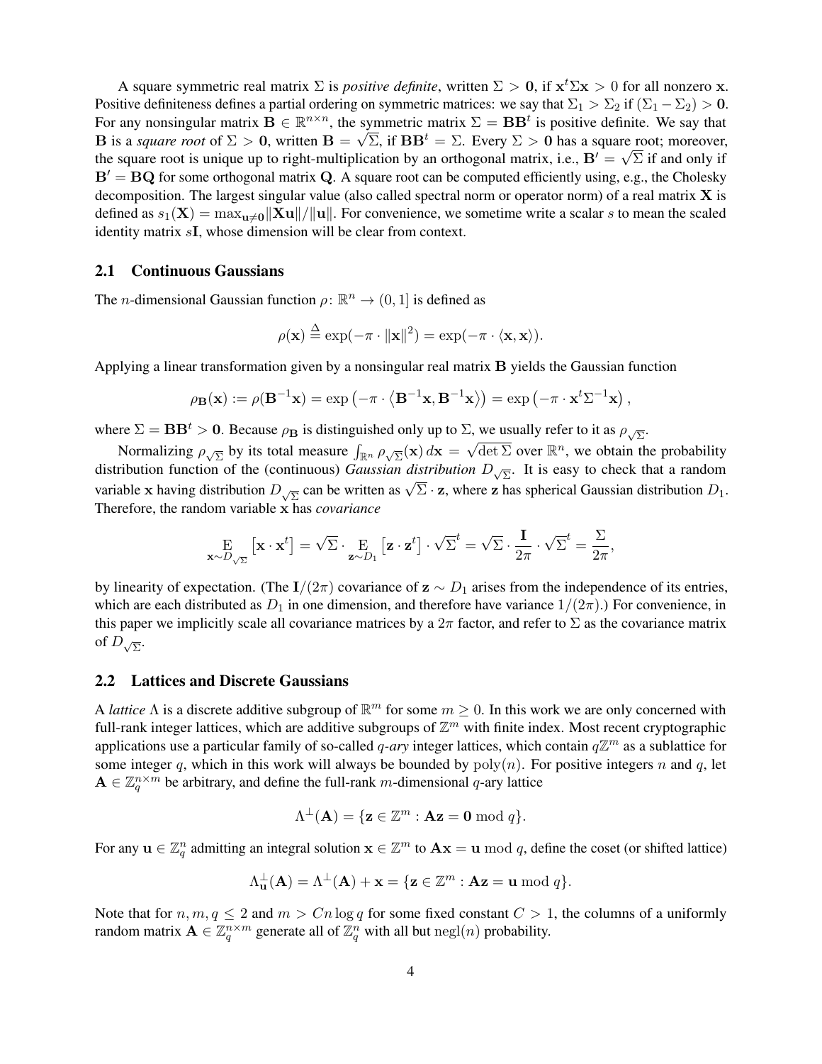A square symmetric real matrix $\Sigma$ is *positive definite*, written $\Sigma > \mathbf{0}$, if $\mathbf{x}^t \Sigma \mathbf{x} > 0$ for all nonzero $\mathbf{x}$. Positive definiteness defines a partial ordering on symmetric matrices: we say that $\Sigma_1 > \Sigma_2$ if $(\Sigma_1 - \Sigma_2) > \mathbf{0}$. For any nonsingular matrix $\mathbf{B} \in \mathbb{R}^{n \times n}$, the symmetric matrix $\Sigma = \mathbf{B}\mathbf{B}^t$ is positive definite. We say that $\mathbf{B}$ is a *square root* of $\Sigma > \mathbf{0}$, written $\mathbf{B} = \sqrt{\Sigma}$, if $\mathbf{B}\mathbf{B}^t = \Sigma$. Every $\Sigma > \mathbf{0}$ has a square root; moreover, the square root is unique up to right-multiplication by an orthogonal matrix, i.e., $\mathbf{B}' = \sqrt{\Sigma}$ if and only if $\mathbf{B}' = \mathbf{B}\mathbf{Q}$ for some orthogonal matrix $\mathbf{Q}$. A square root can be computed efficiently using, e.g., the Cholesky decomposition. The largest singular value (also called spectral norm or operator norm) of a real matrix $\mathbf{X}$ is defined as $s_1(\mathbf{X}) = \max_{\mathbf{u} \neq \mathbf{0}} \|\mathbf{X}\mathbf{u}\| / \|\mathbf{u}\|$. For convenience, we sometime write a scalar $s$ to mean the scaled identity matrix $s\mathbf{I}$, whose dimension will be clear from context.

## 2.1 Continuous Gaussians

The $n$-dimensional Gaussian function $\rho \colon \mathbb{R}^n \to (0, 1]$ is defined as

$$\rho(\mathbf{x}) \stackrel{\Delta}{=} \exp(-\pi \cdot \|\mathbf{x}\|^2) = \exp(-\pi \cdot \langle \mathbf{x}, \mathbf{x} \rangle).$$

Applying a linear transformation given by a nonsingular real matrix $\mathbf{B}$ yields the Gaussian function

$$\rho_{\mathbf{B}}(\mathbf{x}) := \rho(\mathbf{B}^{-1}\mathbf{x}) = \exp\left(-\pi \cdot \left\langle \mathbf{B}^{-1}\mathbf{x}, \mathbf{B}^{-1}\mathbf{x} \right\rangle\right) = \exp\left(-\pi \cdot \mathbf{x}^t \Sigma^{-1} \mathbf{x}\right),$$

where $\Sigma = \mathbf{B}\mathbf{B}^t > \mathbf{0}$. Because $\rho_{\mathbf{B}}$ is distinguished only up to $\Sigma$, we usually refer to it as $\rho_{\sqrt{\Sigma}}$.

Normalizing $\rho_{\sqrt{\Sigma}}$ by its total measure $\int_{\mathbb{R}^n} \rho_{\sqrt{\Sigma}}(\mathbf{x}) \, d\mathbf{x} = \sqrt{\det \Sigma}$ over $\mathbb{R}^n$, we obtain the probability distribution function of the (continuous) *Gaussian distribution* $D_{\sqrt{\Sigma}}$. It is easy to check that a random variable $\mathbf{x}$ having distribution $D_{\sqrt{\Sigma}}$ can be written as $\sqrt{\Sigma} \cdot \mathbf{z}$, where $\mathbf{z}$ has spherical Gaussian distribution $D_1$. Therefore, the random variable $\mathbf{x}$ has *covariance*

$$\mathop{\mathrm{E}}_{\mathbf{x} \sim D_{\sqrt{\Sigma}}} \left[\mathbf{x} \cdot \mathbf{x}^t\right] = \sqrt{\Sigma} \cdot \mathop{\mathrm{E}}_{\mathbf{z} \sim D_1} \left[\mathbf{z} \cdot \mathbf{z}^t\right] \cdot \sqrt{\Sigma}^t = \sqrt{\Sigma} \cdot \frac{\mathbf{I}}{2\pi} \cdot \sqrt{\Sigma}^t = \frac{\Sigma}{2\pi},$$

by linearity of expectation. (The $\mathbf{I}/(2\pi)$ covariance of $\mathbf{z} \sim D_1$ arises from the independence of its entries, which are each distributed as $D_1$ in one dimension, and therefore have variance $1/(2\pi)$.) For convenience, in this paper we implicitly scale all covariance matrices by a $2\pi$ factor, and refer to $\Sigma$ as the covariance matrix of $D_{\sqrt{\Sigma}}$.

## 2.2 Lattices and Discrete Gaussians

A *lattice* $\Lambda$ is a discrete additive subgroup of $\mathbb{R}^m$ for some $m \geq 0$. In this work we are only concerned with full-rank integer lattices, which are additive subgroups of $\mathbb{Z}^m$ with finite index. Most recent cryptographic applications use a particular family of so-called *q-ary* integer lattices, which contain $q\mathbb{Z}^m$ as a sublattice for some integer $q$, which in this work will always be bounded by $\mathrm{poly}(n)$. For positive integers $n$ and $q$, let $\mathbf{A} \in \mathbb{Z}_q^{n \times m}$ be arbitrary, and define the full-rank $m$-dimensional $q$-ary lattice

$$\Lambda^{\perp}(\mathbf{A}) = \{\mathbf{z} \in \mathbb{Z}^m : \mathbf{A}\mathbf{z} = \mathbf{0} \bmod q\}.$$

For any $\mathbf{u} \in \mathbb{Z}_q^n$ admitting an integral solution $\mathbf{x} \in \mathbb{Z}^m$ to $\mathbf{A}\mathbf{x} = \mathbf{u} \bmod q$, define the coset (or shifted lattice)

$$\Lambda_{\mathbf{u}}^{\perp}(\mathbf{A}) = \Lambda^{\perp}(\mathbf{A}) + \mathbf{x} = \{\mathbf{z} \in \mathbb{Z}^m : \mathbf{A}\mathbf{z} = \mathbf{u} \bmod q\}.$$

Note that for $n, m, q \leq 2$ and $m > Cn \log q$ for some fixed constant $C > 1$, the columns of a uniformly random matrix $\mathbf{A} \in \mathbb{Z}_q^{n \times m}$ generate all of $\mathbb{Z}_q^n$ with all but $\mathrm{negl}(n)$ probability.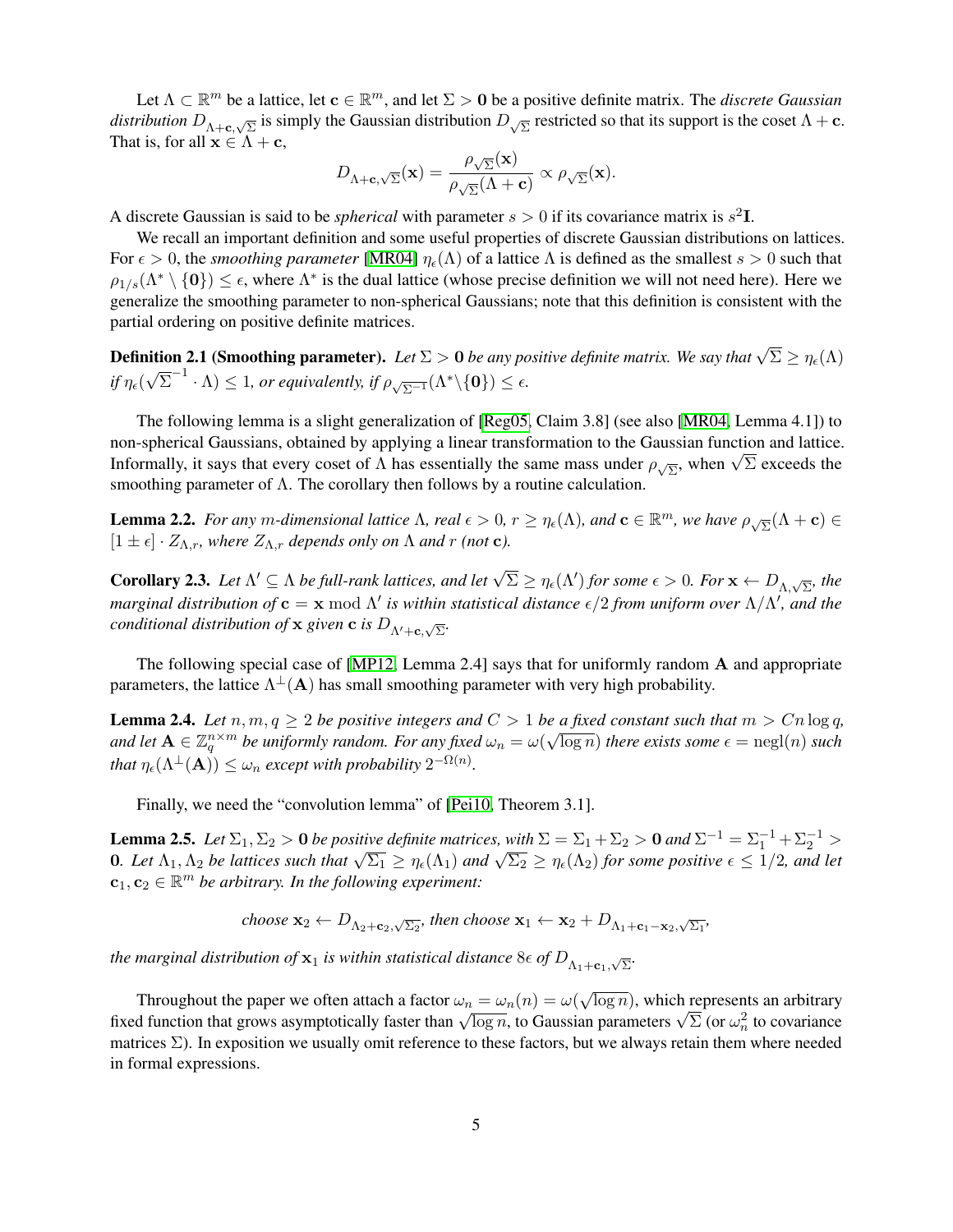Let $\Lambda \subset \mathbb{R}^m$ be a lattice, let $\mathbf{c} \in \mathbb{R}^m$, and let $\Sigma > \mathbf{0}$ be a positive definite matrix. The *discrete Gaussian distribution* $D_{\Lambda+\mathbf{c},\sqrt{\Sigma}}$ is simply the Gaussian distribution $D_{\sqrt{\Sigma}}$ restricted so that its support is the coset $\Lambda + \mathbf{c}$. That is, for all $\mathbf{x} \in \Lambda + \mathbf{c}$,

$$D_{\Lambda+\mathbf{c},\sqrt{\Sigma}}(\mathbf{x}) = \frac{\rho_{\sqrt{\Sigma}}(\mathbf{x})}{\rho_{\sqrt{\Sigma}}(\Lambda + \mathbf{c})} \propto \rho_{\sqrt{\Sigma}}(\mathbf{x}).$$

A discrete Gaussian is said to be *spherical* with parameter $s > 0$ if its covariance matrix is $s^2\mathbf{I}$.

We recall an important definition and some useful properties of discrete Gaussian distributions on lattices. For $\epsilon > 0$, the *smoothing parameter* [MR04] $\eta_\epsilon(\Lambda)$ of a lattice $\Lambda$ is defined as the smallest $s > 0$ such that $\rho_{1/s}(\Lambda^* \setminus \{\mathbf{0}\}) \leq \epsilon$, where $\Lambda^*$ is the dual lattice (whose precise definition we will not need here). Here we generalize the smoothing parameter to non-spherical Gaussians; note that this definition is consistent with the partial ordering on positive definite matrices.

**Definition 2.1 (Smoothing parameter).** *Let $\Sigma > \mathbf{0}$ be any positive definite matrix. We say that $\sqrt{\Sigma} \geq \eta_\epsilon(\Lambda)$ if $\eta_\epsilon(\sqrt{\Sigma}^{-1} \cdot \Lambda) \leq 1$, or equivalently, if $\rho_{\sqrt{\Sigma^{-1}}}(\Lambda^* \backslash \{\mathbf{0}\}) \leq \epsilon$.*

The following lemma is a slight generalization of [Reg05, Claim 3.8] (see also [MR04, Lemma 4.1]) to non-spherical Gaussians, obtained by applying a linear transformation to the Gaussian function and lattice. Informally, it says that every coset of $\Lambda$ has essentially the same mass under $\rho_{\sqrt{\Sigma}}$, when $\sqrt{\Sigma}$ exceeds the smoothing parameter of $\Lambda$. The corollary then follows by a routine calculation.

**Lemma 2.2.** *For any $m$-dimensional lattice $\Lambda$, real $\epsilon > 0$, $r \geq \eta_\epsilon(\Lambda)$, and $\mathbf{c} \in \mathbb{R}^m$, we have $\rho_{\sqrt{\Sigma}}(\Lambda + \mathbf{c}) \in [1 \pm \epsilon] \cdot Z_{\Lambda,r}$, where $Z_{\Lambda,r}$ depends only on $\Lambda$ and $r$ (not $\mathbf{c}$).*

**Corollary 2.3.** *Let $\Lambda' \subseteq \Lambda$ be full-rank lattices, and let $\sqrt{\Sigma} \geq \eta_\epsilon(\Lambda')$ for some $\epsilon > 0$. For $\mathbf{x} \leftarrow D_{\Lambda,\sqrt{\Sigma}}$, the marginal distribution of $\mathbf{c} = \mathbf{x} \bmod \Lambda'$ is within statistical distance $\epsilon/2$ from uniform over $\Lambda/\Lambda'$, and the conditional distribution of $\mathbf{x}$ given $\mathbf{c}$ is $D_{\Lambda'+\mathbf{c},\sqrt{\Sigma}}$.*

The following special case of [MP12, Lemma 2.4] says that for uniformly random $\mathbf{A}$ and appropriate parameters, the lattice $\Lambda^\perp(\mathbf{A})$ has small smoothing parameter with very high probability.

**Lemma 2.4.** *Let $n, m, q \geq 2$ be positive integers and $C > 1$ be a fixed constant such that $m > Cn \log q$, and let $\mathbf{A} \in \mathbb{Z}_q^{n\times m}$ be uniformly random. For any fixed $\omega_n = \omega(\sqrt{\log n})$ there exists some $\epsilon = \text{negl}(n)$ such that $\eta_\epsilon(\Lambda^\perp(\mathbf{A})) \leq \omega_n$ except with probability $2^{-\Omega(n)}$.*

Finally, we need the "convolution lemma" of [Pei10, Theorem 3.1].

**Lemma 2.5.** *Let $\Sigma_1, \Sigma_2 > \mathbf{0}$ be positive definite matrices, with $\Sigma = \Sigma_1 + \Sigma_2 > \mathbf{0}$ and $\Sigma^{-1} = \Sigma_1^{-1} + \Sigma_2^{-1} > \mathbf{0}$. Let $\Lambda_1, \Lambda_2$ be lattices such that $\sqrt{\Sigma_1} \geq \eta_\epsilon(\Lambda_1)$ and $\sqrt{\Sigma_2} \geq \eta_\epsilon(\Lambda_2)$ for some positive $\epsilon \leq 1/2$, and let $\mathbf{c}_1, \mathbf{c}_2 \in \mathbb{R}^m$ be arbitrary. In the following experiment:*

$$\text{choose } \mathbf{x}_2 \leftarrow D_{\Lambda_2+\mathbf{c}_2,\sqrt{\Sigma_2}}, \text{ then choose } \mathbf{x}_1 \leftarrow \mathbf{x}_2 + D_{\Lambda_1+\mathbf{c}_1-\mathbf{x}_2,\sqrt{\Sigma_1}},$$

*the marginal distribution of $\mathbf{x}_1$ is within statistical distance $8\epsilon$ of $D_{\Lambda_1+\mathbf{c}_1,\sqrt{\Sigma}}$.*

Throughout the paper we often attach a factor $\omega_n = \omega_n(n) = \omega(\sqrt{\log n})$, which represents an arbitrary fixed function that grows asymptotically faster than $\sqrt{\log n}$, to Gaussian parameters $\sqrt{\Sigma}$ (or $\omega_n^2$ to covariance matrices $\Sigma$). In exposition we usually omit reference to these factors, but we always retain them where needed in formal expressions.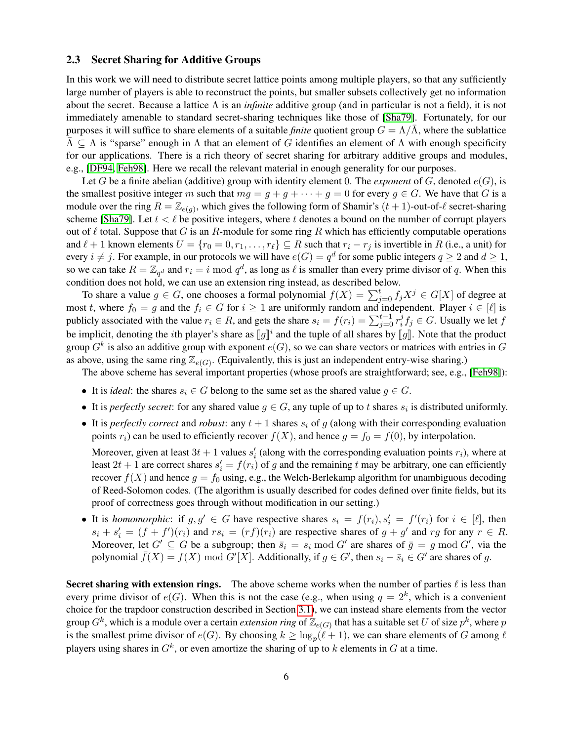### 2.3 Secret Sharing for Additive Groups

In this work we will need to distribute secret lattice points among multiple players, so that any sufficiently large number of players is able to reconstruct the points, but smaller subsets collectively get no information about the secret. Because a lattice $\Lambda$ is an *infinite* additive group (and in particular is not a field), it is not immediately amenable to standard secret-sharing techniques like those of [Sha79]. Fortunately, for our purposes it will suffice to share elements of a suitable *finite* quotient group $G = \Lambda/\bar{\Lambda}$, where the sublattice $\bar{\Lambda} \subseteq \Lambda$ is "sparse" enough in $\Lambda$ that an element of $G$ identifies an element of $\Lambda$ with enough specificity for our applications. There is a rich theory of secret sharing for arbitrary additive groups and modules, e.g., [DF94, Feh98]. Here we recall the relevant material in enough generality for our purposes.

Let $G$ be a finite abelian (additive) group with identity element 0. The *exponent* of $G$, denoted $e(G)$, is the smallest positive integer $m$ such that $mg = g + g + \cdots + g = 0$ for every $g \in G$. We have that $G$ is a module over the ring $R = \mathbb{Z}_{e(g)}$, which gives the following form of Shamir's $(t+1)$-out-of-$\ell$ secret-sharing scheme [Sha79]. Let $t < \ell$ be positive integers, where $t$ denotes a bound on the number of corrupt players out of $\ell$ total. Suppose that $G$ is an $R$-module for some ring $R$ which has efficiently computable operations and $\ell + 1$ known elements $U = \{r_0 = 0, r_1, \ldots, r_\ell\} \subseteq R$ such that $r_i - r_j$ is invertible in $R$ (i.e., a unit) for every $i \neq j$. For example, in our protocols we will have $e(G) = q^d$ for some public integers $q \geq 2$ and $d \geq 1$, so we can take $R = \mathbb{Z}_{q^d}$ and $r_i = i \bmod q^d$, as long as $\ell$ is smaller than every prime divisor of $q$. When this condition does not hold, we can use an extension ring instead, as described below.

To share a value $g \in G$, one chooses a formal polynomial $f(X) = \sum_{j=0}^{t} f_j X^j \in G[X]$ of degree at most $t$, where $f_0 = g$ and the $f_i \in G$ for $i \geq 1$ are uniformly random and independent. Player $i \in [\ell]$ is publicly associated with the value $r_i \in R$, and gets the share $s_i = f(r_i) = \sum_{j=0}^{t-1} r_i^j f_j \in G$. Usually we let $f$ be implicit, denoting the $i$th player's share as $[\![g]\!]^i$ and the tuple of all shares by $[\![g]\!]$. Note that the product group $G^k$ is also an additive group with exponent $e(G)$, so we can share vectors or matrices with entries in $G$ as above, using the same ring $\mathbb{Z}_{e(G)}$. (Equivalently, this is just an independent entry-wise sharing.)

The above scheme has several important properties (whose proofs are straightforward; see, e.g., [Feh98]):

- It is *ideal*: the shares $s_i \in G$ belong to the same set as the shared value $g \in G$.
- It is *perfectly secret*: for any shared value $g \in G$, any tuple of up to $t$ shares $s_i$ is distributed uniformly.
- It is *perfectly correct* and *robust*: any $t+1$ shares $s_i$ of $g$ (along with their corresponding evaluation points $r_i$) can be used to efficiently recover $f(X)$, and hence $g = f_0 = f(0)$, by interpolation.

  Moreover, given at least $3t + 1$ values $s'_i$ (along with the corresponding evaluation points $r_i$), where at least $2t + 1$ are correct shares $s'_i = f(r_i)$ of $g$ and the remaining $t$ may be arbitrary, one can efficiently recover $f(X)$ and hence $g = f_0$ using, e.g., the Welch-Berlekamp algorithm for unambiguous decoding of Reed-Solomon codes. (The algorithm is usually described for codes defined over finite fields, but its proof of correctness goes through without modification in our setting.)
- It is *homomorphic*: if $g, g' \in G$ have respective shares $s_i = f(r_i), s'_i = f'(r_i)$ for $i \in [\ell]$, then $s_i + s'_i = (f + f')(r_i)$ and $rs_i = (rf)(r_i)$ are respective shares of $g + g'$ and $rg$ for any $r \in R$. Moreover, let $G' \subseteq G$ be a subgroup; then $\bar{s}_i = s_i \bmod G'$ are shares of $\bar{g} = g \bmod G'$, via the polynomial $\bar{f}(X) = f(X) \bmod G'[X]$. Additionally, if $g \in G'$, then $s_i - \bar{s}_i \in G'$ are shares of $g$.

**Secret sharing with extension rings.** The above scheme works when the number of parties $\ell$ is less than every prime divisor of $e(G)$. When this is not the case (e.g., when using $q = 2^k$, which is a convenient choice for the trapdoor construction described in Section 3.1), we can instead share elements from the vector group $G^k$, which is a module over a certain *extension ring* of $\mathbb{Z}_{e(G)}$ that has a suitable set $U$ of size $p^k$, where $p$ is the smallest prime divisor of $e(G)$. By choosing $k \geq \log_p(\ell + 1)$, we can share elements of $G$ among $\ell$ players using shares in $G^k$, or even amortize the sharing of up to $k$ elements in $G$ at a time.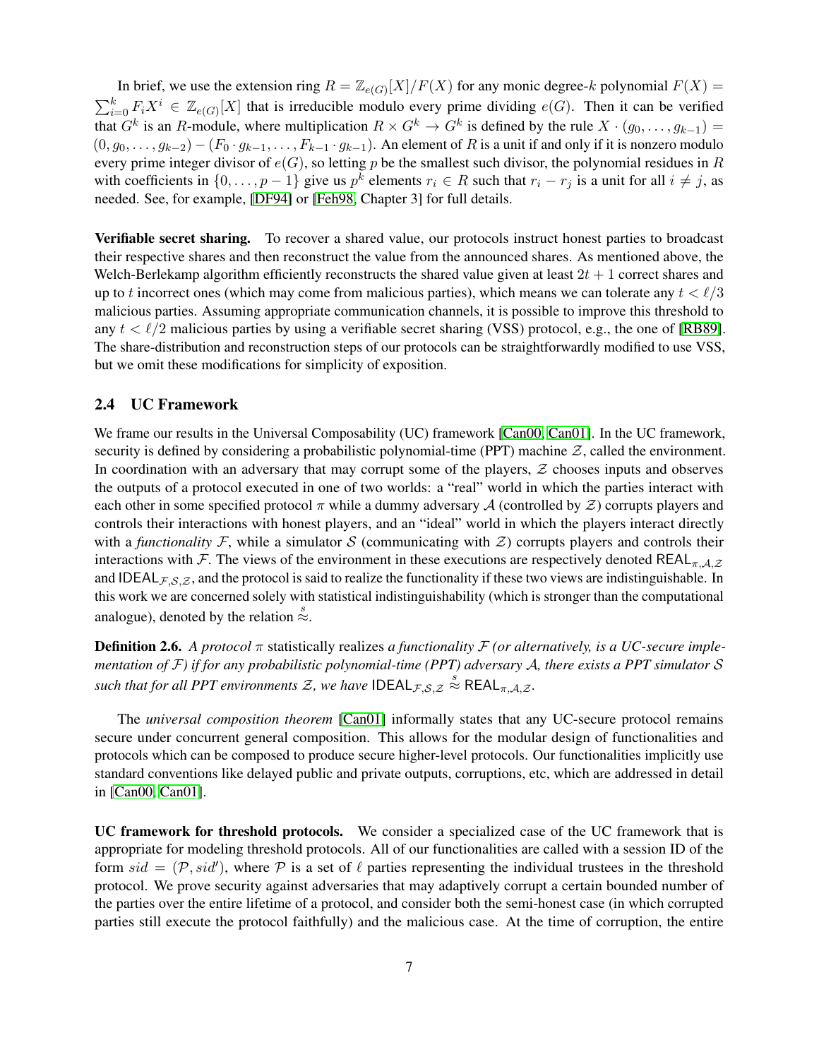In brief, we use the extension ring $R = \mathbb{Z}_{e(G)}[X]/F(X)$ for any monic degree-$k$ polynomial $F(X) = \sum_{i=0}^{k} F_i X^i \in \mathbb{Z}_{e(G)}[X]$ that is irreducible modulo every prime dividing $e(G)$. Then it can be verified that $G^k$ is an $R$-module, where multiplication $R \times G^k \to G^k$ is defined by the rule $X \cdot (g_0, \ldots, g_{k-1}) = (0, g_0, \ldots, g_{k-2}) - (F_0 \cdot g_{k-1}, \ldots, F_{k-1} \cdot g_{k-1})$. An element of $R$ is a unit if and only if it is nonzero modulo every prime integer divisor of $e(G)$, so letting $p$ be the smallest such divisor, the polynomial residues in $R$ with coefficients in $\{0, \ldots, p-1\}$ give us $p^k$ elements $r_i \in R$ such that $r_i - r_j$ is a unit for all $i \neq j$, as needed. See, for example, [DF94] or [Feh98, Chapter 3] for full details.

**Verifiable secret sharing.** To recover a shared value, our protocols instruct honest parties to broadcast their respective shares and then reconstruct the value from the announced shares. As mentioned above, the Welch-Berlekamp algorithm efficiently reconstructs the shared value given at least $2t+1$ correct shares and up to $t$ incorrect ones (which may come from malicious parties), which means we can tolerate any $t < \ell/3$ malicious parties. Assuming appropriate communication channels, it is possible to improve this threshold to any $t < \ell/2$ malicious parties by using a verifiable secret sharing (VSS) protocol, e.g., the one of [RB89]. The share-distribution and reconstruction steps of our protocols can be straightforwardly modified to use VSS, but we omit these modifications for simplicity of exposition.

### 2.4 UC Framework

We frame our results in the Universal Composability (UC) framework [Can00, Can01]. In the UC framework, security is defined by considering a probabilistic polynomial-time (PPT) machine $\mathcal{Z}$, called the environment. In coordination with an adversary that may corrupt some of the players, $\mathcal{Z}$ chooses inputs and observes the outputs of a protocol executed in one of two worlds: a "real" world in which the parties interact with each other in some specified protocol $\pi$ while a dummy adversary $\mathcal{A}$ (controlled by $\mathcal{Z}$) corrupts players and controls their interactions with honest players, and an "ideal" world in which the players interact directly with a *functionality* $\mathcal{F}$, while a simulator $\mathcal{S}$ (communicating with $\mathcal{Z}$) corrupts players and controls their interactions with $\mathcal{F}$. The views of the environment in these executions are respectively denoted $\mathsf{REAL}_{\pi,\mathcal{A},\mathcal{Z}}$ and $\mathsf{IDEAL}_{\mathcal{F},\mathcal{S},\mathcal{Z}}$, and the protocol is said to realize the functionality if these two views are indistinguishable. In this work we are concerned solely with statistical indistinguishability (which is stronger than the computational analogue), denoted by the relation $\stackrel{s}{\approx}$.

**Definition 2.6.** *A protocol $\pi$* statistically realizes *a functionality $\mathcal{F}$ (or alternatively, is a UC-secure implementation of $\mathcal{F}$) if for any probabilistic polynomial-time (PPT) adversary $\mathcal{A}$, there exists a PPT simulator $\mathcal{S}$ such that for all PPT environments $\mathcal{Z}$, we have $\mathsf{IDEAL}_{\mathcal{F},\mathcal{S},\mathcal{Z}} \stackrel{s}{\approx} \mathsf{REAL}_{\pi,\mathcal{A},\mathcal{Z}}$.*

The *universal composition theorem* [Can01] informally states that any UC-secure protocol remains secure under concurrent general composition. This allows for the modular design of functionalities and protocols which can be composed to produce secure higher-level protocols. Our functionalities implicitly use standard conventions like delayed public and private outputs, corruptions, etc, which are addressed in detail in [Can00, Can01].

**UC framework for threshold protocols.** We consider a specialized case of the UC framework that is appropriate for modeling threshold protocols. All of our functionalities are called with a session ID of the form $sid = (\mathcal{P}, sid')$, where $\mathcal{P}$ is a set of $\ell$ parties representing the individual trustees in the threshold protocol. We prove security against adversaries that may adaptively corrupt a certain bounded number of the parties over the entire lifetime of a protocol, and consider both the semi-honest case (in which corrupted parties still execute the protocol faithfully) and the malicious case. At the time of corruption, the entire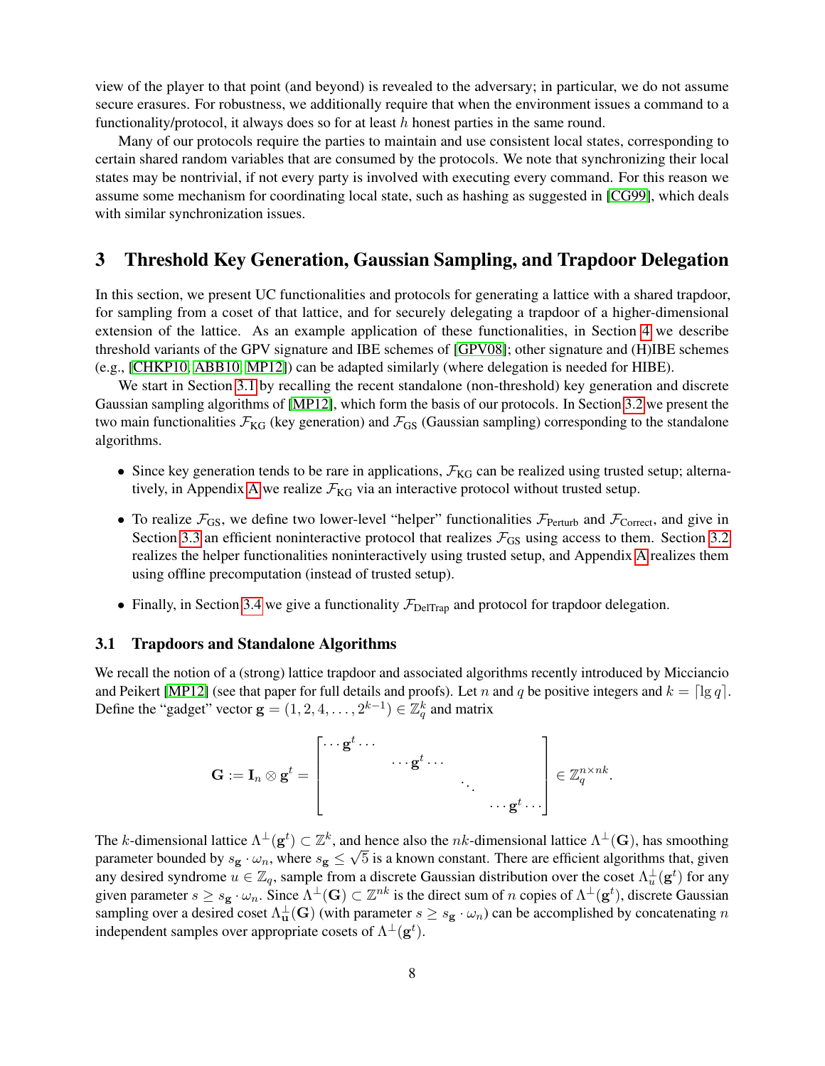view of the player to that point (and beyond) is revealed to the adversary; in particular, we do not assume secure erasures. For robustness, we additionally require that when the environment issues a command to a functionality/protocol, it always does so for at least $h$ honest parties in the same round.

Many of our protocols require the parties to maintain and use consistent local states, corresponding to certain shared random variables that are consumed by the protocols. We note that synchronizing their local states may be nontrivial, if not every party is involved with executing every command. For this reason we assume some mechanism for coordinating local state, such as hashing as suggested in [CG99], which deals with similar synchronization issues.

# 3 Threshold Key Generation, Gaussian Sampling, and Trapdoor Delegation

In this section, we present UC functionalities and protocols for generating a lattice with a shared trapdoor, for sampling from a coset of that lattice, and for securely delegating a trapdoor of a higher-dimensional extension of the lattice. As an example application of these functionalities, in Section 4 we describe threshold variants of the GPV signature and IBE schemes of [GPV08]; other signature and (H)IBE schemes (e.g., [CHKP10, ABB10, MP12]) can be adapted similarly (where delegation is needed for HIBE).

We start in Section 3.1 by recalling the recent standalone (non-threshold) key generation and discrete Gaussian sampling algorithms of [MP12], which form the basis of our protocols. In Section 3.2 we present the two main functionalities $\mathcal{F}_{\text{KG}}$ (key generation) and $\mathcal{F}_{\text{GS}}$ (Gaussian sampling) corresponding to the standalone algorithms.

- Since key generation tends to be rare in applications, $\mathcal{F}_{\text{KG}}$ can be realized using trusted setup; alternatively, in Appendix A we realize $\mathcal{F}_{\text{KG}}$ via an interactive protocol without trusted setup.
- To realize $\mathcal{F}_{\text{GS}}$, we define two lower-level "helper" functionalities $\mathcal{F}_{\text{Perturb}}$ and $\mathcal{F}_{\text{Correct}}$, and give in Section 3.3 an efficient noninteractive protocol that realizes $\mathcal{F}_{\text{GS}}$ using access to them. Section 3.2 realizes the helper functionalities noninteractively using trusted setup, and Appendix A realizes them using offline precomputation (instead of trusted setup).
- Finally, in Section 3.4 we give a functionality $\mathcal{F}_{\text{DelTrap}}$ and protocol for trapdoor delegation.

## 3.1 Trapdoors and Standalone Algorithms

We recall the notion of a (strong) lattice trapdoor and associated algorithms recently introduced by Micciancio and Peikert [MP12] (see that paper for full details and proofs). Let $n$ and $q$ be positive integers and $k = \lceil \lg q \rceil$. Define the "gadget" vector $\mathbf{g} = (1, 2, 4, \ldots, 2^{k-1}) \in \mathbb{Z}_q^k$ and matrix

$$\mathbf{G} := \mathbf{I}_n \otimes \mathbf{g}^t = \begin{bmatrix} \cdots \mathbf{g}^t \cdots & & & \\ & \cdots \mathbf{g}^t \cdots & & \\ & & \ddots & \\ & & & \cdots \mathbf{g}^t \cdots \end{bmatrix} \in \mathbb{Z}_q^{n \times nk}.$$

The $k$-dimensional lattice $\Lambda^\perp(\mathbf{g}^t) \subset \mathbb{Z}^k$, and hence also the $nk$-dimensional lattice $\Lambda^\perp(\mathbf{G})$, has smoothing parameter bounded by $s_{\mathbf{g}} \cdot \omega_n$, where $s_{\mathbf{g}} \leq \sqrt{5}$ is a known constant. There are efficient algorithms that, given any desired syndrome $u \in \mathbb{Z}_q$, sample from a discrete Gaussian distribution over the coset $\Lambda_u^\perp(\mathbf{g}^t)$ for any given parameter $s \geq s_{\mathbf{g}} \cdot \omega_n$. Since $\Lambda^\perp(\mathbf{G}) \subset \mathbb{Z}^{nk}$ is the direct sum of $n$ copies of $\Lambda^\perp(\mathbf{g}^t)$, discrete Gaussian sampling over a desired coset $\Lambda_{\mathbf{u}}^\perp(\mathbf{G})$ (with parameter $s \geq s_{\mathbf{g}} \cdot \omega_n$) can be accomplished by concatenating $n$ independent samples over appropriate cosets of $\Lambda^\perp(\mathbf{g}^t)$.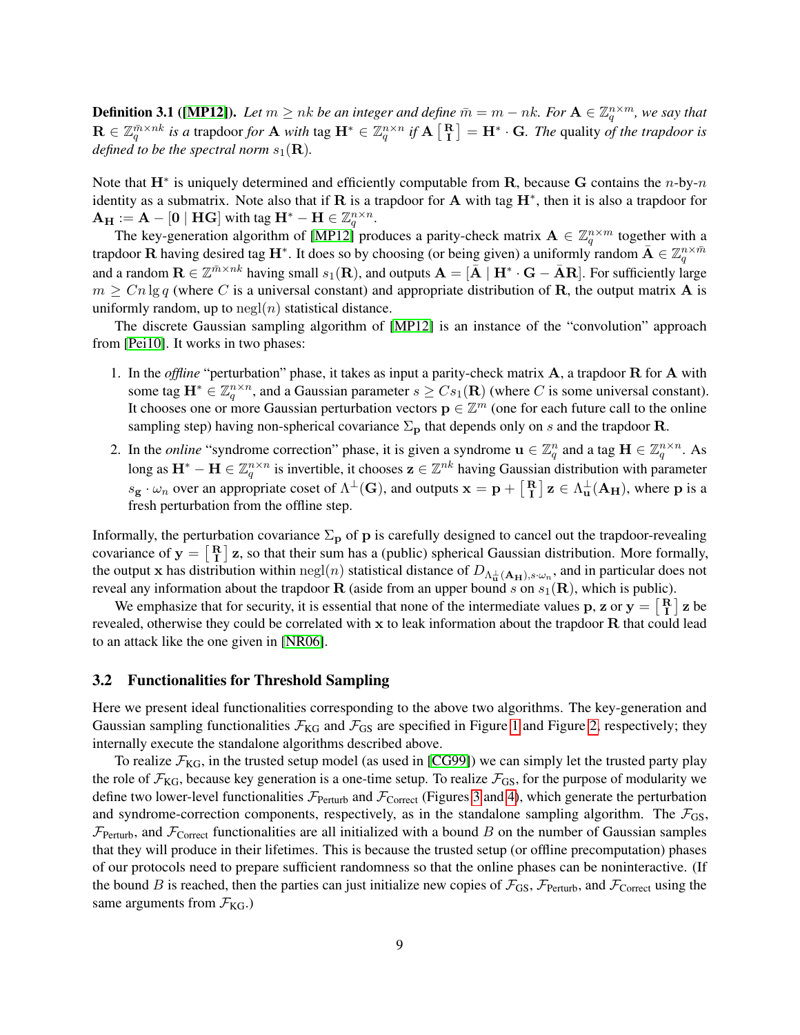**Definition 3.1 ([MP12]).** *Let $m \geq nk$ be an integer and define $\bar{m} = m - nk$. For $\mathbf{A} \in \mathbb{Z}_q^{n \times m}$, we say that $\mathbf{R} \in \mathbb{Z}_q^{\bar{m} \times nk}$ is a* trapdoor *for $\mathbf{A}$ with* tag $\mathbf{H}^* \in \mathbb{Z}_q^{n \times n}$ *if $\mathbf{A} \left[ \begin{smallmatrix} \mathbf{R} \\ \mathbf{I} \end{smallmatrix} \right] = \mathbf{H}^* \cdot \mathbf{G}$. The* quality *of the trapdoor is defined to be the spectral norm $s_1(\mathbf{R})$.*

Note that $\mathbf{H}^*$ is uniquely determined and efficiently computable from $\mathbf{R}$, because $\mathbf{G}$ contains the $n$-by-$n$ identity as a submatrix. Note also that if $\mathbf{R}$ is a trapdoor for $\mathbf{A}$ with tag $\mathbf{H}^*$, then it is also a trapdoor for $\mathbf{A}_{\mathbf{H}} := \mathbf{A} - [\mathbf{0} \mid \mathbf{H}\mathbf{G}]$ with tag $\mathbf{H}^* - \mathbf{H} \in \mathbb{Z}_q^{n \times n}$.

The key-generation algorithm of [MP12] produces a parity-check matrix $\mathbf{A} \in \mathbb{Z}_q^{n \times m}$ together with a trapdoor $\mathbf{R}$ having desired tag $\mathbf{H}^*$. It does so by choosing (or being given) a uniformly random $\bar{\mathbf{A}} \in \mathbb{Z}_q^{n \times \bar{m}}$ and a random $\mathbf{R} \in \mathbb{Z}^{\bar{m} \times nk}$ having small $s_1(\mathbf{R})$, and outputs $\mathbf{A} = [\bar{\mathbf{A}} \mid \mathbf{H}^* \cdot \mathbf{G} - \bar{\mathbf{A}}\mathbf{R}]$. For sufficiently large $m \geq Cn \lg q$ (where $C$ is a universal constant) and appropriate distribution of $\mathbf{R}$, the output matrix $\mathbf{A}$ is uniformly random, up to $\mathrm{negl}(n)$ statistical distance.

The discrete Gaussian sampling algorithm of [MP12] is an instance of the "convolution" approach from [Pei10]. It works in two phases:

1. In the *offline* "perturbation" phase, it takes as input a parity-check matrix $\mathbf{A}$, a trapdoor $\mathbf{R}$ for $\mathbf{A}$ with some tag $\mathbf{H}^* \in \mathbb{Z}_q^{n \times n}$, and a Gaussian parameter $s \geq Cs_1(\mathbf{R})$ (where $C$ is some universal constant). It chooses one or more Gaussian perturbation vectors $\mathbf{p} \in \mathbb{Z}^m$ (one for each future call to the online sampling step) having non-spherical covariance $\Sigma_{\mathbf{p}}$ that depends only on $s$ and the trapdoor $\mathbf{R}$.
2. In the *online* "syndrome correction" phase, it is given a syndrome $\mathbf{u} \in \mathbb{Z}_q^n$ and a tag $\mathbf{H} \in \mathbb{Z}_q^{n \times n}$. As long as $\mathbf{H}^* - \mathbf{H} \in \mathbb{Z}_q^{n \times n}$ is invertible, it chooses $\mathbf{z} \in \mathbb{Z}^{nk}$ having Gaussian distribution with parameter $s_{\mathbf{g}} \cdot \omega_n$ over an appropriate coset of $\Lambda^{\perp}(\mathbf{G})$, and outputs $\mathbf{x} = \mathbf{p} + \left[ \begin{smallmatrix} \mathbf{R} \\ \mathbf{I} \end{smallmatrix} \right] \mathbf{z} \in \Lambda_{\mathbf{u}}^{\perp}(\mathbf{A}_{\mathbf{H}})$, where $\mathbf{p}$ is a fresh perturbation from the offline step.

Informally, the perturbation covariance $\Sigma_{\mathbf{p}}$ of $\mathbf{p}$ is carefully designed to cancel out the trapdoor-revealing covariance of $\mathbf{y} = \left[ \begin{smallmatrix} \mathbf{R} \\ \mathbf{I} \end{smallmatrix} \right] \mathbf{z}$, so that their sum has a (public) spherical Gaussian distribution. More formally, the output $\mathbf{x}$ has distribution within $\mathrm{negl}(n)$ statistical distance of $D_{\Lambda_{\mathbf{u}}^{\perp}(\mathbf{A}_{\mathbf{H}}), s \cdot \omega_n}$, and in particular does not reveal any information about the trapdoor $\mathbf{R}$ (aside from an upper bound $s$ on $s_1(\mathbf{R})$, which is public).

We emphasize that for security, it is essential that none of the intermediate values $\mathbf{p}$, $\mathbf{z}$ or $\mathbf{y} = \left[ \begin{smallmatrix} \mathbf{R} \\ \mathbf{I} \end{smallmatrix} \right] \mathbf{z}$ be revealed, otherwise they could be correlated with $\mathbf{x}$ to leak information about the trapdoor $\mathbf{R}$ that could lead to an attack like the one given in [NR06].

### 3.2 Functionalities for Threshold Sampling

Here we present ideal functionalities corresponding to the above two algorithms. The key-generation and Gaussian sampling functionalities $\mathcal{F}_{\text{KG}}$ and $\mathcal{F}_{\text{GS}}$ are specified in Figure 1 and Figure 2, respectively; they internally execute the standalone algorithms described above.

To realize $\mathcal{F}_{\text{KG}}$, in the trusted setup model (as used in [CG99]) we can simply let the trusted party play the role of $\mathcal{F}_{\text{KG}}$, because key generation is a one-time setup. To realize $\mathcal{F}_{\text{GS}}$, for the purpose of modularity we define two lower-level functionalities $\mathcal{F}_{\text{Perturb}}$ and $\mathcal{F}_{\text{Correct}}$ (Figures 3 and 4), which generate the perturbation and syndrome-correction components, respectively, as in the standalone sampling algorithm. The $\mathcal{F}_{\text{GS}}$, $\mathcal{F}_{\text{Perturb}}$, and $\mathcal{F}_{\text{Correct}}$ functionalities are all initialized with a bound $B$ on the number of Gaussian samples that they will produce in their lifetimes. This is because the trusted setup (or offline precomputation) phases of our protocols need to prepare sufficient randomness so that the online phases can be noninteractive. (If the bound $B$ is reached, then the parties can just initialize new copies of $\mathcal{F}_{\text{GS}}$, $\mathcal{F}_{\text{Perturb}}$, and $\mathcal{F}_{\text{Correct}}$ using the same arguments from $\mathcal{F}_{\text{KG}}$.)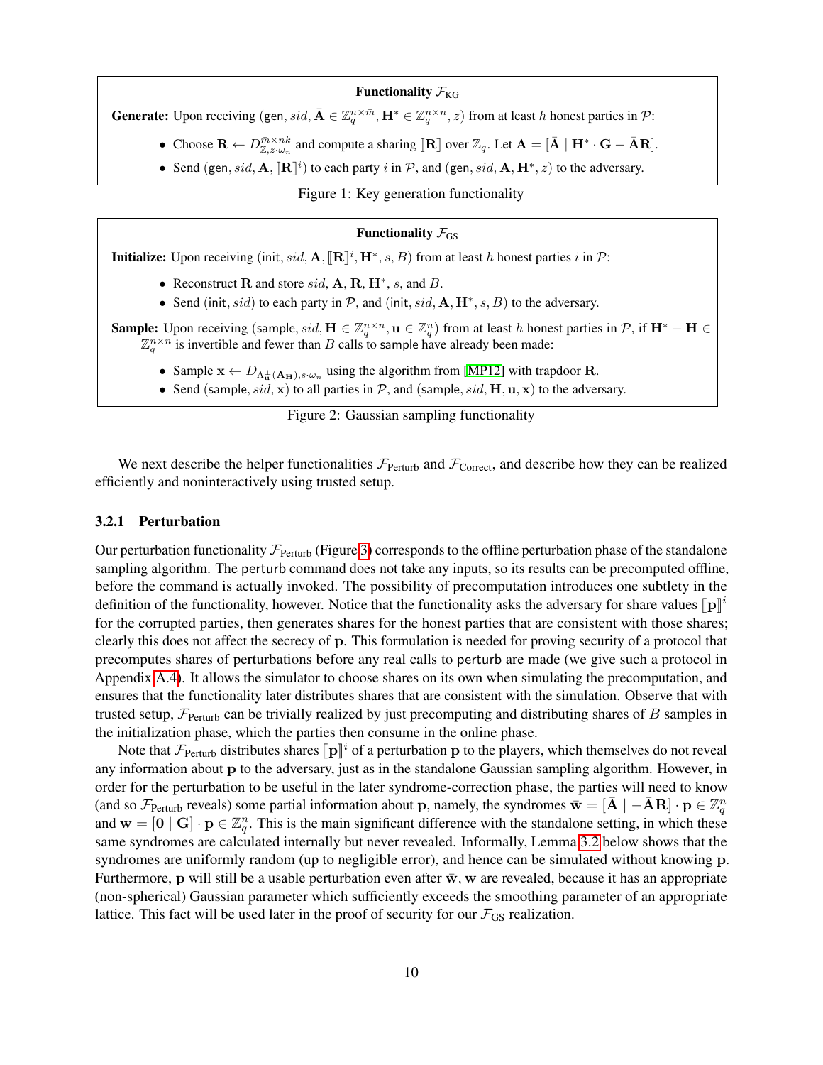**Functionality $\mathcal{F}_{\text{KG}}$**

**Generate:** Upon receiving $(\mathsf{gen}, sid, \bar{\mathbf{A}} \in \mathbb{Z}_q^{n \times \bar{m}}, \mathbf{H}^* \in \mathbb{Z}_q^{n \times n}, z)$ from at least $h$ honest parties in $\mathcal{P}$:

- Choose $\mathbf{R} \leftarrow D_{\mathbb{Z}, z \cdot \omega_n}^{\bar{m} \times nk}$ and compute a sharing $[\![\mathbf{R}]\!]$ over $\mathbb{Z}_q$. Let $\mathbf{A} = [\bar{\mathbf{A}} \mid \mathbf{H}^* \cdot \mathbf{G} - \bar{\mathbf{A}}\mathbf{R}]$.
- Send $(\mathsf{gen}, sid, \mathbf{A}, [\![\mathbf{R}]\!]^i)$ to each party $i$ in $\mathcal{P}$, and $(\mathsf{gen}, sid, \mathbf{A}, \mathbf{H}^*, z)$ to the adversary.

Figure 1: Key generation functionality

**Functionality $\mathcal{F}_{\text{GS}}$**

**Initialize:** Upon receiving $(\mathsf{init}, sid, \mathbf{A}, [\![\mathbf{R}]\!]^i, \mathbf{H}^*, s, B)$ from at least $h$ honest parties $i$ in $\mathcal{P}$:

- Reconstruct $\mathbf{R}$ and store $sid$, $\mathbf{A}$, $\mathbf{R}$, $\mathbf{H}^*$, $s$, and $B$.
- Send $(\mathsf{init}, sid)$ to each party in $\mathcal{P}$, and $(\mathsf{init}, sid, \mathbf{A}, \mathbf{H}^*, s, B)$ to the adversary.

**Sample:** Upon receiving $(\mathsf{sample}, sid, \mathbf{H} \in \mathbb{Z}_q^{n \times n}, \mathbf{u} \in \mathbb{Z}_q^n)$ from at least $h$ honest parties in $\mathcal{P}$, if $\mathbf{H}^* - \mathbf{H} \in \mathbb{Z}_q^{n \times n}$ is invertible and fewer than $B$ calls to sample have already been made:

- Sample $\mathbf{x} \leftarrow D_{\Lambda_{\mathbf{u}}^{\perp}(\mathbf{A_H}), s \cdot \omega_n}$ using the algorithm from [MP12] with trapdoor $\mathbf{R}$.
- Send $(\mathsf{sample}, sid, \mathbf{x})$ to all parties in $\mathcal{P}$, and $(\mathsf{sample}, sid, \mathbf{H}, \mathbf{u}, \mathbf{x})$ to the adversary.

Figure 2: Gaussian sampling functionality

We next describe the helper functionalities $\mathcal{F}_{\text{Perturb}}$ and $\mathcal{F}_{\text{Correct}}$, and describe how they can be realized efficiently and noninteractively using trusted setup.

### 3.2.1 Perturbation

Our perturbation functionality $\mathcal{F}_{\text{Perturb}}$ (Figure 3) corresponds to the offline perturbation phase of the standalone sampling algorithm. The perturb command does not take any inputs, so its results can be precomputed offline, before the command is actually invoked. The possibility of precomputation introduces one subtlety in the definition of the functionality, however. Notice that the functionality asks the adversary for share values $[\![\mathbf{p}]\!]^i$ for the corrupted parties, then generates shares for the honest parties that are consistent with those shares; clearly this does not affect the secrecy of $\mathbf{p}$. This formulation is needed for proving security of a protocol that precomputes shares of perturbations before any real calls to perturb are made (we give such a protocol in Appendix A.4). It allows the simulator to choose shares on its own when simulating the precomputation, and ensures that the functionality later distributes shares that are consistent with the simulation. Observe that with trusted setup, $\mathcal{F}_{\text{Perturb}}$ can be trivially realized by just precomputing and distributing shares of $B$ samples in the initialization phase, which the parties then consume in the online phase.

Note that $\mathcal{F}_{\text{Perturb}}$ distributes shares $[\![\mathbf{p}]\!]^i$ of a perturbation $\mathbf{p}$ to the players, which themselves do not reveal any information about $\mathbf{p}$ to the adversary, just as in the standalone Gaussian sampling algorithm. However, in order for the perturbation to be useful in the later syndrome-correction phase, the parties will need to know (and so $\mathcal{F}_{\text{Perturb}}$ reveals) some partial information about $\mathbf{p}$, namely, the syndromes $\bar{\mathbf{w}} = [\bar{\mathbf{A}} \mid -\bar{\mathbf{A}}\mathbf{R}] \cdot \mathbf{p} \in \mathbb{Z}_q^n$ and $\mathbf{w} = [\mathbf{0} \mid \mathbf{G}] \cdot \mathbf{p} \in \mathbb{Z}_q^n$. This is the main significant difference with the standalone setting, in which these same syndromes are calculated internally but never revealed. Informally, Lemma 3.2 below shows that the syndromes are uniformly random (up to negligible error), and hence can be simulated without knowing $\mathbf{p}$. Furthermore, $\mathbf{p}$ will still be a usable perturbation even after $\bar{\mathbf{w}}, \mathbf{w}$ are revealed, because it has an appropriate (non-spherical) Gaussian parameter which sufficiently exceeds the smoothing parameter of an appropriate lattice. This fact will be used later in the proof of security for our $\mathcal{F}_{\text{GS}}$ realization.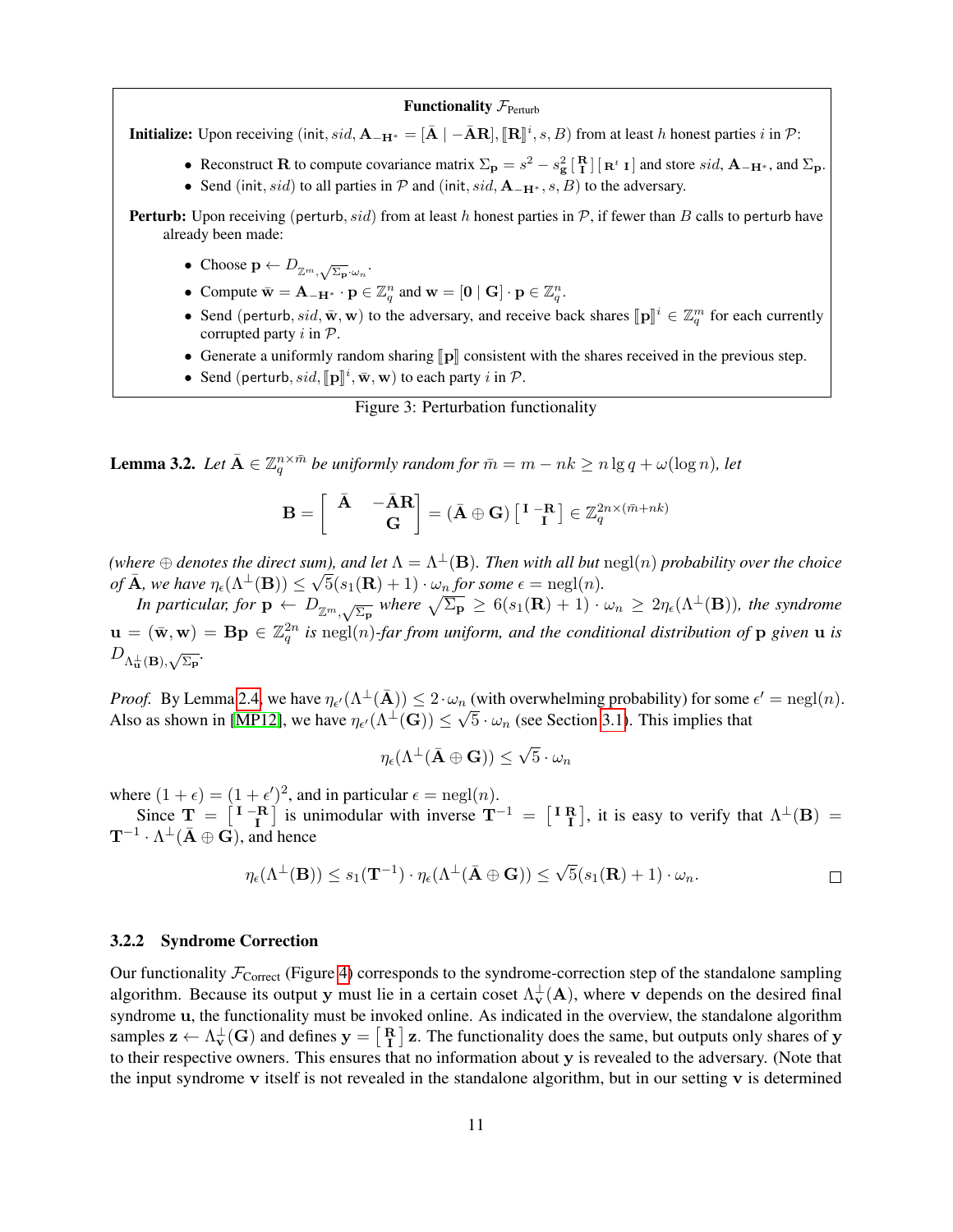**Functionality $\mathcal{F}_{\text{Perturb}}$**

**Initialize:** Upon receiving $(\mathsf{init}, sid, \mathbf{A}_{-\mathbf{H}^*} = [\bar{\mathbf{A}} \mid -\bar{\mathbf{A}}\mathbf{R}], [\![\mathbf{R}]\!]^i, s, B)$ from at least $h$ honest parties $i$ in $\mathcal{P}$:

- Reconstruct $\mathbf{R}$ to compute covariance matrix $\Sigma_{\mathbf{p}} = s^2 - s_{\mathbf{g}}^2 \left[\begin{smallmatrix} \mathbf{R} \\ \mathbf{I} \end{smallmatrix}\right] \left[\begin{smallmatrix} \mathbf{R}^t & \mathbf{I} \end{smallmatrix}\right]$ and store $sid$, $\mathbf{A}_{-\mathbf{H}^*}$, and $\Sigma_{\mathbf{p}}$.
- Send $(\mathsf{init}, sid)$ to all parties in $\mathcal{P}$ and $(\mathsf{init}, sid, \mathbf{A}_{-\mathbf{H}^*}, s, B)$ to the adversary.

**Perturb:** Upon receiving $(\mathsf{perturb}, sid)$ from at least $h$ honest parties in $\mathcal{P}$, if fewer than $B$ calls to perturb have already been made:

- Choose $\mathbf{p} \leftarrow D_{\mathbb{Z}^m, \sqrt{\Sigma_{\mathbf{p}}} \cdot \omega_n}$.
- Compute $\bar{\mathbf{w}} = \mathbf{A}_{-\mathbf{H}^*} \cdot \mathbf{p} \in \mathbb{Z}_q^n$ and $\mathbf{w} = [\mathbf{0} \mid \mathbf{G}] \cdot \mathbf{p} \in \mathbb{Z}_q^n$.
- Send $(\mathsf{perturb}, sid, \bar{\mathbf{w}}, \mathbf{w})$ to the adversary, and receive back shares $[\![\mathbf{p}]\!]^i \in \mathbb{Z}_q^m$ for each currently corrupted party $i$ in $\mathcal{P}$.
- Generate a uniformly random sharing $[\![\mathbf{p}]\!]$ consistent with the shares received in the previous step.
- Send $(\mathsf{perturb}, sid, [\![\mathbf{p}]\!]^i, \bar{\mathbf{w}}, \mathbf{w})$ to each party $i$ in $\mathcal{P}$.

Figure 3: Perturbation functionality

**Lemma 3.2.** *Let $\bar{\mathbf{A}} \in \mathbb{Z}_q^{n \times \bar{m}}$ be uniformly random for $\bar{m} = m - nk \geq n \lg q + \omega(\log n)$, let*

$$\mathbf{B} = \begin{bmatrix} \bar{\mathbf{A}} & -\bar{\mathbf{A}}\mathbf{R} \\ & \mathbf{G} \end{bmatrix} = (\bar{\mathbf{A}} \oplus \mathbf{G}) \left[\begin{smallmatrix} \mathbf{I} & -\mathbf{R} \\ & \mathbf{I} \end{smallmatrix}\right] \in \mathbb{Z}_q^{2n \times (\bar{m} + nk)}$$

*(where $\oplus$ denotes the direct sum), and let $\Lambda = \Lambda^{\perp}(\mathbf{B})$. Then with all but $\operatorname{negl}(n)$ probability over the choice of $\bar{\mathbf{A}}$, we have $\eta_\epsilon(\Lambda^{\perp}(\mathbf{B})) \leq \sqrt{5}(s_1(\mathbf{R}) + 1) \cdot \omega_n$ for some $\epsilon = \operatorname{negl}(n)$.*

*In particular, for $\mathbf{p} \leftarrow D_{\mathbb{Z}^m, \sqrt{\Sigma_{\mathbf{p}}}}$ where $\sqrt{\Sigma_{\mathbf{p}}} \geq 6(s_1(\mathbf{R}) + 1) \cdot \omega_n \geq 2\eta_\epsilon(\Lambda^{\perp}(\mathbf{B}))$, the syndrome $\mathbf{u} = (\bar{\mathbf{w}}, \mathbf{w}) = \mathbf{B}\mathbf{p} \in \mathbb{Z}_q^{2n}$ is $\operatorname{negl}(n)$-far from uniform, and the conditional distribution of $\mathbf{p}$ given $\mathbf{u}$ is $D_{\Lambda_{\mathbf{u}}^{\perp}(\mathbf{B}), \sqrt{\Sigma_{\mathbf{p}}}}$.*

*Proof.* By Lemma 2.4, we have $\eta_{\epsilon'}(\Lambda^{\perp}(\bar{\mathbf{A}})) \leq 2 \cdot \omega_n$ (with overwhelming probability) for some $\epsilon' = \operatorname{negl}(n)$. Also as shown in [MP12], we have $\eta_{\epsilon'}(\Lambda^{\perp}(\mathbf{G})) \leq \sqrt{5} \cdot \omega_n$ (see Section 3.1). This implies that

$$\eta_\epsilon(\Lambda^{\perp}(\bar{\mathbf{A}} \oplus \mathbf{G})) \leq \sqrt{5} \cdot \omega_n$$

where $(1 + \epsilon) = (1 + \epsilon')^2$, and in particular $\epsilon = \operatorname{negl}(n)$.

Since $\mathbf{T} = \left[\begin{smallmatrix} \mathbf{I} & -\mathbf{R} \\ & \mathbf{I} \end{smallmatrix}\right]$ is unimodular with inverse $\mathbf{T}^{-1} = \left[\begin{smallmatrix} \mathbf{I} & \mathbf{R} \\ & \mathbf{I} \end{smallmatrix}\right]$, it is easy to verify that $\Lambda^{\perp}(\mathbf{B}) = \mathbf{T}^{-1} \cdot \Lambda^{\perp}(\bar{\mathbf{A}} \oplus \mathbf{G})$, and hence

$$\eta_\epsilon(\Lambda^{\perp}(\mathbf{B})) \leq s_1(\mathbf{T}^{-1}) \cdot \eta_\epsilon(\Lambda^{\perp}(\bar{\mathbf{A}} \oplus \mathbf{G})) \leq \sqrt{5}(s_1(\mathbf{R}) + 1) \cdot \omega_n.$$

□

#### 3.2.2 Syndrome Correction

Our functionality $\mathcal{F}_{\text{Correct}}$ (Figure 4) corresponds to the syndrome-correction step of the standalone sampling algorithm. Because its output $\mathbf{y}$ must lie in a certain coset $\Lambda_{\mathbf{v}}^{\perp}(\mathbf{A})$, where $\mathbf{v}$ depends on the desired final syndrome $\mathbf{u}$, the functionality must be invoked online. As indicated in the overview, the standalone algorithm samples $\mathbf{z} \leftarrow \Lambda_{\mathbf{v}}^{\perp}(\mathbf{G})$ and defines $\mathbf{y} = \left[\begin{smallmatrix} \mathbf{R} \\ \mathbf{I} \end{smallmatrix}\right] \mathbf{z}$. The functionality does the same, but outputs only shares of $\mathbf{y}$ to their respective owners. This ensures that no information about $\mathbf{y}$ is revealed to the adversary. (Note that the input syndrome $\mathbf{v}$ itself is not revealed in the standalone algorithm, but in our setting $\mathbf{v}$ is determined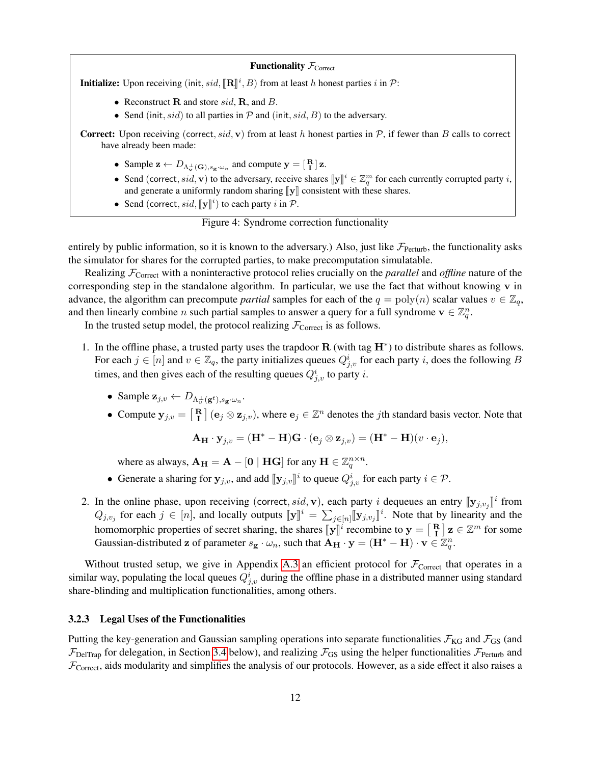**Functionality $\mathcal{F}_{\text{Correct}}$**

**Initialize:** Upon receiving $(\mathsf{init}, sid, [\![\mathbf{R}]\!]^i, B)$ from at least $h$ honest parties $i$ in $\mathcal{P}$:

- Reconstruct $\mathbf{R}$ and store $sid$, $\mathbf{R}$, and $B$.
- Send $(\mathsf{init}, sid)$ to all parties in $\mathcal{P}$ and $(\mathsf{init}, sid, B)$ to the adversary.

**Correct:** Upon receiving $(\mathsf{correct}, sid, \mathbf{v})$ from at least $h$ honest parties in $\mathcal{P}$, if fewer than $B$ calls to correct have already been made:

- Sample $\mathbf{z} \leftarrow D_{\Lambda^{\perp}_{\mathbf{v}}(\mathbf{G}), s_{\mathbf{g}} \cdot \omega_n}$ and compute $\mathbf{y} = \left[\begin{smallmatrix}\mathbf{R}\\ \mathbf{I}\end{smallmatrix}\right]\mathbf{z}$.
- Send $(\mathsf{correct}, sid, \mathbf{v})$ to the adversary, receive shares $[\![\mathbf{y}]\!]^i \in \mathbb{Z}_q^m$ for each currently corrupted party $i$, and generate a uniformly random sharing $[\![\mathbf{y}]\!]$ consistent with these shares.
- Send $(\mathsf{correct}, sid, [\![\mathbf{y}]\!]^i)$ to each party $i$ in $\mathcal{P}$.

Figure 4: Syndrome correction functionality

entirely by public information, so it is known to the adversary.) Also, just like $\mathcal{F}_{\text{Perturb}}$, the functionality asks the simulator for shares for the corrupted parties, to make precomputation simulatable.

Realizing $\mathcal{F}_{\text{Correct}}$ with a noninteractive protocol relies crucially on the *parallel* and *offline* nature of the corresponding step in the standalone algorithm. In particular, we use the fact that without knowing $\mathbf{v}$ in advance, the algorithm can precompute *partial* samples for each of the $q = \text{poly}(n)$ scalar values $v \in \mathbb{Z}_q$, and then linearly combine $n$ such partial samples to answer a query for a full syndrome $\mathbf{v} \in \mathbb{Z}_q^n$.

In the trusted setup model, the protocol realizing $\mathcal{F}_{\text{Correct}}$ is as follows.

1. In the offline phase, a trusted party uses the trapdoor $\mathbf{R}$ (with tag $\mathbf{H}^*$) to distribute shares as follows. For each $j \in [n]$ and $v \in \mathbb{Z}_q$, the party initializes queues $Q^i_{j,v}$ for each party $i$, does the following $B$ times, and then gives each of the resulting queues $Q^i_{j,v}$ to party $i$.
   - Sample $\mathbf{z}_{j,v} \leftarrow D_{\Lambda^{\perp}_{v}(\mathbf{g}^t), s_{\mathbf{g}} \cdot \omega_n}$.
   - Compute $\mathbf{y}_{j,v} = \left[\begin{smallmatrix}\mathbf{R}\\ \mathbf{I}\end{smallmatrix}\right](\mathbf{e}_j \otimes \mathbf{z}_{j,v})$, where $\mathbf{e}_j \in \mathbb{Z}^n$ denotes the $j$th standard basis vector. Note that
   $$\mathbf{A}_{\mathbf{H}} \cdot \mathbf{y}_{j,v} = (\mathbf{H}^* - \mathbf{H})\mathbf{G} \cdot (\mathbf{e}_j \otimes \mathbf{z}_{j,v}) = (\mathbf{H}^* - \mathbf{H})(v \cdot \mathbf{e}_j),$$
   where as always, $\mathbf{A}_{\mathbf{H}} = \mathbf{A} - [\mathbf{0} \mid \mathbf{H}\mathbf{G}]$ for any $\mathbf{H} \in \mathbb{Z}_q^{n \times n}$.
   - Generate a sharing for $\mathbf{y}_{j,v}$, and add $[\![\mathbf{y}_{j,v}]\!]^i$ to queue $Q^i_{j,v}$ for each party $i \in \mathcal{P}$.
2. In the online phase, upon receiving $(\mathsf{correct}, sid, \mathbf{v})$, each party $i$ dequeues an entry $[\![\mathbf{y}_{j,v_j}]\!]^i$ from $Q_{j,v_j}$ for each $j \in [n]$, and locally outputs $[\![\mathbf{y}]\!]^i = \sum_{j \in [n]} [\![\mathbf{y}_{j,v_j}]\!]^i$. Note that by linearity and the homomorphic properties of secret sharing, the shares $[\![\mathbf{y}]\!]^i$ recombine to $\mathbf{y} = \left[\begin{smallmatrix}\mathbf{R}\\ \mathbf{I}\end{smallmatrix}\right]\mathbf{z} \in \mathbb{Z}^m$ for some Gaussian-distributed $\mathbf{z}$ of parameter $s_{\mathbf{g}} \cdot \omega_n$, such that $\mathbf{A}_{\mathbf{H}} \cdot \mathbf{y} = (\mathbf{H}^* - \mathbf{H}) \cdot \mathbf{v} \in \mathbb{Z}_q^n$.

Without trusted setup, we give in Appendix A.3 an efficient protocol for $\mathcal{F}_{\text{Correct}}$ that operates in a similar way, populating the local queues $Q^i_{j,v}$ during the offline phase in a distributed manner using standard share-blinding and multiplication functionalities, among others.

### 3.2.3 Legal Uses of the Functionalities

Putting the key-generation and Gaussian sampling operations into separate functionalities $\mathcal{F}_{\text{KG}}$ and $\mathcal{F}_{\text{GS}}$ (and $\mathcal{F}_{\text{DelTrap}}$ for delegation, in Section 3.4 below), and realizing $\mathcal{F}_{\text{GS}}$ using the helper functionalities $\mathcal{F}_{\text{Perturb}}$ and $\mathcal{F}_{\text{Correct}}$, aids modularity and simplifies the analysis of our protocols. However, as a side effect it also raises a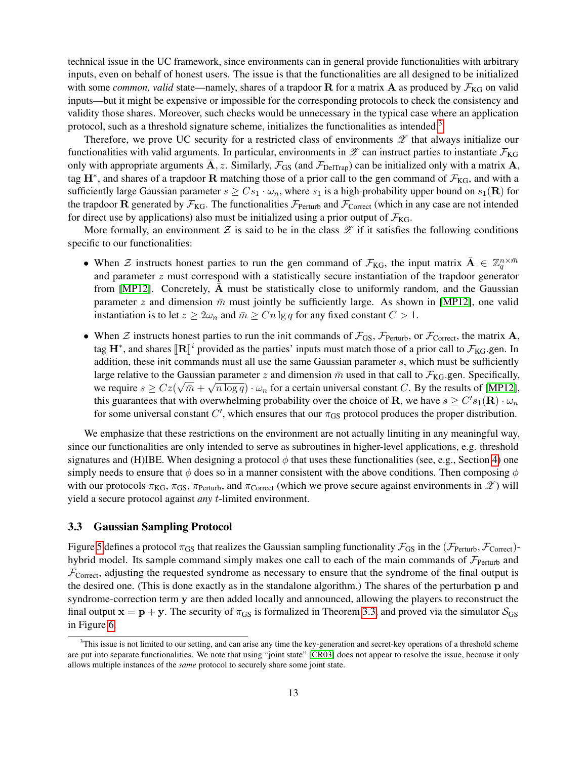technical issue in the UC framework, since environments can in general provide functionalities with arbitrary inputs, even on behalf of honest users. The issue is that the functionalities are all designed to be initialized with some *common, valid* state—namely, shares of a trapdoor $\mathbf{R}$ for a matrix $\mathbf{A}$ as produced by $\mathcal{F}_{\text{KG}}$ on valid inputs—but it might be expensive or impossible for the corresponding protocols to check the consistency and validity those shares. Moreover, such checks would be unnecessary in the typical case where an application protocol, such as a threshold signature scheme, initializes the functionalities as intended.[3]

Therefore, we prove UC security for a restricted class of environments $\mathscr{Z}$ that always initialize our functionalities with valid arguments. In particular, environments in $\mathscr{Z}$ can instruct parties to instantiate $\mathcal{F}_{\text{KG}}$ only with appropriate arguments $\bar{\mathbf{A}}, z$. Similarly, $\mathcal{F}_{\text{GS}}$ (and $\mathcal{F}_{\text{DelTrap}}$) can be initialized only with a matrix $\mathbf{A}$, tag $\mathbf{H}^*$, and shares of a trapdoor $\mathbf{R}$ matching those of a prior call to the gen command of $\mathcal{F}_{\text{KG}}$, and with a sufficiently large Gaussian parameter $s \geq Cs_1 \cdot \omega_n$, where $s_1$ is a high-probability upper bound on $s_1(\mathbf{R})$ for the trapdoor $\mathbf{R}$ generated by $\mathcal{F}_{\text{KG}}$. The functionalities $\mathcal{F}_{\text{Perturb}}$ and $\mathcal{F}_{\text{Correct}}$ (which in any case are not intended for direct use by applications) also must be initialized using a prior output of $\mathcal{F}_{\text{KG}}$.

More formally, an environment $\mathcal{Z}$ is said to be in the class $\mathscr{Z}$ if it satisfies the following conditions specific to our functionalities:

- When $\mathcal{Z}$ instructs honest parties to run the gen command of $\mathcal{F}_{\text{KG}}$, the input matrix $\bar{\mathbf{A}} \in \mathbb{Z}_q^{n \times \bar{m}}$ and parameter $z$ must correspond with a statistically secure instantiation of the trapdoor generator from [MP12]. Concretely, $\bar{\mathbf{A}}$ must be statistically close to uniformly random, and the Gaussian parameter $z$ and dimension $\bar{m}$ must jointly be sufficiently large. As shown in [MP12], one valid instantiation is to let $z \geq 2\omega_n$ and $\bar{m} \geq Cn \lg q$ for any fixed constant $C > 1$.
- When $\mathcal{Z}$ instructs honest parties to run the init commands of $\mathcal{F}_{\text{GS}}$, $\mathcal{F}_{\text{Perturb}}$, or $\mathcal{F}_{\text{Correct}}$, the matrix $\mathbf{A}$, tag $\mathbf{H}^*$, and shares $[\![\mathbf{R}]\!]^i$ provided as the parties' inputs must match those of a prior call to $\mathcal{F}_{\text{KG}}$.gen. In addition, these init commands must all use the same Gaussian parameter $s$, which must be sufficiently large relative to the Gaussian parameter $z$ and dimension $\bar{m}$ used in that call to $\mathcal{F}_{\text{KG}}$.gen. Specifically, we require $s \geq Cz(\sqrt{\bar{m}} + \sqrt{n \log q}) \cdot \omega_n$ for a certain universal constant $C$. By the results of [MP12], this guarantees that with overwhelming probability over the choice of $\mathbf{R}$, we have $s \geq C' s_1(\mathbf{R}) \cdot \omega_n$ for some universal constant $C'$, which ensures that our $\pi_{\text{GS}}$ protocol produces the proper distribution.

We emphasize that these restrictions on the environment are not actually limiting in any meaningful way, since our functionalities are only intended to serve as subroutines in higher-level applications, e.g. threshold signatures and (H)IBE. When designing a protocol $\phi$ that uses these functionalities (see, e.g., Section 4) one simply needs to ensure that $\phi$ does so in a manner consistent with the above conditions. Then composing $\phi$ with our protocols $\pi_{\text{KG}}$, $\pi_{\text{GS}}$, $\pi_{\text{Perturb}}$, and $\pi_{\text{Correct}}$ (which we prove secure against environments in $\mathscr{Z}$) will yield a secure protocol against *any* $t$-limited environment.

### 3.3 Gaussian Sampling Protocol

Figure 5 defines a protocol $\pi_{\text{GS}}$ that realizes the Gaussian sampling functionality $\mathcal{F}_{\text{GS}}$ in the $(\mathcal{F}_{\text{Perturb}}, \mathcal{F}_{\text{Correct}})$-hybrid model. Its sample command simply makes one call to each of the main commands of $\mathcal{F}_{\text{Perturb}}$ and $\mathcal{F}_{\text{Correct}}$, adjusting the requested syndrome as necessary to ensure that the syndrome of the final output is the desired one. (This is done exactly as in the standalone algorithm.) The shares of the perturbation $\mathbf{p}$ and syndrome-correction term $\mathbf{y}$ are then added locally and announced, allowing the players to reconstruct the final output $\mathbf{x} = \mathbf{p} + \mathbf{y}$. The security of $\pi_{\text{GS}}$ is formalized in Theorem 3.3, and proved via the simulator $\mathcal{S}_{\text{GS}}$ in Figure 6.

[3] This issue is not limited to our setting, and can arise any time the key-generation and secret-key operations of a threshold scheme are put into separate functionalities. We note that using "joint state" [CR03] does not appear to resolve the issue, because it only allows multiple instances of the *same* protocol to securely share some joint state.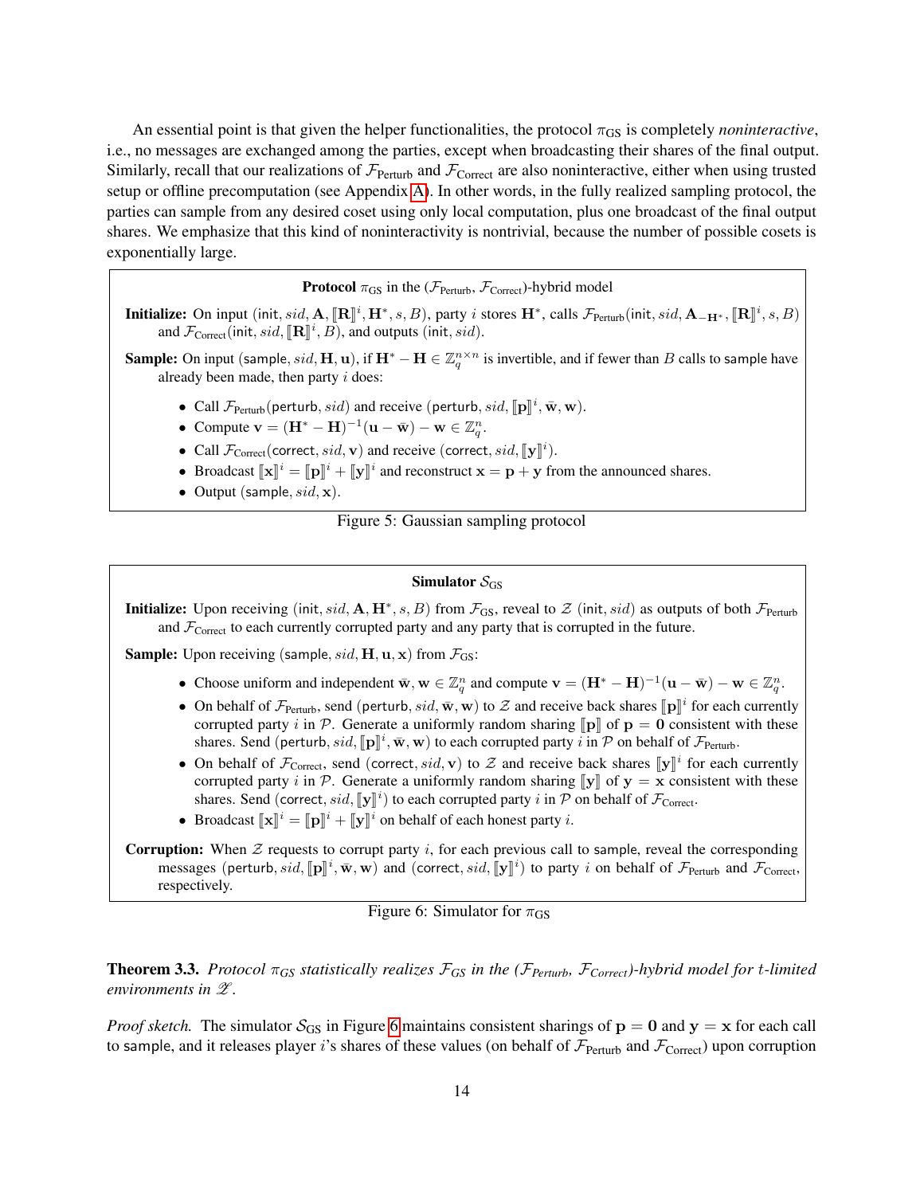An essential point is that given the helper functionalities, the protocol $\pi_{\text{GS}}$ is completely *noninteractive*, i.e., no messages are exchanged among the parties, except when broadcasting their shares of the final output. Similarly, recall that our realizations of $\mathcal{F}_{\text{Perturb}}$ and $\mathcal{F}_{\text{Correct}}$ are also noninteractive, either when using trusted setup or offline precomputation (see Appendix A). In other words, in the fully realized sampling protocol, the parties can sample from any desired coset using only local computation, plus one broadcast of the final output shares. We emphasize that this kind of noninteractivity is nontrivial, because the number of possible cosets is exponentially large.

---

**Protocol $\pi_{\text{GS}}$ in the ($\mathcal{F}_{\text{Perturb}}$, $\mathcal{F}_{\text{Correct}}$)-hybrid model**

**Initialize:** On input $(\mathsf{init}, sid, \mathbf{A}, [\![\mathbf{R}]\!]^i, \mathbf{H}^*, s, B)$, party $i$ stores $\mathbf{H}^*$, calls $\mathcal{F}_{\text{Perturb}}(\mathsf{init}, sid, \mathbf{A}_{-\mathbf{H}^*}, [\![\mathbf{R}]\!]^i, s, B)$ and $\mathcal{F}_{\text{Correct}}(\mathsf{init}, sid, [\![\mathbf{R}]\!]^i, B)$, and outputs $(\mathsf{init}, sid)$.

**Sample:** On input $(\mathsf{sample}, sid, \mathbf{H}, \mathbf{u})$, if $\mathbf{H}^* - \mathbf{H} \in \mathbb{Z}_q^{n \times n}$ is invertible, and if fewer than $B$ calls to $\mathsf{sample}$ have already been made, then party $i$ does:

- Call $\mathcal{F}_{\text{Perturb}}(\mathsf{perturb}, sid)$ and receive $(\mathsf{perturb}, sid, [\![\mathbf{p}]\!]^i, \bar{\mathbf{w}}, \mathbf{w})$.
- Compute $\mathbf{v} = (\mathbf{H}^* - \mathbf{H})^{-1}(\mathbf{u} - \bar{\mathbf{w}}) - \mathbf{w} \in \mathbb{Z}_q^n$.
- Call $\mathcal{F}_{\text{Correct}}(\mathsf{correct}, sid, \mathbf{v})$ and receive $(\mathsf{correct}, sid, [\![\mathbf{y}]\!]^i)$.
- Broadcast $[\![\mathbf{x}]\!]^i = [\![\mathbf{p}]\!]^i + [\![\mathbf{y}]\!]^i$ and reconstruct $\mathbf{x} = \mathbf{p} + \mathbf{y}$ from the announced shares.
- Output $(\mathsf{sample}, sid, \mathbf{x})$.

---

Figure 5: Gaussian sampling protocol

---

**Simulator $\mathcal{S}_{\text{GS}}$**

**Initialize:** Upon receiving $(\mathsf{init}, sid, \mathbf{A}, \mathbf{H}^*, s, B)$ from $\mathcal{F}_{\text{GS}}$, reveal to $\mathcal{Z}$ $(\mathsf{init}, sid)$ as outputs of both $\mathcal{F}_{\text{Perturb}}$ and $\mathcal{F}_{\text{Correct}}$ to each currently corrupted party and any party that is corrupted in the future.

**Sample:** Upon receiving $(\mathsf{sample}, sid, \mathbf{H}, \mathbf{u}, \mathbf{x})$ from $\mathcal{F}_{\text{GS}}$:

- Choose uniform and independent $\bar{\mathbf{w}}, \mathbf{w} \in \mathbb{Z}_q^n$ and compute $\mathbf{v} = (\mathbf{H}^* - \mathbf{H})^{-1}(\mathbf{u} - \bar{\mathbf{w}}) - \mathbf{w} \in \mathbb{Z}_q^n$.
- On behalf of $\mathcal{F}_{\text{Perturb}}$, send $(\mathsf{perturb}, sid, \bar{\mathbf{w}}, \mathbf{w})$ to $\mathcal{Z}$ and receive back shares $[\![\mathbf{p}]\!]^i$ for each currently corrupted party $i$ in $\mathcal{P}$. Generate a uniformly random sharing $[\![\mathbf{p}]\!]$ of $\mathbf{p} = \mathbf{0}$ consistent with these shares. Send $(\mathsf{perturb}, sid, [\![\mathbf{p}]\!]^i, \bar{\mathbf{w}}, \mathbf{w})$ to each corrupted party $i$ in $\mathcal{P}$ on behalf of $\mathcal{F}_{\text{Perturb}}$.
- On behalf of $\mathcal{F}_{\text{Correct}}$, send $(\mathsf{correct}, sid, \mathbf{v})$ to $\mathcal{Z}$ and receive back shares $[\![\mathbf{y}]\!]^i$ for each currently corrupted party $i$ in $\mathcal{P}$. Generate a uniformly random sharing $[\![\mathbf{y}]\!]$ of $\mathbf{y} = \mathbf{x}$ consistent with these shares. Send $(\mathsf{correct}, sid, [\![\mathbf{y}]\!]^i)$ to each corrupted party $i$ in $\mathcal{P}$ on behalf of $\mathcal{F}_{\text{Correct}}$.
- Broadcast $[\![\mathbf{x}]\!]^i = [\![\mathbf{p}]\!]^i + [\![\mathbf{y}]\!]^i$ on behalf of each honest party $i$.

**Corruption:** When $\mathcal{Z}$ requests to corrupt party $i$, for each previous call to $\mathsf{sample}$, reveal the corresponding messages $(\mathsf{perturb}, sid, [\![\mathbf{p}]\!]^i, \bar{\mathbf{w}}, \mathbf{w})$ and $(\mathsf{correct}, sid, [\![\mathbf{y}]\!]^i)$ to party $i$ on behalf of $\mathcal{F}_{\text{Perturb}}$ and $\mathcal{F}_{\text{Correct}}$, respectively.

---

Figure 6: Simulator for $\pi_{\text{GS}}$

**Theorem 3.3.** *Protocol $\pi_{GS}$ statistically realizes $\mathcal{F}_{GS}$ in the ($\mathcal{F}_{Perturb}$, $\mathcal{F}_{Correct}$)-hybrid model for $t$-limited environments in $\mathscr{Z}$.*

*Proof sketch.* The simulator $\mathcal{S}_{\text{GS}}$ in Figure 6 maintains consistent sharings of $\mathbf{p} = \mathbf{0}$ and $\mathbf{y} = \mathbf{x}$ for each call to $\mathsf{sample}$, and it releases player $i$'s shares of these values (on behalf of $\mathcal{F}_{\text{Perturb}}$ and $\mathcal{F}_{\text{Correct}}$) upon corruption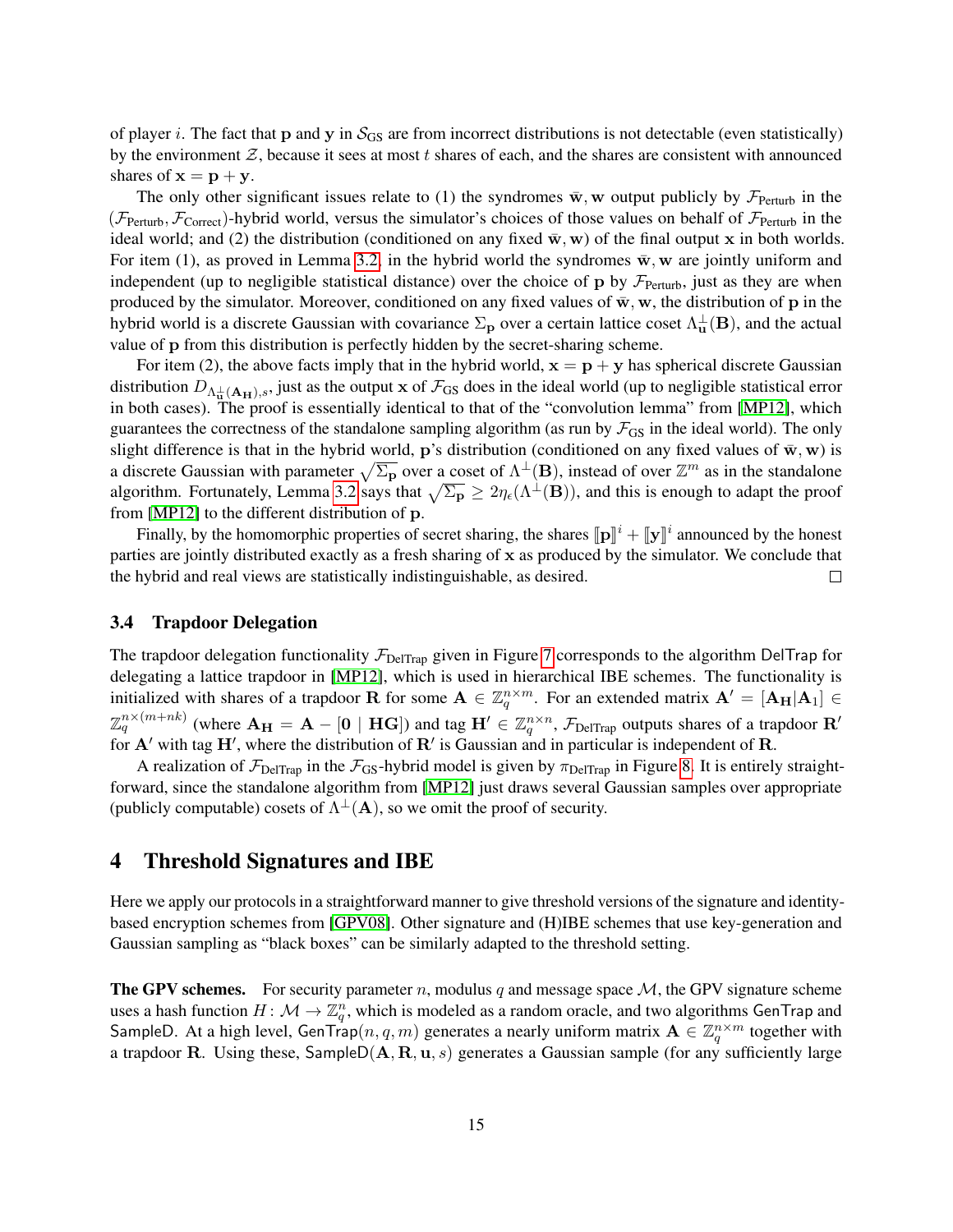of player $i$. The fact that $\mathbf{p}$ and $\mathbf{y}$ in $\mathcal{S}_{\text{GS}}$ are from incorrect distributions is not detectable (even statistically) by the environment $\mathcal{Z}$, because it sees at most $t$ shares of each, and the shares are consistent with announced shares of $\mathbf{x} = \mathbf{p} + \mathbf{y}$.

The only other significant issues relate to (1) the syndromes $\bar{\mathbf{w}}, \mathbf{w}$ output publicly by $\mathcal{F}_{\text{Perturb}}$ in the $(\mathcal{F}_{\text{Perturb}}, \mathcal{F}_{\text{Correct}})$-hybrid world, versus the simulator's choices of those values on behalf of $\mathcal{F}_{\text{Perturb}}$ in the ideal world; and (2) the distribution (conditioned on any fixed $\bar{\mathbf{w}}, \mathbf{w}$) of the final output $\mathbf{x}$ in both worlds. For item (1), as proved in Lemma 3.2, in the hybrid world the syndromes $\bar{\mathbf{w}}, \mathbf{w}$ are jointly uniform and independent (up to negligible statistical distance) over the choice of $\mathbf{p}$ by $\mathcal{F}_{\text{Perturb}}$, just as they are when produced by the simulator. Moreover, conditioned on any fixed values of $\bar{\mathbf{w}}, \mathbf{w}$, the distribution of $\mathbf{p}$ in the hybrid world is a discrete Gaussian with covariance $\Sigma_{\mathbf{p}}$ over a certain lattice coset $\Lambda^{\perp}_{\mathbf{u}}(\mathbf{B})$, and the actual value of $\mathbf{p}$ from this distribution is perfectly hidden by the secret-sharing scheme.

For item (2), the above facts imply that in the hybrid world, $\mathbf{x} = \mathbf{p} + \mathbf{y}$ has spherical discrete Gaussian distribution $D_{\Lambda^{\perp}_{\mathbf{u}}(\mathbf{A_H}),s}$, just as the output $\mathbf{x}$ of $\mathcal{F}_{\text{GS}}$ does in the ideal world (up to negligible statistical error in both cases). The proof is essentially identical to that of the "convolution lemma" from [MP12], which guarantees the correctness of the standalone sampling algorithm (as run by $\mathcal{F}_{\text{GS}}$ in the ideal world). The only slight difference is that in the hybrid world, $\mathbf{p}$'s distribution (conditioned on any fixed values of $\bar{\mathbf{w}}, \mathbf{w}$) is a discrete Gaussian with parameter $\sqrt{\Sigma_{\mathbf{p}}}$ over a coset of $\Lambda^{\perp}(\mathbf{B})$, instead of over $\mathbb{Z}^m$ as in the standalone algorithm. Fortunately, Lemma 3.2 says that $\sqrt{\Sigma_{\mathbf{p}}} \geq 2\eta_{\epsilon}(\Lambda^{\perp}(\mathbf{B}))$, and this is enough to adapt the proof from [MP12] to the different distribution of $\mathbf{p}$.

Finally, by the homomorphic properties of secret sharing, the shares $[\![\mathbf{p}]\!]^i + [\![\mathbf{y}]\!]^i$ announced by the honest parties are jointly distributed exactly as a fresh sharing of $\mathbf{x}$ as produced by the simulator. We conclude that the hybrid and real views are statistically indistinguishable, as desired. □

### 3.4 Trapdoor Delegation

The trapdoor delegation functionality $\mathcal{F}_{\text{DelTrap}}$ given in Figure 7 corresponds to the algorithm DelTrap for delegating a lattice trapdoor in [MP12], which is used in hierarchical IBE schemes. The functionality is initialized with shares of a trapdoor $\mathbf{R}$ for some $\mathbf{A} \in \mathbb{Z}_q^{n\times m}$. For an extended matrix $\mathbf{A}' = [\mathbf{A_H}|\mathbf{A}_1] \in \mathbb{Z}_q^{n\times(m+nk)}$ (where $\mathbf{A_H} = \mathbf{A} - [\mathbf{0} \mid \mathbf{HG}]$) and tag $\mathbf{H}' \in \mathbb{Z}_q^{n\times n}$, $\mathcal{F}_{\text{DelTrap}}$ outputs shares of a trapdoor $\mathbf{R}'$ for $\mathbf{A}'$ with tag $\mathbf{H}'$, where the distribution of $\mathbf{R}'$ is Gaussian and in particular is independent of $\mathbf{R}$.

A realization of $\mathcal{F}_{\text{DelTrap}}$ in the $\mathcal{F}_{\text{GS}}$-hybrid model is given by $\pi_{\text{DelTrap}}$ in Figure 8. It is entirely straightforward, since the standalone algorithm from [MP12] just draws several Gaussian samples over appropriate (publicly computable) cosets of $\Lambda^{\perp}(\mathbf{A})$, so we omit the proof of security.

## 4 Threshold Signatures and IBE

Here we apply our protocols in a straightforward manner to give threshold versions of the signature and identity-based encryption schemes from [GPV08]. Other signature and (H)IBE schemes that use key-generation and Gaussian sampling as "black boxes" can be similarly adapted to the threshold setting.

**The GPV schemes.** For security parameter $n$, modulus $q$ and message space $\mathcal{M}$, the GPV signature scheme uses a hash function $H\colon \mathcal{M} \to \mathbb{Z}_q^n$, which is modeled as a random oracle, and two algorithms GenTrap and SampleD. At a high level, $\mathsf{GenTrap}(n, q, m)$ generates a nearly uniform matrix $\mathbf{A} \in \mathbb{Z}_q^{n\times m}$ together with a trapdoor $\mathbf{R}$. Using these, $\mathsf{SampleD}(\mathbf{A}, \mathbf{R}, \mathbf{u}, s)$ generates a Gaussian sample (for any sufficiently large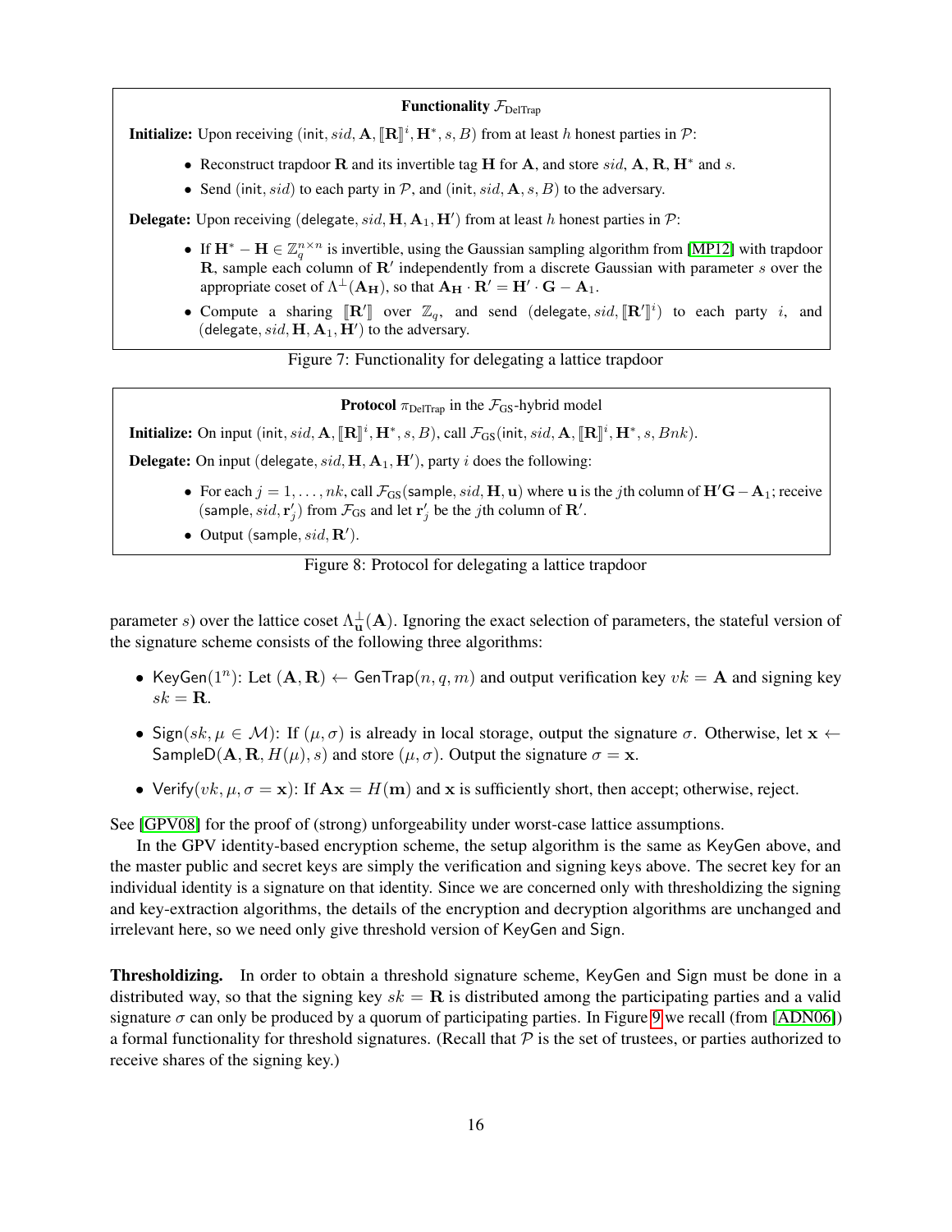**Functionality $\mathcal{F}_{\text{DelTrap}}$**

**Initialize:** Upon receiving $(\mathsf{init}, sid, \mathbf{A}, [\![\mathbf{R}]\!]^i, \mathbf{H}^*, s, B)$ from at least $h$ honest parties in $\mathcal{P}$:

- Reconstruct trapdoor $\mathbf{R}$ and its invertible tag $\mathbf{H}$ for $\mathbf{A}$, and store $sid$, $\mathbf{A}$, $\mathbf{R}$, $\mathbf{H}^*$ and $s$.
- Send $(\mathsf{init}, sid)$ to each party in $\mathcal{P}$, and $(\mathsf{init}, sid, \mathbf{A}, s, B)$ to the adversary.

**Delegate:** Upon receiving $(\mathsf{delegate}, sid, \mathbf{H}, \mathbf{A}_1, \mathbf{H}')$ from at least $h$ honest parties in $\mathcal{P}$:

- If $\mathbf{H}^* - \mathbf{H} \in \mathbb{Z}_q^{n \times n}$ is invertible, using the Gaussian sampling algorithm from [MP12] with trapdoor $\mathbf{R}$, sample each column of $\mathbf{R}'$ independently from a discrete Gaussian with parameter $s$ over the appropriate coset of $\Lambda^{\perp}(\mathbf{A_H})$, so that $\mathbf{A_H} \cdot \mathbf{R}' = \mathbf{H}' \cdot \mathbf{G} - \mathbf{A}_1$.
- Compute a sharing $[\![\mathbf{R}']\!]$ over $\mathbb{Z}_q$, and send $(\mathsf{delegate}, sid, [\![\mathbf{R}']\!]^i)$ to each party $i$, and $(\mathsf{delegate}, sid, \mathbf{H}, \mathbf{A}_1, \mathbf{H}')$ to the adversary.

Figure 7: Functionality for delegating a lattice trapdoor

**Protocol $\pi_{\text{DelTrap}}$ in the $\mathcal{F}_{\text{GS}}$-hybrid model**

**Initialize:** On input $(\mathsf{init}, sid, \mathbf{A}, [\![\mathbf{R}]\!]^i, \mathbf{H}^*, s, B)$, call $\mathcal{F}_{\text{GS}}(\mathsf{init}, sid, \mathbf{A}, [\![\mathbf{R}]\!]^i, \mathbf{H}^*, s, Bnk)$.

**Delegate:** On input $(\mathsf{delegate}, sid, \mathbf{H}, \mathbf{A}_1, \mathbf{H}')$, party $i$ does the following:

- For each $j = 1, \ldots, nk$, call $\mathcal{F}_{\text{GS}}(\mathsf{sample}, sid, \mathbf{H}, \mathbf{u})$ where $\mathbf{u}$ is the $j$th column of $\mathbf{H}'\mathbf{G} - \mathbf{A}_1$; receive $(\mathsf{sample}, sid, \mathbf{r}'_j)$ from $\mathcal{F}_{\text{GS}}$ and let $\mathbf{r}'_j$ be the $j$th column of $\mathbf{R}'$.
- Output $(\mathsf{sample}, sid, \mathbf{R}')$.

Figure 8: Protocol for delegating a lattice trapdoor

parameter $s$) over the lattice coset $\Lambda^{\perp}_{\mathbf{u}}(\mathbf{A})$. Ignoring the exact selection of parameters, the stateful version of the signature scheme consists of the following three algorithms:

- $\mathsf{KeyGen}(1^n)$: Let $(\mathbf{A}, \mathbf{R}) \leftarrow \mathsf{GenTrap}(n, q, m)$ and output verification key $vk = \mathbf{A}$ and signing key $sk = \mathbf{R}$.
- $\mathsf{Sign}(sk, \mu \in \mathcal{M})$: If $(\mu, \sigma)$ is already in local storage, output the signature $\sigma$. Otherwise, let $\mathbf{x} \leftarrow \mathsf{SampleD}(\mathbf{A}, \mathbf{R}, H(\mu), s)$ and store $(\mu, \sigma)$. Output the signature $\sigma = \mathbf{x}$.
- $\mathsf{Verify}(vk, \mu, \sigma = \mathbf{x})$: If $\mathbf{Ax} = H(\mathbf{m})$ and $\mathbf{x}$ is sufficiently short, then accept; otherwise, reject.

See [GPV08] for the proof of (strong) unforgeability under worst-case lattice assumptions.

In the GPV identity-based encryption scheme, the setup algorithm is the same as KeyGen above, and the master public and secret keys are simply the verification and signing keys above. The secret key for an individual identity is a signature on that identity. Since we are concerned only with thresholdizing the signing and key-extraction algorithms, the details of the encryption and decryption algorithms are unchanged and irrelevant here, so we need only give threshold version of KeyGen and Sign.

**Thresholdizing.** In order to obtain a threshold signature scheme, KeyGen and Sign must be done in a distributed way, so that the signing key $sk = \mathbf{R}$ is distributed among the participating parties and a valid signature $\sigma$ can only be produced by a quorum of participating parties. In Figure 9 we recall (from [ADN06]) a formal functionality for threshold signatures. (Recall that $\mathcal{P}$ is the set of trustees, or parties authorized to receive shares of the signing key.)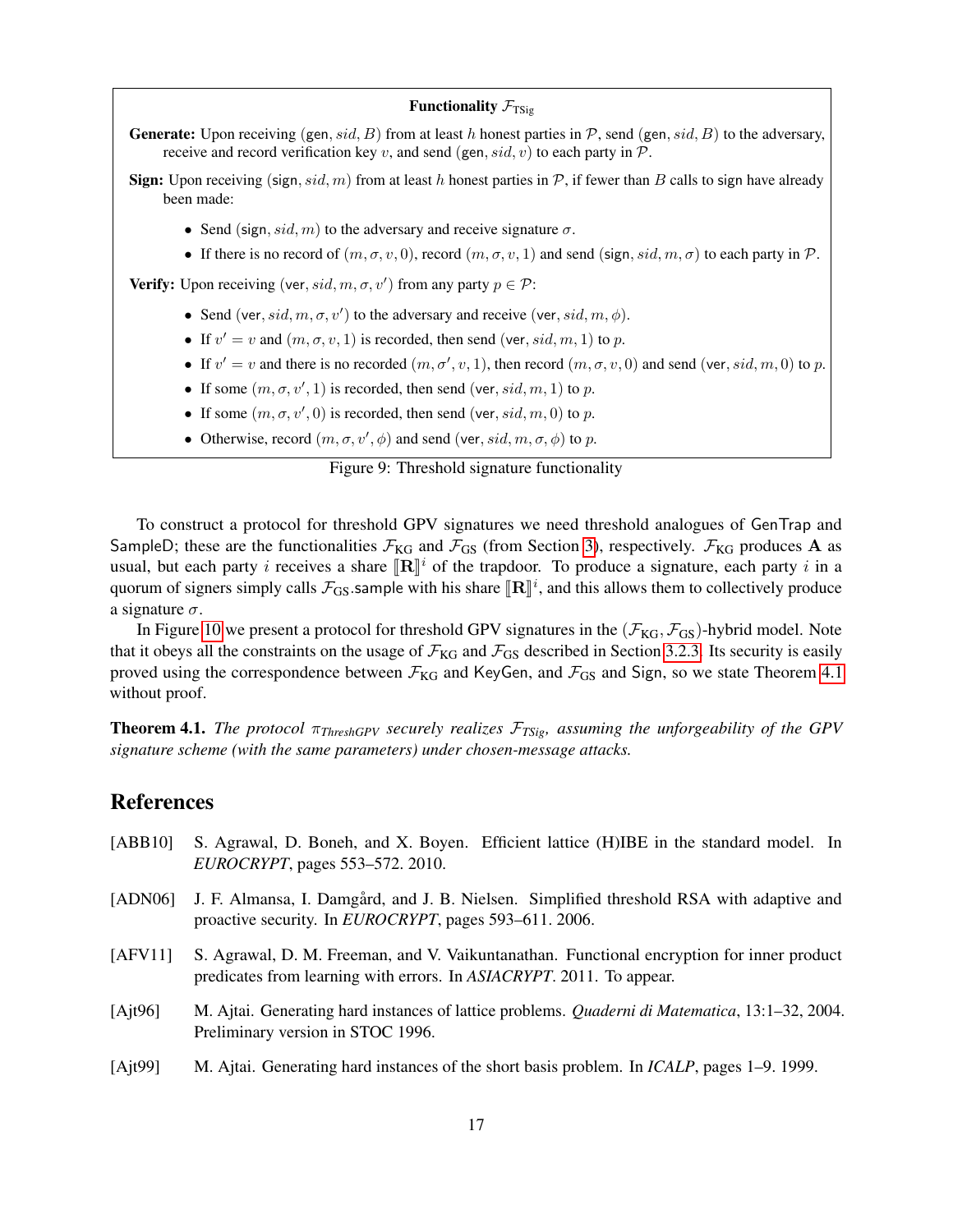**Functionality $\mathcal{F}_{\text{TSig}}$**

**Generate:** Upon receiving $(\mathsf{gen}, sid, B)$ from at least $h$ honest parties in $\mathcal{P}$, send $(\mathsf{gen}, sid, B)$ to the adversary, receive and record verification key $v$, and send $(\mathsf{gen}, sid, v)$ to each party in $\mathcal{P}$.

**Sign:** Upon receiving $(\mathsf{sign}, sid, m)$ from at least $h$ honest parties in $\mathcal{P}$, if fewer than $B$ calls to sign have already been made:

- Send $(\mathsf{sign}, sid, m)$ to the adversary and receive signature $\sigma$.
- If there is no record of $(m, \sigma, v, 0)$, record $(m, \sigma, v, 1)$ and send $(\mathsf{sign}, sid, m, \sigma)$ to each party in $\mathcal{P}$.

**Verify:** Upon receiving $(\mathsf{ver}, sid, m, \sigma, v')$ from any party $p \in \mathcal{P}$:

- Send $(\mathsf{ver}, sid, m, \sigma, v')$ to the adversary and receive $(\mathsf{ver}, sid, m, \phi)$.
- If $v' = v$ and $(m, \sigma, v, 1)$ is recorded, then send $(\mathsf{ver}, sid, m, 1)$ to $p$.
- If $v' = v$ and there is no recorded $(m, \sigma', v, 1)$, then record $(m, \sigma, v, 0)$ and send $(\mathsf{ver}, sid, m, 0)$ to $p$.
- If some $(m, \sigma, v', 1)$ is recorded, then send $(\mathsf{ver}, sid, m, 1)$ to $p$.
- If some $(m, \sigma, v', 0)$ is recorded, then send $(\mathsf{ver}, sid, m, 0)$ to $p$.
- Otherwise, record $(m, \sigma, v', \phi)$ and send $(\mathsf{ver}, sid, m, \sigma, \phi)$ to $p$.

Figure 9: Threshold signature functionality

To construct a protocol for threshold GPV signatures we need threshold analogues of $\mathsf{GenTrap}$ and $\mathsf{SampleD}$; these are the functionalities $\mathcal{F}_{\text{KG}}$ and $\mathcal{F}_{\text{GS}}$ (from Section 3), respectively. $\mathcal{F}_{\text{KG}}$ produces $\mathbf{A}$ as usual, but each party $i$ receives a share $[\![\mathbf{R}]\!]^i$ of the trapdoor. To produce a signature, each party $i$ in a quorum of signers simply calls $\mathcal{F}_{\text{GS}}.\mathsf{sample}$ with his share $[\![\mathbf{R}]\!]^i$, and this allows them to collectively produce a signature $\sigma$.

In Figure 10 we present a protocol for threshold GPV signatures in the $(\mathcal{F}_{\text{KG}}, \mathcal{F}_{\text{GS}})$-hybrid model. Note that it obeys all the constraints on the usage of $\mathcal{F}_{\text{KG}}$ and $\mathcal{F}_{\text{GS}}$ described in Section 3.2.3. Its security is easily proved using the correspondence between $\mathcal{F}_{\text{KG}}$ and $\mathsf{KeyGen}$, and $\mathcal{F}_{\text{GS}}$ and $\mathsf{Sign}$, so we state Theorem 4.1 without proof.

**Theorem 4.1.** *The protocol $\pi_{ThreshGPV}$ securely realizes $\mathcal{F}_{TSig}$, assuming the unforgeability of the GPV signature scheme (with the same parameters) under chosen-message attacks.*

# References

[ABB10] S. Agrawal, D. Boneh, and X. Boyen. Efficient lattice (H)IBE in the standard model. In *EUROCRYPT*, pages 553–572. 2010.

[ADN06] J. F. Almansa, I. Damgård, and J. B. Nielsen. Simplified threshold RSA with adaptive and proactive security. In *EUROCRYPT*, pages 593–611. 2006.

[AFV11] S. Agrawal, D. M. Freeman, and V. Vaikuntanathan. Functional encryption for inner product predicates from learning with errors. In *ASIACRYPT*. 2011. To appear.

[Ajt96] M. Ajtai. Generating hard instances of lattice problems. *Quaderni di Matematica*, 13:1–32, 2004. Preliminary version in STOC 1996.

[Ajt99] M. Ajtai. Generating hard instances of the short basis problem. In *ICALP*, pages 1–9. 1999.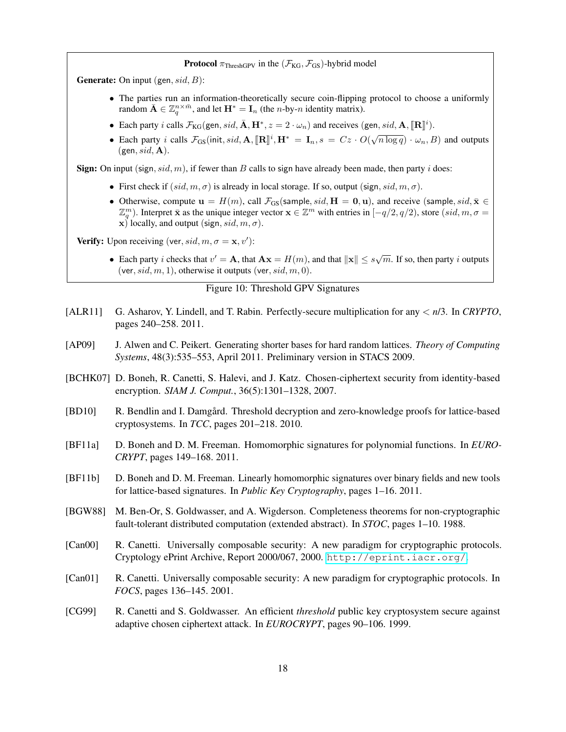**Protocol** $\pi_{\text{ThreshGPV}}$ in the $(\mathcal{F}_{\text{KG}}, \mathcal{F}_{\text{GS}})$-hybrid model

**Generate:** On input $(\mathsf{gen}, sid, B)$:

- The parties run an information-theoretically secure coin-flipping protocol to choose a uniformly random $\bar{\mathbf{A}} \in \mathbb{Z}_q^{n \times \bar{m}}$, and let $\mathbf{H}^* = \mathbf{I}_n$ (the $n$-by-$n$ identity matrix).
- Each party $i$ calls $\mathcal{F}_{\text{KG}}(\mathsf{gen}, sid, \bar{\mathbf{A}}, \mathbf{H}^*, z = 2 \cdot \omega_n)$ and receives $(\mathsf{gen}, sid, \mathbf{A}, [\![\mathbf{R}]\!]^i)$.
- Each party $i$ calls $\mathcal{F}_{\text{GS}}(\mathsf{init}, sid, \mathbf{A}, [\![\mathbf{R}]\!]^i, \mathbf{H}^* = \mathbf{I}_n, s = Cz \cdot O(\sqrt{n \log q}) \cdot \omega_n, B)$ and outputs $(\mathsf{gen}, sid, \mathbf{A})$.

**Sign:** On input $(\mathsf{sign}, sid, m)$, if fewer than $B$ calls to sign have already been made, then party $i$ does:

- First check if $(sid, m, \sigma)$ is already in local storage. If so, output $(\mathsf{sign}, sid, m, \sigma)$.
- Otherwise, compute $\mathbf{u} = H(m)$, call $\mathcal{F}_{\text{GS}}(\mathsf{sample}, sid, \mathbf{H} = \mathbf{0}, \mathbf{u})$, and receive $(\mathsf{sample}, sid, \bar{\mathbf{x}} \in \mathbb{Z}_q^m)$. Interpret $\bar{\mathbf{x}}$ as the unique integer vector $\mathbf{x} \in \mathbb{Z}^m$ with entries in $[-q/2, q/2)$, store $(sid, m, \sigma = \mathbf{x})$ locally, and output $(\mathsf{sign}, sid, m, \sigma)$.

**Verify:** Upon receiving $(\mathsf{ver}, sid, m, \sigma = \mathbf{x}, v')$:

- Each party $i$ checks that $v' = \mathbf{A}$, that $\mathbf{A}\mathbf{x} = H(m)$, and that $\|\mathbf{x}\| \le s\sqrt{m}$. If so, then party $i$ outputs $(\mathsf{ver}, sid, m, 1)$, otherwise it outputs $(\mathsf{ver}, sid, m, 0)$.

Figure 10: Threshold GPV Signatures

[ALR11] G. Asharov, Y. Lindell, and T. Rabin. Perfectly-secure multiplication for any < *n*/3. In *CRYPTO*, pages 240–258. 2011.

[AP09] J. Alwen and C. Peikert. Generating shorter bases for hard random lattices. *Theory of Computing Systems*, 48(3):535–553, April 2011. Preliminary version in STACS 2009.

[BCHK07] D. Boneh, R. Canetti, S. Halevi, and J. Katz. Chosen-ciphertext security from identity-based encryption. *SIAM J. Comput.*, 36(5):1301–1328, 2007.

[BD10] R. Bendlin and I. Damgård. Threshold decryption and zero-knowledge proofs for lattice-based cryptosystems. In *TCC*, pages 201–218. 2010.

[BF11a] D. Boneh and D. M. Freeman. Homomorphic signatures for polynomial functions. In *EUROCRYPT*, pages 149–168. 2011.

[BF11b] D. Boneh and D. M. Freeman. Linearly homomorphic signatures over binary fields and new tools for lattice-based signatures. In *Public Key Cryptography*, pages 1–16. 2011.

[BGW88] M. Ben-Or, S. Goldwasser, and A. Wigderson. Completeness theorems for non-cryptographic fault-tolerant distributed computation (extended abstract). In *STOC*, pages 1–10. 1988.

[Can00] R. Canetti. Universally composable security: A new paradigm for cryptographic protocols. Cryptology ePrint Archive, Report 2000/067, 2000. http://eprint.iacr.org/.

[Can01] R. Canetti. Universally composable security: A new paradigm for cryptographic protocols. In *FOCS*, pages 136–145. 2001.

[CG99] R. Canetti and S. Goldwasser. An efficient *threshold* public key cryptosystem secure against adaptive chosen ciphertext attack. In *EUROCRYPT*, pages 90–106. 1999.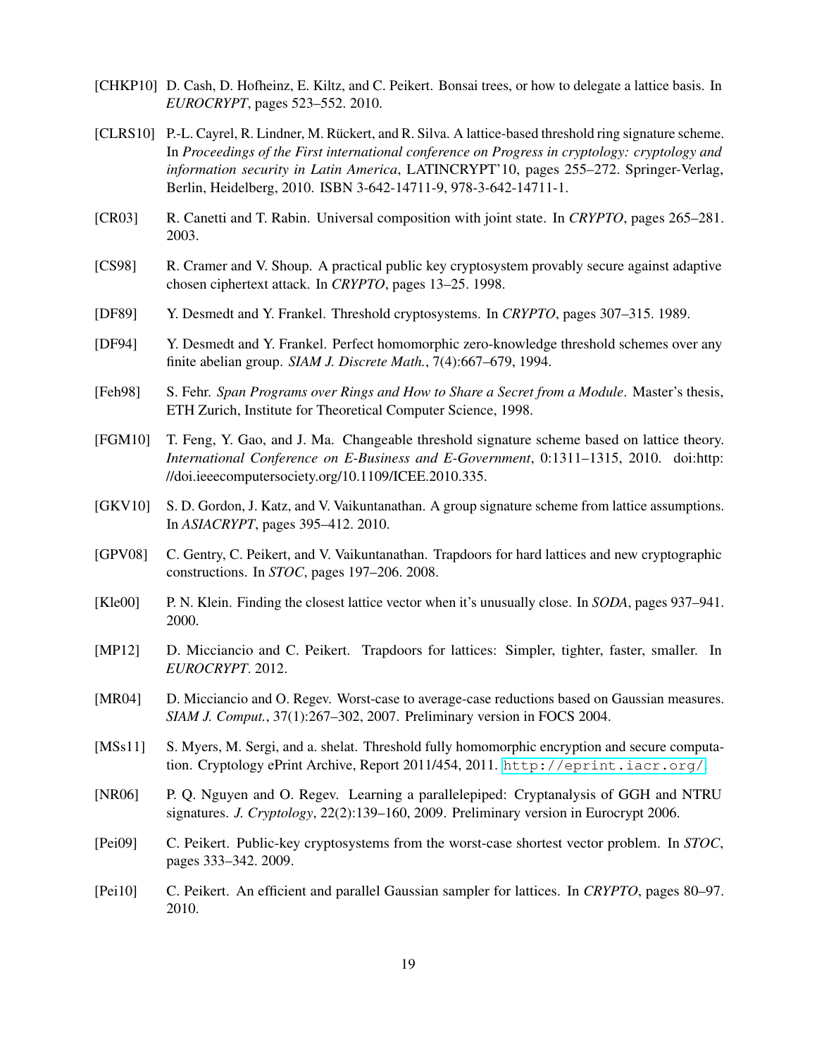[CHKP10] D. Cash, D. Hofheinz, E. Kiltz, and C. Peikert. Bonsai trees, or how to delegate a lattice basis. In *EUROCRYPT*, pages 523–552. 2010.

[CLRS10] P.-L. Cayrel, R. Lindner, M. Rückert, and R. Silva. A lattice-based threshold ring signature scheme. In *Proceedings of the First international conference on Progress in cryptology: cryptology and information security in Latin America*, LATINCRYPT'10, pages 255–272. Springer-Verlag, Berlin, Heidelberg, 2010. ISBN 3-642-14711-9, 978-3-642-14711-1.

[CR03] R. Canetti and T. Rabin. Universal composition with joint state. In *CRYPTO*, pages 265–281. 2003.

[CS98] R. Cramer and V. Shoup. A practical public key cryptosystem provably secure against adaptive chosen ciphertext attack. In *CRYPTO*, pages 13–25. 1998.

[DF89] Y. Desmedt and Y. Frankel. Threshold cryptosystems. In *CRYPTO*, pages 307–315. 1989.

[DF94] Y. Desmedt and Y. Frankel. Perfect homomorphic zero-knowledge threshold schemes over any finite abelian group. *SIAM J. Discrete Math.*, 7(4):667–679, 1994.

[Feh98] S. Fehr. *Span Programs over Rings and How to Share a Secret from a Module*. Master's thesis, ETH Zurich, Institute for Theoretical Computer Science, 1998.

[FGM10] T. Feng, Y. Gao, and J. Ma. Changeable threshold signature scheme based on lattice theory. *International Conference on E-Business and E-Government*, 0:1311–1315, 2010. doi:http://doi.ieeecomputersociety.org/10.1109/ICEE.2010.335.

[GKV10] S. D. Gordon, J. Katz, and V. Vaikuntanathan. A group signature scheme from lattice assumptions. In *ASIACRYPT*, pages 395–412. 2010.

[GPV08] C. Gentry, C. Peikert, and V. Vaikuntanathan. Trapdoors for hard lattices and new cryptographic constructions. In *STOC*, pages 197–206. 2008.

[Kle00] P. N. Klein. Finding the closest lattice vector when it's unusually close. In *SODA*, pages 937–941. 2000.

[MP12] D. Micciancio and C. Peikert. Trapdoors for lattices: Simpler, tighter, faster, smaller. In *EUROCRYPT*. 2012.

[MR04] D. Micciancio and O. Regev. Worst-case to average-case reductions based on Gaussian measures. *SIAM J. Comput.*, 37(1):267–302, 2007. Preliminary version in FOCS 2004.

[MSs11] S. Myers, M. Sergi, and a. shelat. Threshold fully homomorphic encryption and secure computation. Cryptology ePrint Archive, Report 2011/454, 2011. http://eprint.iacr.org/

[NR06] P. Q. Nguyen and O. Regev. Learning a parallelepiped: Cryptanalysis of GGH and NTRU signatures. *J. Cryptology*, 22(2):139–160, 2009. Preliminary version in Eurocrypt 2006.

[Pei09] C. Peikert. Public-key cryptosystems from the worst-case shortest vector problem. In *STOC*, pages 333–342. 2009.

[Pei10] C. Peikert. An efficient and parallel Gaussian sampler for lattices. In *CRYPTO*, pages 80–97. 2010.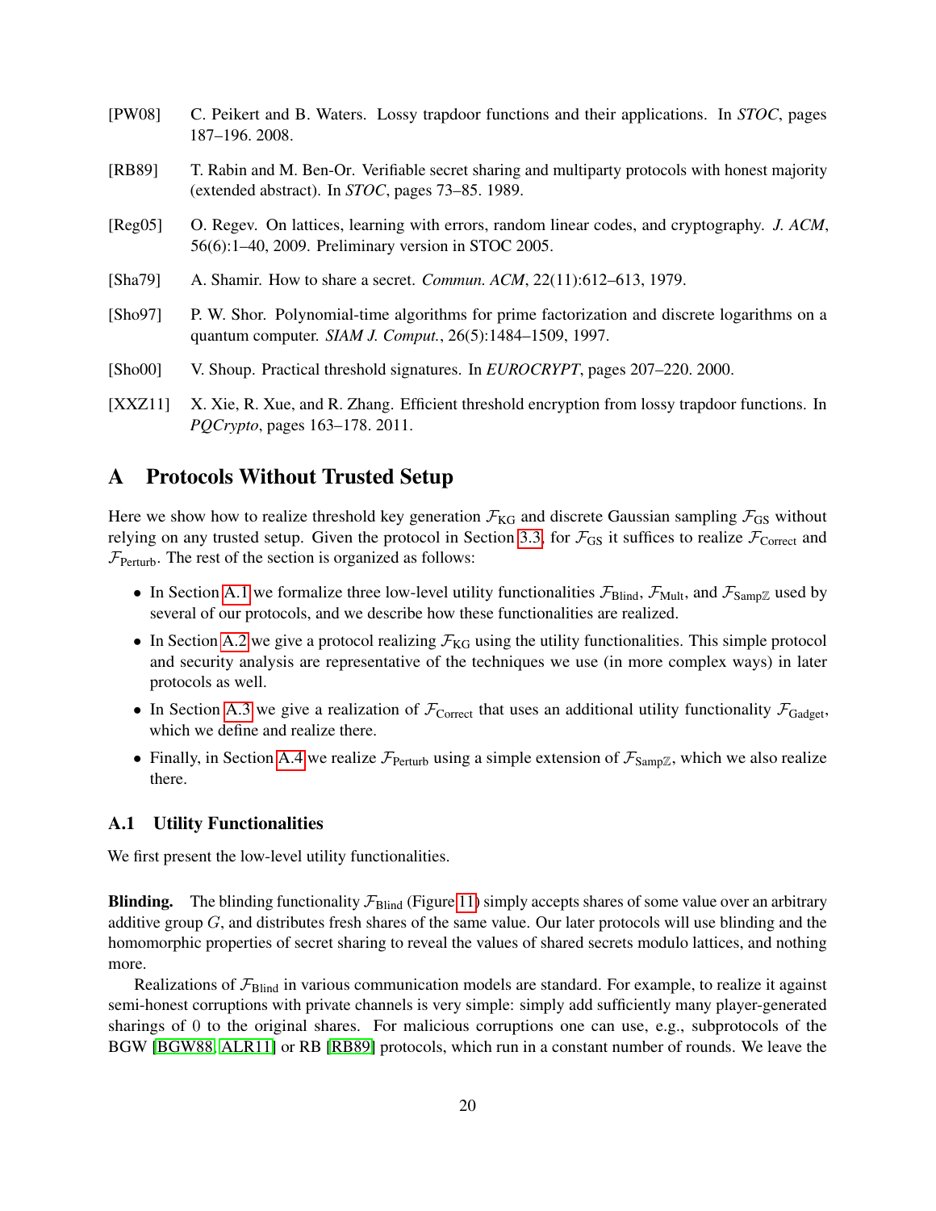[PW08] C. Peikert and B. Waters. Lossy trapdoor functions and their applications. In *STOC*, pages 187–196. 2008.

[RB89] T. Rabin and M. Ben-Or. Verifiable secret sharing and multiparty protocols with honest majority (extended abstract). In *STOC*, pages 73–85. 1989.

[Reg05] O. Regev. On lattices, learning with errors, random linear codes, and cryptography. *J. ACM*, 56(6):1–40, 2009. Preliminary version in STOC 2005.

[Sha79] A. Shamir. How to share a secret. *Commun. ACM*, 22(11):612–613, 1979.

[Sho97] P. W. Shor. Polynomial-time algorithms for prime factorization and discrete logarithms on a quantum computer. *SIAM J. Comput.*, 26(5):1484–1509, 1997.

[Sho00] V. Shoup. Practical threshold signatures. In *EUROCRYPT*, pages 207–220. 2000.

[XXZ11] X. Xie, R. Xue, and R. Zhang. Efficient threshold encryption from lossy trapdoor functions. In *PQCrypto*, pages 163–178. 2011.

# A Protocols Without Trusted Setup

Here we show how to realize threshold key generation $\mathcal{F}_{\text{KG}}$ and discrete Gaussian sampling $\mathcal{F}_{\text{GS}}$ without relying on any trusted setup. Given the protocol in Section 3.3, for $\mathcal{F}_{\text{GS}}$ it suffices to realize $\mathcal{F}_{\text{Correct}}$ and $\mathcal{F}_{\text{Perturb}}$. The rest of the section is organized as follows:

- In Section A.1 we formalize three low-level utility functionalities $\mathcal{F}_{\text{Blind}}$, $\mathcal{F}_{\text{Mult}}$, and $\mathcal{F}_{\text{Samp}\mathbb{Z}}$ used by several of our protocols, and we describe how these functionalities are realized.
- In Section A.2 we give a protocol realizing $\mathcal{F}_{\text{KG}}$ using the utility functionalities. This simple protocol and security analysis are representative of the techniques we use (in more complex ways) in later protocols as well.
- In Section A.3 we give a realization of $\mathcal{F}_{\text{Correct}}$ that uses an additional utility functionality $\mathcal{F}_{\text{Gadget}}$, which we define and realize there.
- Finally, in Section A.4 we realize $\mathcal{F}_{\text{Perturb}}$ using a simple extension of $\mathcal{F}_{\text{Samp}\mathbb{Z}}$, which we also realize there.

## A.1 Utility Functionalities

We first present the low-level utility functionalities.

**Blinding.** The blinding functionality $\mathcal{F}_{\text{Blind}}$ (Figure 11) simply accepts shares of some value over an arbitrary additive group $G$, and distributes fresh shares of the same value. Our later protocols will use blinding and the homomorphic properties of secret sharing to reveal the values of shared secrets modulo lattices, and nothing more.

Realizations of $\mathcal{F}_{\text{Blind}}$ in various communication models are standard. For example, to realize it against semi-honest corruptions with private channels is very simple: simply add sufficiently many player-generated sharings of 0 to the original shares. For malicious corruptions one can use, e.g., subprotocols of the BGW [BGW88, ALR11] or RB [RB89] protocols, which run in a constant number of rounds. We leave the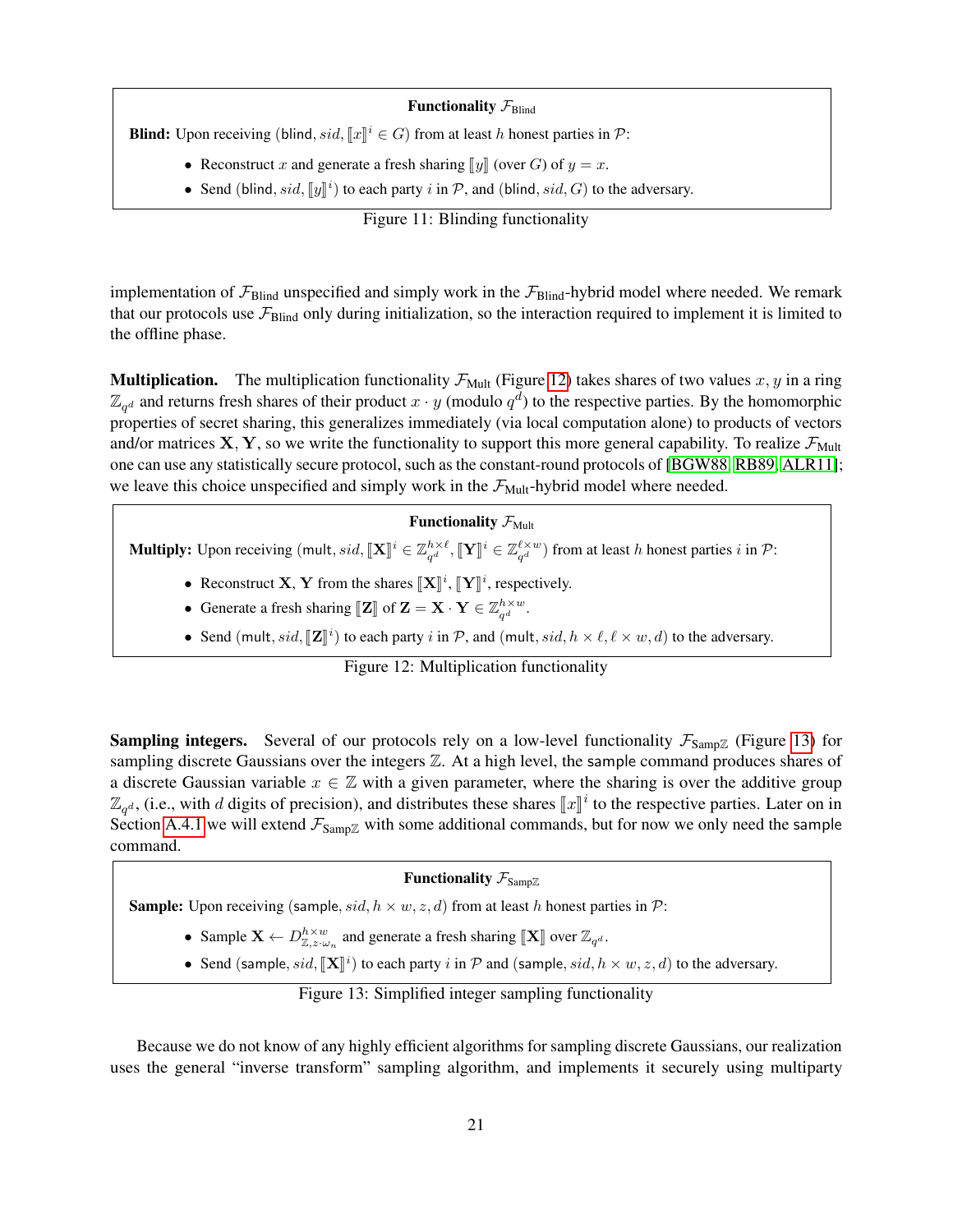**Functionality $\mathcal{F}_{\text{Blind}}$**

**Blind:** Upon receiving $(\mathsf{blind}, sid, [\![x]\!]^i \in G)$ from at least $h$ honest parties in $\mathcal{P}$:

- Reconstruct $x$ and generate a fresh sharing $[\![y]\!]$ (over $G$) of $y = x$.
- Send $(\mathsf{blind}, sid, [\![y]\!]^i)$ to each party $i$ in $\mathcal{P}$, and $(\mathsf{blind}, sid, G)$ to the adversary.

Figure 11: Blinding functionality

implementation of $\mathcal{F}_{\text{Blind}}$ unspecified and simply work in the $\mathcal{F}_{\text{Blind}}$-hybrid model where needed. We remark that our protocols use $\mathcal{F}_{\text{Blind}}$ only during initialization, so the interaction required to implement it is limited to the offline phase.

**Multiplication.** The multiplication functionality $\mathcal{F}_{\text{Mult}}$ (Figure 12) takes shares of two values $x, y$ in a ring $\mathbb{Z}_{q^d}$ and returns fresh shares of their product $x \cdot y$ (modulo $q^d$) to the respective parties. By the homomorphic properties of secret sharing, this generalizes immediately (via local computation alone) to products of vectors and/or matrices $\mathbf{X}, \mathbf{Y}$, so we write the functionality to support this more general capability. To realize $\mathcal{F}_{\text{Mult}}$ one can use any statistically secure protocol, such as the constant-round protocols of [BGW88, RB89, ALR11]; we leave this choice unspecified and simply work in the $\mathcal{F}_{\text{Mult}}$-hybrid model where needed.

**Functionality $\mathcal{F}_{\text{Mult}}$**

**Multiply:** Upon receiving $(\mathsf{mult}, sid, [\![\mathbf{X}]\!]^i \in \mathbb{Z}_{q^d}^{h \times \ell}, [\![\mathbf{Y}]\!]^i \in \mathbb{Z}_{q^d}^{\ell \times w})$ from at least $h$ honest parties $i$ in $\mathcal{P}$:

- Reconstruct $\mathbf{X}, \mathbf{Y}$ from the shares $[\![\mathbf{X}]\!]^i, [\![\mathbf{Y}]\!]^i$, respectively.
- Generate a fresh sharing $[\![\mathbf{Z}]\!]$ of $\mathbf{Z} = \mathbf{X} \cdot \mathbf{Y} \in \mathbb{Z}_{q^d}^{h \times w}$.
- Send $(\mathsf{mult}, sid, [\![\mathbf{Z}]\!]^i)$ to each party $i$ in $\mathcal{P}$, and $(\mathsf{mult}, sid, h \times \ell, \ell \times w, d)$ to the adversary.

Figure 12: Multiplication functionality

**Sampling integers.** Several of our protocols rely on a low-level functionality $\mathcal{F}_{\text{Samp}\mathbb{Z}}$ (Figure 13) for sampling discrete Gaussians over the integers $\mathbb{Z}$. At a high level, the $\mathsf{sample}$ command produces shares of a discrete Gaussian variable $x \in \mathbb{Z}$ with a given parameter, where the sharing is over the additive group $\mathbb{Z}_{q^d}$, (i.e., with $d$ digits of precision), and distributes these shares $[\![x]\!]^i$ to the respective parties. Later on in Section A.4.1 we will extend $\mathcal{F}_{\text{Samp}\mathbb{Z}}$ with some additional commands, but for now we only need the $\mathsf{sample}$ command.

**Functionality $\mathcal{F}_{\text{Samp}\mathbb{Z}}$**

**Sample:** Upon receiving $(\mathsf{sample}, sid, h \times w, z, d)$ from at least $h$ honest parties in $\mathcal{P}$:

- Sample $\mathbf{X} \leftarrow D_{\mathbb{Z}, z \cdot \omega_n}^{h \times w}$ and generate a fresh sharing $[\![\mathbf{X}]\!]$ over $\mathbb{Z}_{q^d}$.
- Send $(\mathsf{sample}, sid, [\![\mathbf{X}]\!]^i)$ to each party $i$ in $\mathcal{P}$ and $(\mathsf{sample}, sid, h \times w, z, d)$ to the adversary.

Figure 13: Simplified integer sampling functionality

Because we do not know of any highly efficient algorithms for sampling discrete Gaussians, our realization uses the general "inverse transform" sampling algorithm, and implements it securely using multiparty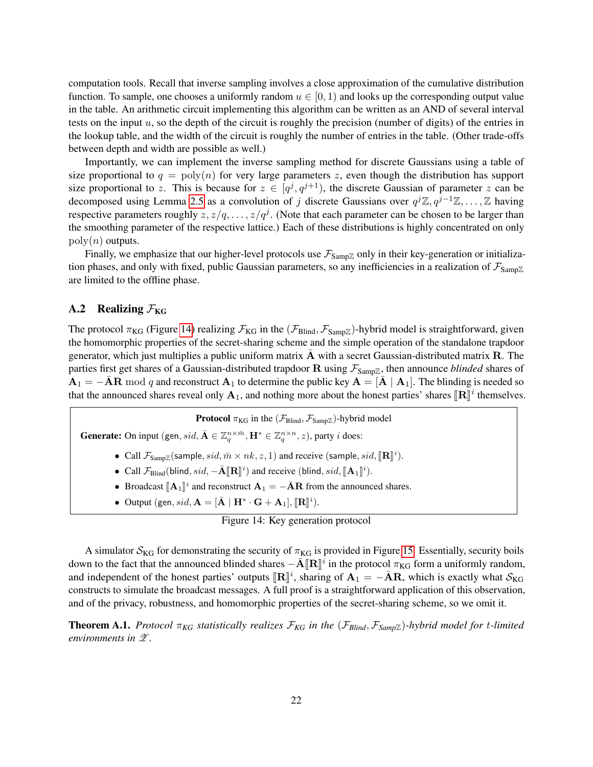computation tools. Recall that inverse sampling involves a close approximation of the cumulative distribution function. To sample, one chooses a uniformly random $u \in [0, 1)$ and looks up the corresponding output value in the table. An arithmetic circuit implementing this algorithm can be written as an AND of several interval tests on the input $u$, so the depth of the circuit is roughly the precision (number of digits) of the entries in the lookup table, and the width of the circuit is roughly the number of entries in the table. (Other trade-offs between depth and width are possible as well.)

Importantly, we can implement the inverse sampling method for discrete Gaussians using a table of size proportional to $q = \mathrm{poly}(n)$ for very large parameters $z$, even though the distribution has support size proportional to $z$. This is because for $z \in [q^j, q^{j+1})$, the discrete Gaussian of parameter $z$ can be decomposed using Lemma 2.5 as a convolution of $j$ discrete Gaussians over $q^j\mathbb{Z}, q^{j-1}\mathbb{Z}, \ldots, \mathbb{Z}$ having respective parameters roughly $z, z/q, \ldots, z/q^j$. (Note that each parameter can be chosen to be larger than the smoothing parameter of the respective lattice.) Each of these distributions is highly concentrated on only $\mathrm{poly}(n)$ outputs.

Finally, we emphasize that our higher-level protocols use $\mathcal{F}_{\mathrm{Samp}\mathbb{Z}}$ only in their key-generation or initialization phases, and only with fixed, public Gaussian parameters, so any inefficiencies in a realization of $\mathcal{F}_{\mathrm{Samp}\mathbb{Z}}$ are limited to the offline phase.

## A.2 Realizing $\mathcal{F}_{\mathrm{KG}}$

The protocol $\pi_{\mathrm{KG}}$ (Figure 14) realizing $\mathcal{F}_{\mathrm{KG}}$ in the $(\mathcal{F}_{\mathrm{Blind}}, \mathcal{F}_{\mathrm{Samp}\mathbb{Z}})$-hybrid model is straightforward, given the homomorphic properties of the secret-sharing scheme and the simple operation of the standalone trapdoor generator, which just multiplies a public uniform matrix $\bar{\mathbf{A}}$ with a secret Gaussian-distributed matrix $\mathbf{R}$. The parties first get shares of a Gaussian-distributed trapdoor $\mathbf{R}$ using $\mathcal{F}_{\mathrm{Samp}\mathbb{Z}}$, then announce *blinded* shares of $\mathbf{A}_1 = -\bar{\mathbf{A}}\mathbf{R} \bmod q$ and reconstruct $\mathbf{A}_1$ to determine the public key $\mathbf{A} = [\bar{\mathbf{A}} \mid \mathbf{A}_1]$. The blinding is needed so that the announced shares reveal only $\mathbf{A}_1$, and nothing more about the honest parties' shares $[\![\mathbf{R}]\!]^i$ themselves.

**Protocol** $\pi_{\mathrm{KG}}$ in the $(\mathcal{F}_{\mathrm{Blind}}, \mathcal{F}_{\mathrm{Samp}\mathbb{Z}})$-hybrid model

**Generate:** On input $(\mathsf{gen}, sid, \bar{\mathbf{A}} \in \mathbb{Z}_q^{n \times \bar{m}}, \mathbf{H}^* \in \mathbb{Z}_q^{n \times n}, z)$, party $i$ does:

- Call $\mathcal{F}_{\mathrm{Samp}\mathbb{Z}}(\mathsf{sample}, sid, \bar{m} \times nk, z, 1)$ and receive $(\mathsf{sample}, sid, [\![\mathbf{R}]\!]^i)$.
- Call $\mathcal{F}_{\mathrm{Blind}}(\mathsf{blind}, sid, -\bar{\mathbf{A}}[\![\mathbf{R}]\!]^i)$ and receive $(\mathsf{blind}, sid, [\![\mathbf{A}_1]\!]^i)$.
- Broadcast $[\![\mathbf{A}_1]\!]^i$ and reconstruct $\mathbf{A}_1 = -\bar{\mathbf{A}}\mathbf{R}$ from the announced shares.
- Output $(\mathsf{gen}, sid, \mathbf{A} = [\bar{\mathbf{A}} \mid \mathbf{H}^* \cdot \mathbf{G} + \mathbf{A}_1], [\![\mathbf{R}]\!]^i)$.

Figure 14: Key generation protocol

A simulator $\mathcal{S}_{\mathrm{KG}}$ for demonstrating the security of $\pi_{\mathrm{KG}}$ is provided in Figure 15. Essentially, security boils down to the fact that the announced blinded shares $-\bar{\mathbf{A}}[\![\mathbf{R}]\!]^i$ in the protocol $\pi_{\mathrm{KG}}$ form a uniformly random, and independent of the honest parties' outputs $[\![\mathbf{R}]\!]^i$, sharing of $\mathbf{A}_1 = -\bar{\mathbf{A}}\mathbf{R}$, which is exactly what $\mathcal{S}_{\mathrm{KG}}$ constructs to simulate the broadcast messages. A full proof is a straightforward application of this observation, and of the privacy, robustness, and homomorphic properties of the secret-sharing scheme, so we omit it.

**Theorem A.1.** *Protocol $\pi_{KG}$ statistically realizes $\mathcal{F}_{KG}$ in the $(\mathcal{F}_{Blind}, \mathcal{F}_{Samp\mathbb{Z}})$-hybrid model for $t$-limited environments in $\mathscr{Z}$.*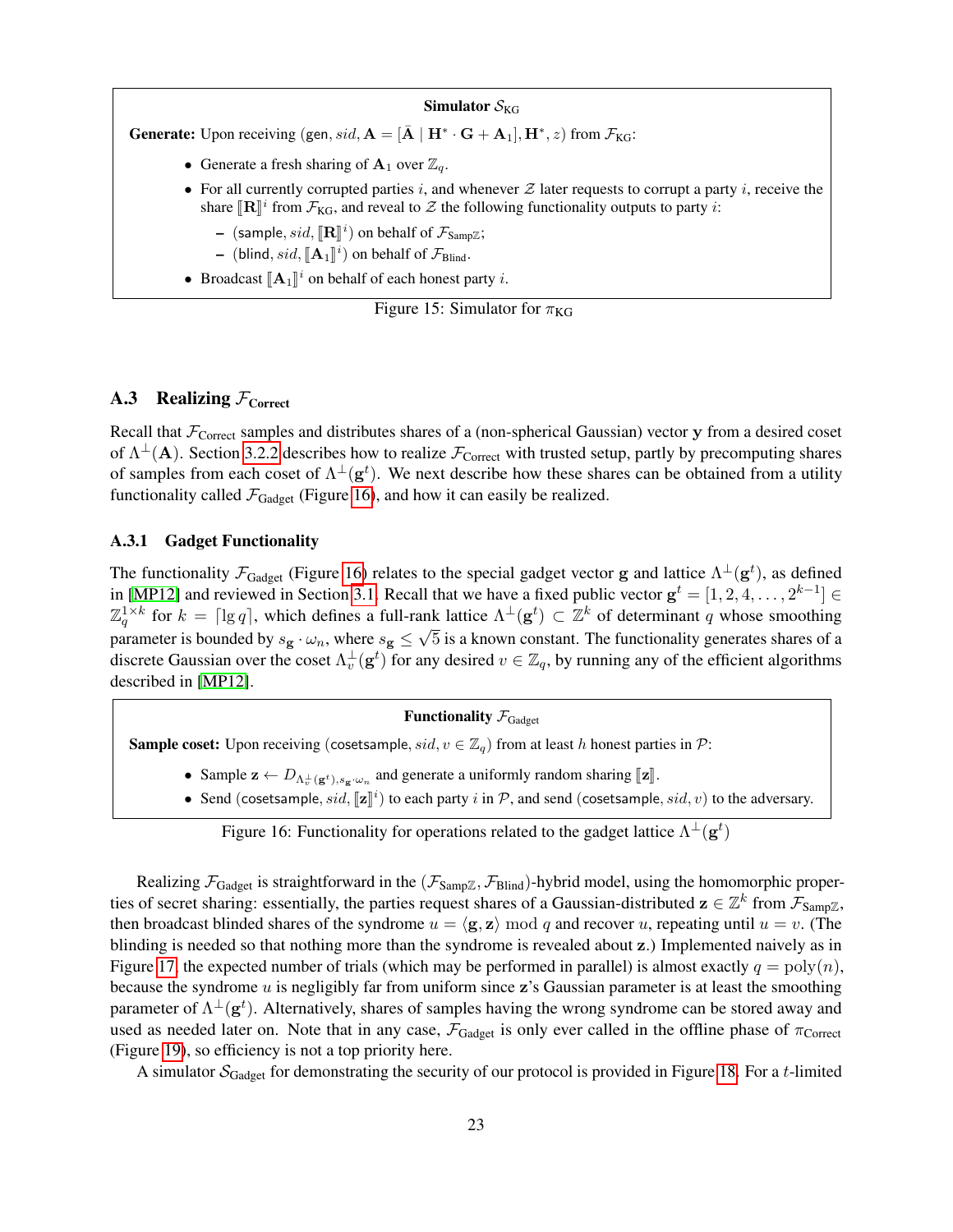**Simulator $\mathcal{S}_{\text{KG}}$**

**Generate:** Upon receiving $(\mathsf{gen}, sid, \mathbf{A} = [\bar{\mathbf{A}} \mid \mathbf{H}^* \cdot \mathbf{G} + \mathbf{A}_1], \mathbf{H}^*, z)$ from $\mathcal{F}_{\text{KG}}$:

- Generate a fresh sharing of $\mathbf{A}_1$ over $\mathbb{Z}_q$.
- For all currently corrupted parties $i$, and whenever $\mathcal{Z}$ later requests to corrupt a party $i$, receive the share $[\![\mathbf{R}]\!]^i$ from $\mathcal{F}_{\text{KG}}$, and reveal to $\mathcal{Z}$ the following functionality outputs to party $i$:
  - $(\mathsf{sample}, sid, [\![\mathbf{R}]\!]^i)$ on behalf of $\mathcal{F}_{\text{Samp}\mathbb{Z}}$;
  - $(\mathsf{blind}, sid, [\![\mathbf{A}_1]\!]^i)$ on behalf of $\mathcal{F}_{\text{Blind}}$.
- Broadcast $[\![\mathbf{A}_1]\!]^i$ on behalf of each honest party $i$.

Figure 15: Simulator for $\pi_{\text{KG}}$

### A.3 Realizing $\mathcal{F}_{\text{Correct}}$

Recall that $\mathcal{F}_{\text{Correct}}$ samples and distributes shares of a (non-spherical Gaussian) vector $\mathbf{y}$ from a desired coset of $\Lambda^\perp(\mathbf{A})$. Section 3.2.2 describes how to realize $\mathcal{F}_{\text{Correct}}$ with trusted setup, partly by precomputing shares of samples from each coset of $\Lambda^\perp(\mathbf{g}^t)$. We next describe how these shares can be obtained from a utility functionality called $\mathcal{F}_{\text{Gadget}}$ (Figure 16), and how it can easily be realized.

#### A.3.1 Gadget Functionality

The functionality $\mathcal{F}_{\text{Gadget}}$ (Figure 16) relates to the special gadget vector $\mathbf{g}$ and lattice $\Lambda^\perp(\mathbf{g}^t)$, as defined in [MP12] and reviewed in Section 3.1. Recall that we have a fixed public vector $\mathbf{g}^t = [1, 2, 4, \ldots, 2^{k-1}] \in \mathbb{Z}_q^{1\times k}$ for $k = \lceil \lg q \rceil$, which defines a full-rank lattice $\Lambda^\perp(\mathbf{g}^t) \subset \mathbb{Z}^k$ of determinant $q$ whose smoothing parameter is bounded by $s_{\mathbf{g}} \cdot \omega_n$, where $s_{\mathbf{g}} \leq \sqrt{5}$ is a known constant. The functionality generates shares of a discrete Gaussian over the coset $\Lambda_v^\perp(\mathbf{g}^t)$ for any desired $v \in \mathbb{Z}_q$, by running any of the efficient algorithms described in [MP12].

**Functionality $\mathcal{F}_{\text{Gadget}}$**

**Sample coset:** Upon receiving $(\mathsf{cosetsample}, sid, v \in \mathbb{Z}_q)$ from at least $h$ honest parties in $\mathcal{P}$:

- Sample $\mathbf{z} \leftarrow D_{\Lambda_v^\perp(\mathbf{g}^t), s_{\mathbf{g}} \cdot \omega_n}$ and generate a uniformly random sharing $[\![\mathbf{z}]\!]$.
- Send $(\mathsf{cosetsample}, sid, [\![\mathbf{z}]\!]^i)$ to each party $i$ in $\mathcal{P}$, and send $(\mathsf{cosetsample}, sid, v)$ to the adversary.

Figure 16: Functionality for operations related to the gadget lattice $\Lambda^\perp(\mathbf{g}^t)$

Realizing $\mathcal{F}_{\text{Gadget}}$ is straightforward in the $(\mathcal{F}_{\text{Samp}\mathbb{Z}}, \mathcal{F}_{\text{Blind}})$-hybrid model, using the homomorphic properties of secret sharing: essentially, the parties request shares of a Gaussian-distributed $\mathbf{z} \in \mathbb{Z}^k$ from $\mathcal{F}_{\text{Samp}\mathbb{Z}}$, then broadcast blinded shares of the syndrome $u = \langle \mathbf{g}, \mathbf{z} \rangle \bmod q$ and recover $u$, repeating until $u = v$. (The blinding is needed so that nothing more than the syndrome is revealed about $\mathbf{z}$.) Implemented naively as in Figure 17, the expected number of trials (which may be performed in parallel) is almost exactly $q = \text{poly}(n)$, because the syndrome $u$ is negligibly far from uniform since $\mathbf{z}$'s Gaussian parameter is at least the smoothing parameter of $\Lambda^\perp(\mathbf{g}^t)$. Alternatively, shares of samples having the wrong syndrome can be stored away and used as needed later on. Note that in any case, $\mathcal{F}_{\text{Gadget}}$ is only ever called in the offline phase of $\pi_{\text{Correct}}$ (Figure 19), so efficiency is not a top priority here.

A simulator $\mathcal{S}_{\text{Gadget}}$ for demonstrating the security of our protocol is provided in Figure 18. For a $t$-limited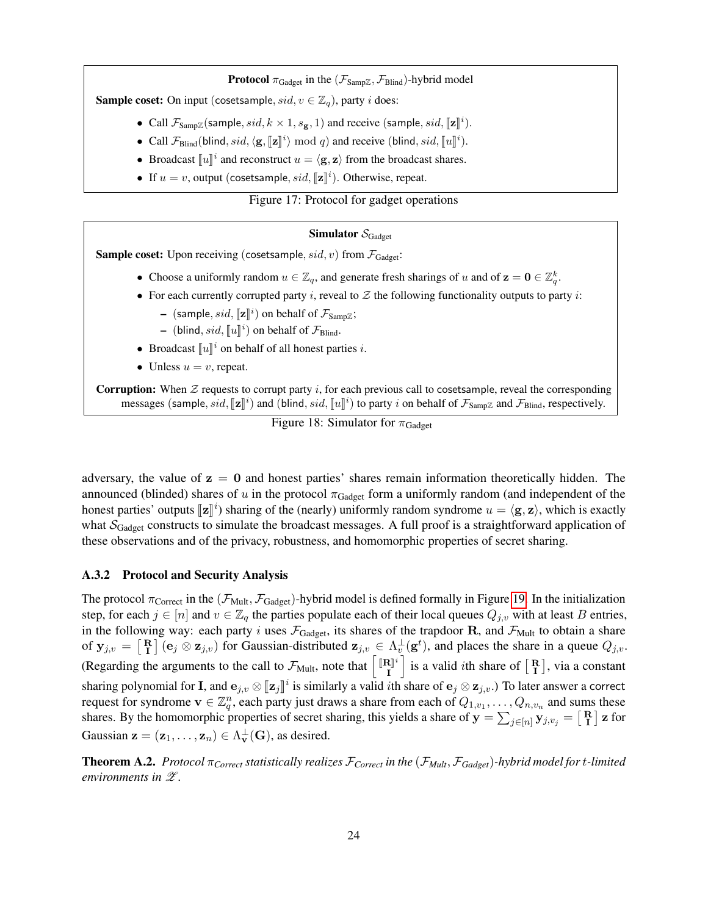**Protocol** $\pi_{\text{Gadget}}$ in the $(\mathcal{F}_{\text{Samp}\mathbb{Z}}, \mathcal{F}_{\text{Blind}})$-hybrid model

**Sample coset:** On input (cosetsample, $sid$, $v \in \mathbb{Z}_q$), party $i$ does:

- Call $\mathcal{F}_{\text{Samp}\mathbb{Z}}$(sample, $sid$, $k \times 1$, $s_{\mathbf{g}}$, 1) and receive (sample, $sid$, $[\![\mathbf{z}]\!]^i$).
- Call $\mathcal{F}_{\text{Blind}}$(blind, $sid$, $\langle \mathbf{g}, [\![\mathbf{z}]\!]^i \rangle \bmod q$) and receive (blind, $sid$, $[\![u]\!]^i$).
- Broadcast $[\![u]\!]^i$ and reconstruct $u = \langle \mathbf{g}, \mathbf{z} \rangle$ from the broadcast shares.
- If $u = v$, output (cosetsample, $sid$, $[\![\mathbf{z}]\!]^i$). Otherwise, repeat.

Figure 17: Protocol for gadget operations

**Simulator** $\mathcal{S}_{\text{Gadget}}$

**Sample coset:** Upon receiving (cosetsample, $sid$, $v$) from $\mathcal{F}_{\text{Gadget}}$:

- Choose a uniformly random $u \in \mathbb{Z}_q$, and generate fresh sharings of $u$ and of $\mathbf{z} = \mathbf{0} \in \mathbb{Z}_q^k$.
- For each currently corrupted party $i$, reveal to $\mathcal{Z}$ the following functionality outputs to party $i$:
  - (sample, $sid$, $[\![\mathbf{z}]\!]^i$) on behalf of $\mathcal{F}_{\text{Samp}\mathbb{Z}}$;
  - (blind, $sid$, $[\![u]\!]^i$) on behalf of $\mathcal{F}_{\text{Blind}}$.
- Broadcast $[\![u]\!]^i$ on behalf of all honest parties $i$.
- Unless $u = v$, repeat.

**Corruption:** When $\mathcal{Z}$ requests to corrupt party $i$, for each previous call to cosetsample, reveal the corresponding messages (sample, $sid$, $[\![\mathbf{z}]\!]^i$) and (blind, $sid$, $[\![u]\!]^i$) to party $i$ on behalf of $\mathcal{F}_{\text{Samp}\mathbb{Z}}$ and $\mathcal{F}_{\text{Blind}}$, respectively.

Figure 18: Simulator for $\pi_{\text{Gadget}}$

adversary, the value of $\mathbf{z} = \mathbf{0}$ and honest parties' shares remain information theoretically hidden. The announced (blinded) shares of $u$ in the protocol $\pi_{\text{Gadget}}$ form a uniformly random (and independent of the honest parties' outputs $[\![\mathbf{z}]\!]^i$) sharing of the (nearly) uniformly random syndrome $u = \langle \mathbf{g}, \mathbf{z} \rangle$, which is exactly what $\mathcal{S}_{\text{Gadget}}$ constructs to simulate the broadcast messages. A full proof is a straightforward application of these observations and of the privacy, robustness, and homomorphic properties of secret sharing.

### A.3.2 Protocol and Security Analysis

The protocol $\pi_{\text{Correct}}$ in the $(\mathcal{F}_{\text{Mult}}, \mathcal{F}_{\text{Gadget}})$-hybrid model is defined formally in Figure 19. In the initialization step, for each $j \in [n]$ and $v \in \mathbb{Z}_q$ the parties populate each of their local queues $Q_{j,v}$ with at least $B$ entries, in the following way: each party $i$ uses $\mathcal{F}_{\text{Gadget}}$, its shares of the trapdoor $\mathbf{R}$, and $\mathcal{F}_{\text{Mult}}$ to obtain a share of $\mathbf{y}_{j,v} = \left[\begin{smallmatrix} \mathbf{R} \\ \mathbf{I} \end{smallmatrix}\right] (\mathbf{e}_j \otimes \mathbf{z}_{j,v})$ for Gaussian-distributed $\mathbf{z}_{j,v} \in \Lambda_v^\perp(\mathbf{g}^t)$, and places the share in a queue $Q_{j,v}$. (Regarding the arguments to the call to $\mathcal{F}_{\text{Mult}}$, note that $\left[\begin{smallmatrix} [\![\mathbf{R}]\!]^i \\ \mathbf{I} \end{smallmatrix}\right]$ is a valid $i$th share of $\left[\begin{smallmatrix} \mathbf{R} \\ \mathbf{I} \end{smallmatrix}\right]$, via a constant sharing polynomial for $\mathbf{I}$, and $\mathbf{e}_{j,v} \otimes [\![\mathbf{z}_j]\!]^i$ is similarly a valid $i$th share of $\mathbf{e}_j \otimes \mathbf{z}_{j,v}$.) To later answer a correct request for syndrome $\mathbf{v} \in \mathbb{Z}_q^n$, each party just draws a share from each of $Q_{1,v_1}, \ldots, Q_{n,v_n}$ and sums these shares. By the homomorphic properties of secret sharing, this yields a share of $\mathbf{y} = \sum_{j \in [n]} \mathbf{y}_{j,v_j} = \left[\begin{smallmatrix} \mathbf{R} \\ \mathbf{I} \end{smallmatrix}\right] \mathbf{z}$ for Gaussian $\mathbf{z} = (\mathbf{z}_1, \ldots, \mathbf{z}_n) \in \Lambda_{\mathbf{v}}^\perp(\mathbf{G})$, as desired.

**Theorem A.2.** *Protocol $\pi_{\text{Correct}}$ statistically realizes $\mathcal{F}_{\text{Correct}}$ in the $(\mathcal{F}_{\text{Mult}}, \mathcal{F}_{\text{Gadget}})$-hybrid model for $t$-limited environments in $\mathscr{Z}$.*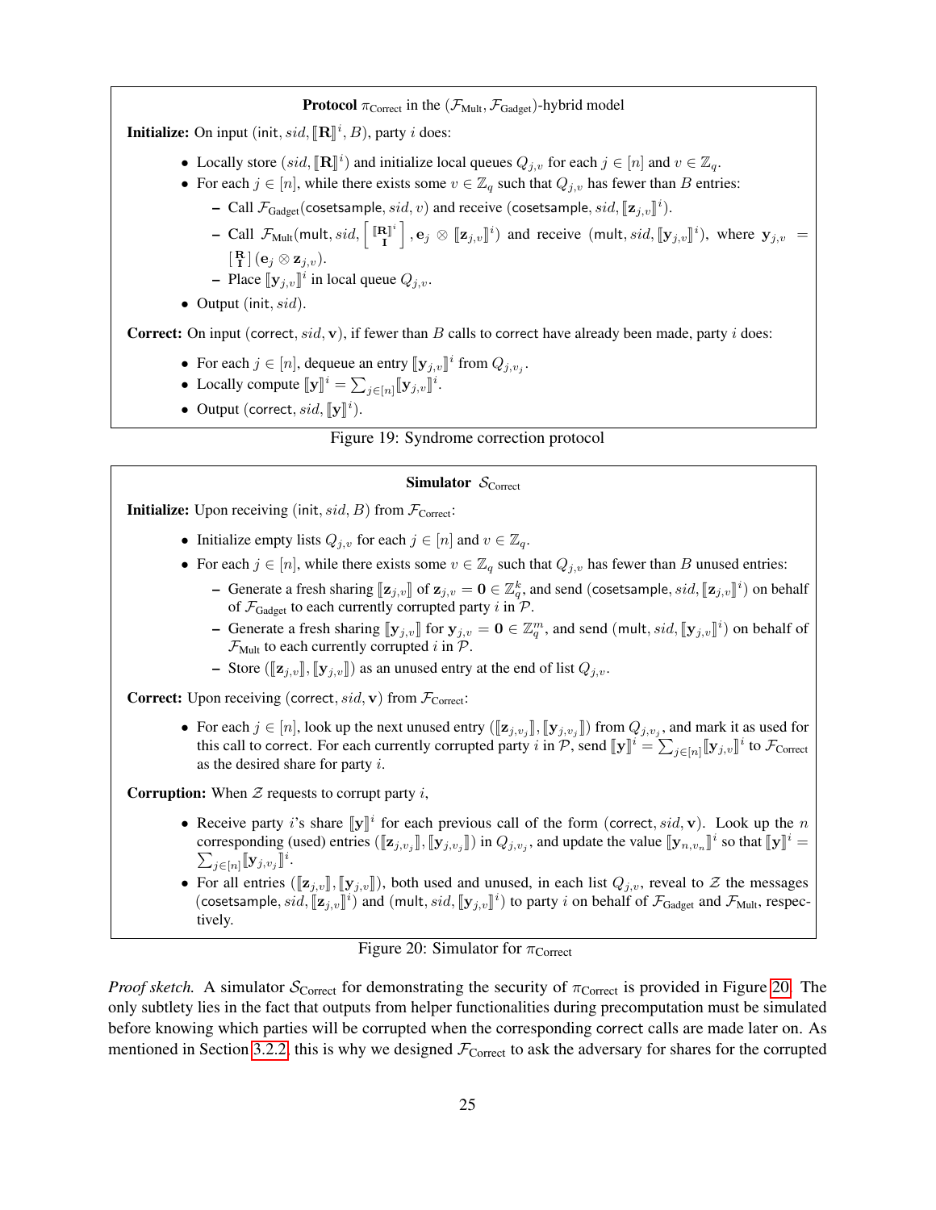**Protocol** $\pi_{\text{Correct}}$ in the $(\mathcal{F}_{\text{Mult}}, \mathcal{F}_{\text{Gadget}})$-hybrid model

**Initialize:** On input $(\mathsf{init}, sid, [\![\mathbf{R}]\!]^i, B)$, party $i$ does:

- Locally store $(sid, [\![\mathbf{R}]\!]^i)$ and initialize local queues $Q_{j,v}$ for each $j \in [n]$ and $v \in \mathbb{Z}_q$.
- For each $j \in [n]$, while there exists some $v \in \mathbb{Z}_q$ such that $Q_{j,v}$ has fewer than $B$ entries:
  - Call $\mathcal{F}_{\text{Gadget}}(\mathsf{cosetsample}, sid, v)$ and receive $(\mathsf{cosetsample}, sid, [\![\mathbf{z}_{j,v}]\!]^i)$.
  - Call $\mathcal{F}_{\text{Mult}}(\mathsf{mult}, sid, \left[\begin{smallmatrix} [\![\mathbf{R}]\!]^i \\ \mathbf{I} \end{smallmatrix}\right], \mathbf{e}_j \otimes [\![\mathbf{z}_{j,v}]\!]^i)$ and receive $(\mathsf{mult}, sid, [\![\mathbf{y}_{j,v}]\!]^i)$, where $\mathbf{y}_{j,v} = \left[\begin{smallmatrix} \mathbf{R} \\ \mathbf{I} \end{smallmatrix}\right](\mathbf{e}_j \otimes \mathbf{z}_{j,v})$.
  - Place $[\![\mathbf{y}_{j,v}]\!]^i$ in local queue $Q_{j,v}$.
- Output $(\mathsf{init}, sid)$.

**Correct:** On input $(\mathsf{correct}, sid, \mathbf{v})$, if fewer than $B$ calls to $\mathsf{correct}$ have already been made, party $i$ does:

- For each $j \in [n]$, dequeue an entry $[\![\mathbf{y}_{j,v}]\!]^i$ from $Q_{j,v_j}$.
- Locally compute $[\![\mathbf{y}]\!]^i = \sum_{j \in [n]} [\![\mathbf{y}_{j,v}]\!]^i$.
- Output $(\mathsf{correct}, sid, [\![\mathbf{y}]\!]^i)$.

Figure 19: Syndrome correction protocol

**Simulator** $\mathcal{S}_{\text{Correct}}$

**Initialize:** Upon receiving $(\mathsf{init}, sid, B)$ from $\mathcal{F}_{\text{Correct}}$:

- Initialize empty lists $Q_{j,v}$ for each $j \in [n]$ and $v \in \mathbb{Z}_q$.
- For each $j \in [n]$, while there exists some $v \in \mathbb{Z}_q$ such that $Q_{j,v}$ has fewer than $B$ unused entries:
  - Generate a fresh sharing $[\![\mathbf{z}_{j,v}]\!]$ of $\mathbf{z}_{j,v} = \mathbf{0} \in \mathbb{Z}_q^k$, and send $(\mathsf{cosetsample}, sid, [\![\mathbf{z}_{j,v}]\!]^i)$ on behalf of $\mathcal{F}_{\text{Gadget}}$ to each currently corrupted party $i$ in $\mathcal{P}$.
  - Generate a fresh sharing $[\![\mathbf{y}_{j,v}]\!]$ for $\mathbf{y}_{j,v} = \mathbf{0} \in \mathbb{Z}_q^m$, and send $(\mathsf{mult}, sid, [\![\mathbf{y}_{j,v}]\!]^i)$ on behalf of $\mathcal{F}_{\text{Mult}}$ to each currently corrupted $i$ in $\mathcal{P}$.
  - Store $([\![\mathbf{z}_{j,v}]\!], [\![\mathbf{y}_{j,v}]\!])$ as an unused entry at the end of list $Q_{j,v}$.

**Correct:** Upon receiving $(\mathsf{correct}, sid, \mathbf{v})$ from $\mathcal{F}_{\text{Correct}}$:

- For each $j \in [n]$, look up the next unused entry $([\![\mathbf{z}_{j,v_j}]\!], [\![\mathbf{y}_{j,v_j}]\!])$ from $Q_{j,v_j}$, and mark it as used for this call to correct. For each currently corrupted party $i$ in $\mathcal{P}$, send $[\![\mathbf{y}]\!]^i = \sum_{j \in [n]} [\![\mathbf{y}_{j,v}]\!]^i$ to $\mathcal{F}_{\text{Correct}}$ as the desired share for party $i$.

**Corruption:** When $\mathcal{Z}$ requests to corrupt party $i$,

- Receive party $i$'s share $[\![\mathbf{y}]\!]^i$ for each previous call of the form $(\mathsf{correct}, sid, \mathbf{v})$. Look up the $n$ corresponding (used) entries $([\![\mathbf{z}_{j,v_j}]\!], [\![\mathbf{y}_{j,v_j}]\!])$ in $Q_{j,v_j}$, and update the value $[\![\mathbf{y}_{n,v_n}]\!]^i$ so that $[\![\mathbf{y}]\!]^i = \sum_{j \in [n]} [\![\mathbf{y}_{j,v_j}]\!]^i$.
- For all entries $([\![\mathbf{z}_{j,v}]\!], [\![\mathbf{y}_{j,v}]\!])$, both used and unused, in each list $Q_{j,v}$, reveal to $\mathcal{Z}$ the messages $(\mathsf{cosetsample}, sid, [\![\mathbf{z}_{j,v}]\!]^i)$ and $(\mathsf{mult}, sid, [\![\mathbf{y}_{j,v}]\!]^i)$ to party $i$ on behalf of $\mathcal{F}_{\text{Gadget}}$ and $\mathcal{F}_{\text{Mult}}$, respectively.

Figure 20: Simulator for $\pi_{\text{Correct}}$

*Proof sketch.* A simulator $\mathcal{S}_{\text{Correct}}$ for demonstrating the security of $\pi_{\text{Correct}}$ is provided in Figure 20. The only subtlety lies in the fact that outputs from helper functionalities during precomputation must be simulated before knowing which parties will be corrupted when the corresponding correct calls are made later on. As mentioned in Section 3.2.2, this is why we designed $\mathcal{F}_{\text{Correct}}$ to ask the adversary for shares for the corrupted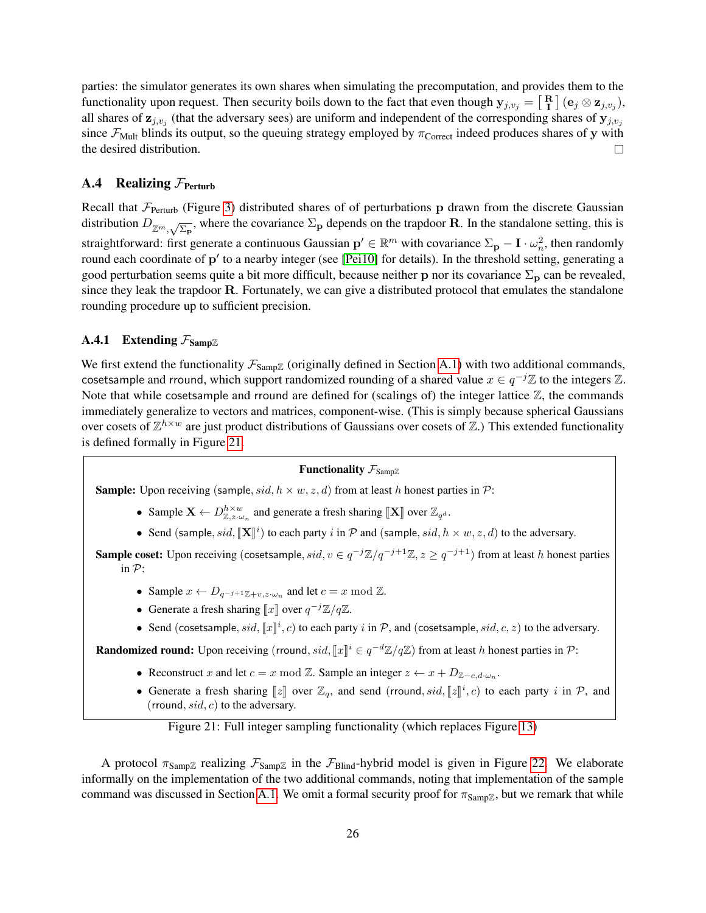parties: the simulator generates its own shares when simulating the precomputation, and provides them to the functionality upon request. Then security boils down to the fact that even though $\mathbf{y}_{j,v_j} = \left[\begin{smallmatrix}\mathbf{R}\\ \mathbf{I}\end{smallmatrix}\right](\mathbf{e}_j \otimes \mathbf{z}_{j,v_j})$, all shares of $\mathbf{z}_{j,v_j}$ (that the adversary sees) are uniform and independent of the corresponding shares of $\mathbf{y}_{j,v_j}$ since $\mathcal{F}_{\text{Mult}}$ blinds its output, so the queuing strategy employed by $\pi_{\text{Correct}}$ indeed produces shares of $\mathbf{y}$ with the desired distribution. □

### A.4 Realizing $\mathcal{F}_{\text{Perturb}}$

Recall that $\mathcal{F}_{\text{Perturb}}$ (Figure 3) distributed shares of of perturbations $\mathbf{p}$ drawn from the discrete Gaussian distribution $D_{\mathbb{Z}^m,\sqrt{\Sigma_{\mathbf{p}}}}$, where the covariance $\Sigma_{\mathbf{p}}$ depends on the trapdoor $\mathbf{R}$. In the standalone setting, this is straightforward: first generate a continuous Gaussian $\mathbf{p}' \in \mathbb{R}^m$ with covariance $\Sigma_{\mathbf{p}} - \mathbf{I} \cdot \omega_n^2$, then randomly round each coordinate of $\mathbf{p}'$ to a nearby integer (see [Pei10] for details). In the threshold setting, generating a good perturbation seems quite a bit more difficult, because neither $\mathbf{p}$ nor its covariance $\Sigma_{\mathbf{p}}$ can be revealed, since they leak the trapdoor $\mathbf{R}$. Fortunately, we can give a distributed protocol that emulates the standalone rounding procedure up to sufficient precision.

#### A.4.1 Extending $\mathcal{F}_{\text{Samp}\mathbb{Z}}$

We first extend the functionality $\mathcal{F}_{\text{Samp}\mathbb{Z}}$ (originally defined in Section A.1) with two additional commands, cosetsample and rround, which support randomized rounding of a shared value $x \in q^{-j}\mathbb{Z}$ to the integers $\mathbb{Z}$. Note that while cosetsample and rround are defined for (scalings of) the integer lattice $\mathbb{Z}$, the commands immediately generalize to vectors and matrices, component-wise. (This is simply because spherical Gaussians over cosets of $\mathbb{Z}^{h\times w}$ are just product distributions of Gaussians over cosets of $\mathbb{Z}$.) This extended functionality is defined formally in Figure 21.

---

**Functionality $\mathcal{F}_{\text{Samp}\mathbb{Z}}$**

**Sample:** Upon receiving (sample, $sid, h \times w, z, d$) from at least $h$ honest parties in $\mathcal{P}$:

- Sample $\mathbf{X} \leftarrow D^{h\times w}_{\mathbb{Z},z\cdot\omega_n}$ and generate a fresh sharing $[\![\mathbf{X}]\!]$ over $\mathbb{Z}_{q^d}$.
- Send (sample, $sid, [\![\mathbf{X}]\!]^i$) to each party $i$ in $\mathcal{P}$ and (sample, $sid, h \times w, z, d$) to the adversary.

**Sample coset:** Upon receiving (cosetsample, $sid, v \in q^{-j}\mathbb{Z}/q^{-j+1}\mathbb{Z}, z \geq q^{-j+1}$) from at least $h$ honest parties in $\mathcal{P}$:

- Sample $x \leftarrow D_{q^{-j+1}\mathbb{Z}+v,z\cdot\omega_n}$ and let $c = x \bmod \mathbb{Z}$.
- Generate a fresh sharing $[\![x]\!]$ over $q^{-j}\mathbb{Z}/q\mathbb{Z}$.
- Send (cosetsample, $sid, [\![x]\!]^i, c$) to each party $i$ in $\mathcal{P}$, and (cosetsample, $sid, c, z$) to the adversary.

**Randomized round:** Upon receiving (rround, $sid, [\![x]\!]^i \in q^{-d}\mathbb{Z}/q\mathbb{Z}$) from at least $h$ honest parties in $\mathcal{P}$:

- Reconstruct $x$ and let $c = x \bmod \mathbb{Z}$. Sample an integer $z \leftarrow x + D_{\mathbb{Z}-c,d\cdot\omega_n}$.
- Generate a fresh sharing $[\![z]\!]$ over $\mathbb{Z}_q$, and send (rround, $sid, [\![z]\!]^i, c$) to each party $i$ in $\mathcal{P}$, and (rround, $sid, c$) to the adversary.

---

Figure 21: Full integer sampling functionality (which replaces Figure 13)

A protocol $\pi_{\text{Samp}\mathbb{Z}}$ realizing $\mathcal{F}_{\text{Samp}\mathbb{Z}}$ in the $\mathcal{F}_{\text{Blind}}$-hybrid model is given in Figure 22. We elaborate informally on the implementation of the two additional commands, noting that implementation of the sample command was discussed in Section A.1. We omit a formal security proof for $\pi_{\text{Samp}\mathbb{Z}}$, but we remark that while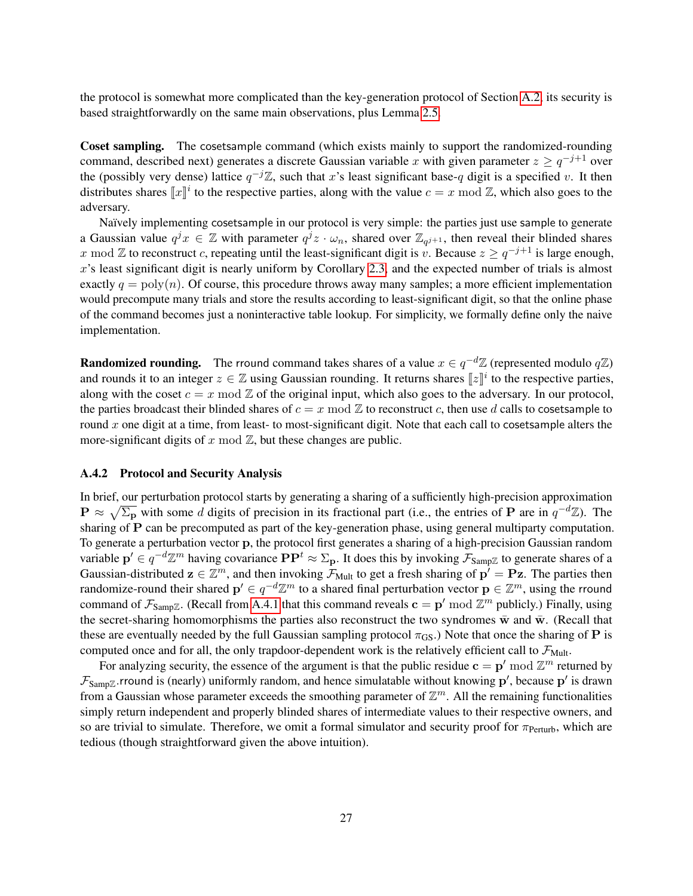the protocol is somewhat more complicated than the key-generation protocol of Section A.2, its security is based straightforwardly on the same main observations, plus Lemma 2.5.

**Coset sampling.** The cosetsample command (which exists mainly to support the randomized-rounding command, described next) generates a discrete Gaussian variable $x$ with given parameter $z \geq q^{-j+1}$ over the (possibly very dense) lattice $q^{-j}\mathbb{Z}$, such that $x$'s least significant base-$q$ digit is a specified $v$. It then distributes shares $[\![x]\!]^i$ to the respective parties, along with the value $c = x \bmod \mathbb{Z}$, which also goes to the adversary.

Naïvely implementing cosetsample in our protocol is very simple: the parties just use sample to generate a Gaussian value $q^j x \in \mathbb{Z}$ with parameter $q^j z \cdot \omega_n$, shared over $\mathbb{Z}_{q^{j+1}}$, then reveal their blinded shares $x \bmod \mathbb{Z}$ to reconstruct $c$, repeating until the least-significant digit is $v$. Because $z \geq q^{-j+1}$ is large enough, $x$'s least significant digit is nearly uniform by Corollary 2.3, and the expected number of trials is almost exactly $q = \mathrm{poly}(n)$. Of course, this procedure throws away many samples; a more efficient implementation would precompute many trials and store the results according to least-significant digit, so that the online phase of the command becomes just a noninteractive table lookup. For simplicity, we formally define only the naive implementation.

**Randomized rounding.** The rround command takes shares of a value $x \in q^{-d}\mathbb{Z}$ (represented modulo $q\mathbb{Z}$) and rounds it to an integer $z \in \mathbb{Z}$ using Gaussian rounding. It returns shares $[\![z]\!]^i$ to the respective parties, along with the coset $c = x \bmod \mathbb{Z}$ of the original input, which also goes to the adversary. In our protocol, the parties broadcast their blinded shares of $c = x \bmod \mathbb{Z}$ to reconstruct $c$, then use $d$ calls to cosetsample to round $x$ one digit at a time, from least- to most-significant digit. Note that each call to cosetsample alters the more-significant digits of $x \bmod \mathbb{Z}$, but these changes are public.

### A.4.2 Protocol and Security Analysis

In brief, our perturbation protocol starts by generating a sharing of a sufficiently high-precision approximation $\mathbf{P} \approx \sqrt{\Sigma_{\mathbf{p}}}$ with some $d$ digits of precision in its fractional part (i.e., the entries of $\mathbf{P}$ are in $q^{-d}\mathbb{Z}$). The sharing of $\mathbf{P}$ can be precomputed as part of the key-generation phase, using general multiparty computation. To generate a perturbation vector $\mathbf{p}$, the protocol first generates a sharing of a high-precision Gaussian random variable $\mathbf{p}' \in q^{-d}\mathbb{Z}^m$ having covariance $\mathbf{P}\mathbf{P}^t \approx \Sigma_{\mathbf{p}}$. It does this by invoking $\mathcal{F}_{\mathrm{Samp}\mathbb{Z}}$ to generate shares of a Gaussian-distributed $\mathbf{z} \in \mathbb{Z}^m$, and then invoking $\mathcal{F}_{\mathrm{Mult}}$ to get a fresh sharing of $\mathbf{p}' = \mathbf{P}\mathbf{z}$. The parties then randomize-round their shared $\mathbf{p}' \in q^{-d}\mathbb{Z}^m$ to a shared final perturbation vector $\mathbf{p} \in \mathbb{Z}^m$, using the rround command of $\mathcal{F}_{\mathrm{Samp}\mathbb{Z}}$. (Recall from A.4.1 that this command reveals $\mathbf{c} = \mathbf{p}' \bmod \mathbb{Z}^m$ publicly.) Finally, using the secret-sharing homomorphisms the parties also reconstruct the two syndromes $\bar{\mathbf{w}}$ and $\bar{\mathbf{w}}$. (Recall that these are eventually needed by the full Gaussian sampling protocol $\pi_{\mathrm{GS}}$.) Note that once the sharing of $\mathbf{P}$ is computed once and for all, the only trapdoor-dependent work is the relatively efficient call to $\mathcal{F}_{\mathrm{Mult}}$.

For analyzing security, the essence of the argument is that the public residue $\mathbf{c} = \mathbf{p}' \bmod \mathbb{Z}^m$ returned by $\mathcal{F}_{\mathrm{Samp}\mathbb{Z}}$.rround is (nearly) uniformly random, and hence simulatable without knowing $\mathbf{p}'$, because $\mathbf{p}'$ is drawn from a Gaussian whose parameter exceeds the smoothing parameter of $\mathbb{Z}^m$. All the remaining functionalities simply return independent and properly blinded shares of intermediate values to their respective owners, and so are trivial to simulate. Therefore, we omit a formal simulator and security proof for $\pi_{\mathrm{Perturb}}$, which are tedious (though straightforward given the above intuition).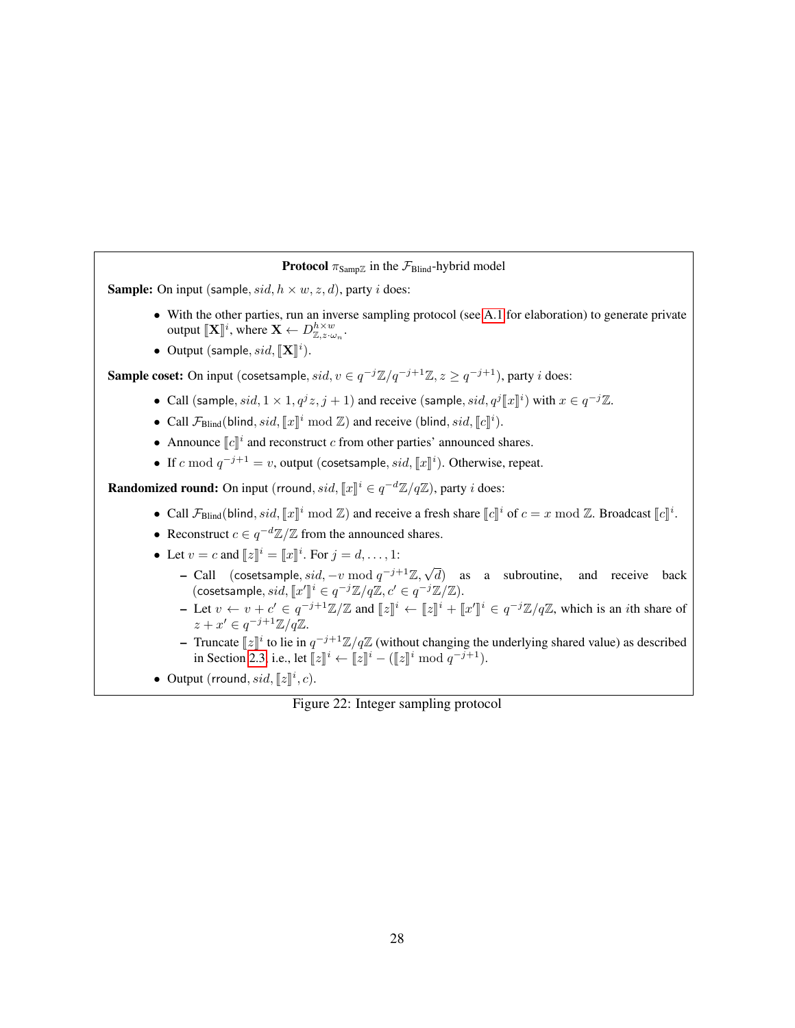**Protocol $\pi_{\text{Samp}\mathbb{Z}}$ in the $\mathcal{F}_{\text{Blind}}$-hybrid model**

**Sample:** On input (sample, $sid$, $h \times w$, $z$, $d$), party $i$ does:

- With the other parties, run an inverse sampling protocol (see A.1 for elaboration) to generate private output $[\![\mathbf{X}]\!]^i$, where $\mathbf{X} \leftarrow D^{h \times w}_{\mathbb{Z}, z \cdot \omega_n}$.
- Output (sample, $sid$, $[\![\mathbf{X}]\!]^i$).

**Sample coset:** On input (cosetsample, $sid$, $v \in q^{-j}\mathbb{Z}/q^{-j+1}\mathbb{Z}$, $z \geq q^{-j+1}$), party $i$ does:

- Call (sample, $sid$, $1 \times 1$, $q^j z$, $j+1$) and receive (sample, $sid$, $q^j [\![x]\!]^i$) with $x \in q^{-j}\mathbb{Z}$.
- Call $\mathcal{F}_{\text{Blind}}$(blind, $sid$, $[\![x]\!]^i \bmod \mathbb{Z}$) and receive (blind, $sid$, $[\![c]\!]^i$).
- Announce $[\![c]\!]^i$ and reconstruct $c$ from other parties' announced shares.
- If $c \bmod q^{-j+1} = v$, output (cosetsample, $sid$, $[\![x]\!]^i$). Otherwise, repeat.

**Randomized round:** On input (rround, $sid$, $[\![x]\!]^i \in q^{-d}\mathbb{Z}/q\mathbb{Z}$), party $i$ does:

- Call $\mathcal{F}_{\text{Blind}}$(blind, $sid$, $[\![x]\!]^i \bmod \mathbb{Z}$) and receive a fresh share $[\![c]\!]^i$ of $c = x \bmod \mathbb{Z}$. Broadcast $[\![c]\!]^i$.
- Reconstruct $c \in q^{-d}\mathbb{Z}/\mathbb{Z}$ from the announced shares.
- Let $v = c$ and $[\![z]\!]^i = [\![x]\!]^i$. For $j = d, \ldots, 1$:
  - Call (cosetsample, $sid$, $-v \bmod q^{-j+1}\mathbb{Z}$, $\sqrt{d}$) as a subroutine, and receive back (cosetsample, $sid$, $[\![x']\!]^i \in q^{-j}\mathbb{Z}/q\mathbb{Z}$, $c' \in q^{-j}\mathbb{Z}/\mathbb{Z}$).
  - Let $v \leftarrow v + c' \in q^{-j+1}\mathbb{Z}/\mathbb{Z}$ and $[\![z]\!]^i \leftarrow [\![z]\!]^i + [\![x']\!]^i \in q^{-j}\mathbb{Z}/q\mathbb{Z}$, which is an $i$th share of $z + x' \in q^{-j+1}\mathbb{Z}/q\mathbb{Z}$.
  - Truncate $[\![z]\!]^i$ to lie in $q^{-j+1}\mathbb{Z}/q\mathbb{Z}$ (without changing the underlying shared value) as described in Section 2.3, i.e., let $[\![z]\!]^i \leftarrow [\![z]\!]^i - ([\![z]\!]^i \bmod q^{-j+1})$.
- Output (rround, $sid$, $[\![z]\!]^i$, $c$).

Figure 22: Integer sampling protocol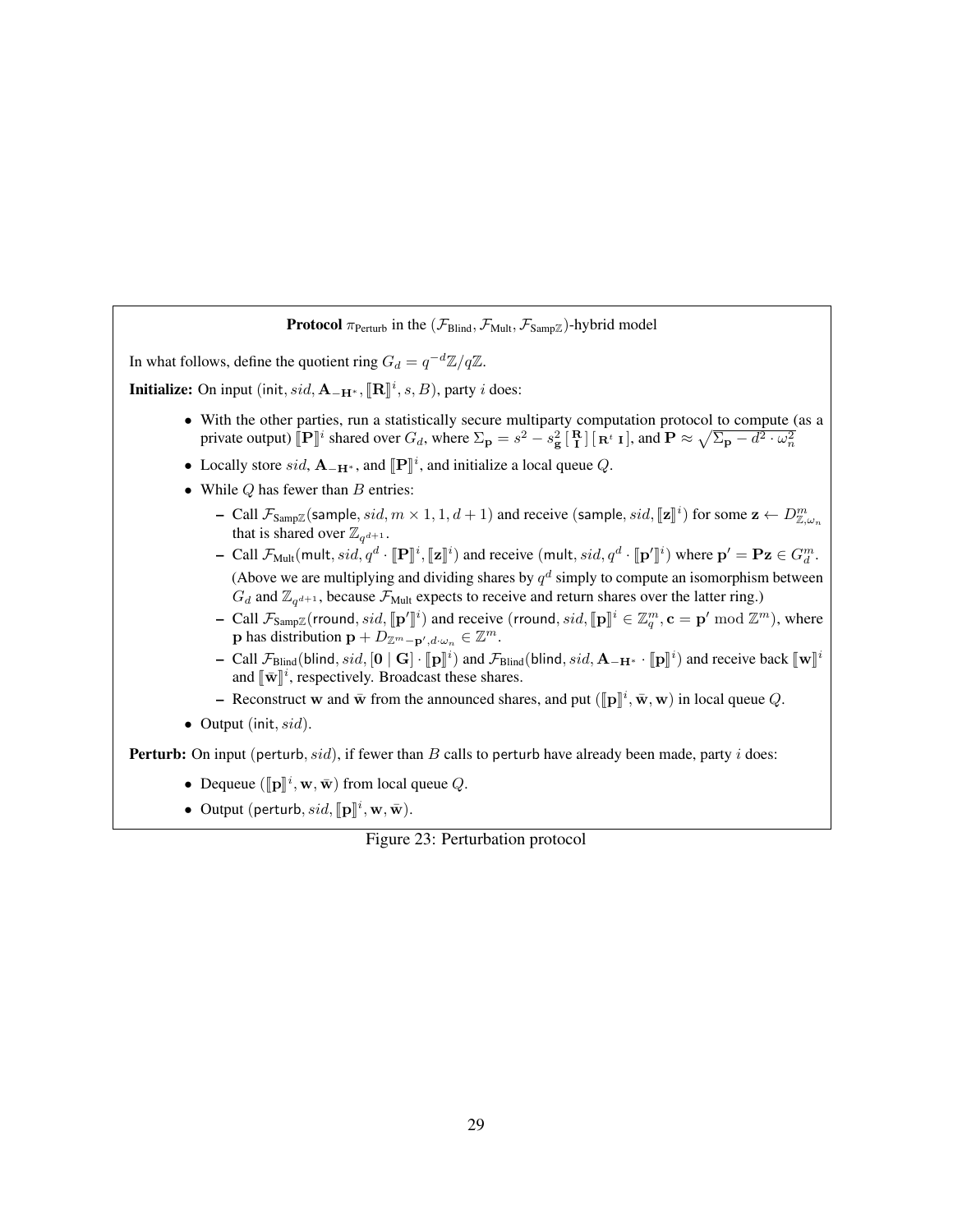**Protocol** $\pi_{\text{Perturb}}$ in the $(\mathcal{F}_{\text{Blind}}, \mathcal{F}_{\text{Mult}}, \mathcal{F}_{\text{Samp}\mathbb{Z}})$-hybrid model

In what follows, define the quotient ring $G_d = q^{-d}\mathbb{Z}/q\mathbb{Z}$.

**Initialize:** On input $(\mathsf{init}, sid, \mathbf{A}_{-\mathbf{H}^*}, [\![\mathbf{R}]\!]^i, s, B)$, party $i$ does:

- With the other parties, run a statistically secure multiparty computation protocol to compute (as a private output) $[\![\mathbf{P}]\!]^i$ shared over $G_d$, where $\Sigma_{\mathbf{p}} = s^2 - s_{\mathbf{g}}^2 \left[\begin{smallmatrix} \mathbf{R} \\ \mathbf{I} \end{smallmatrix}\right] [\, \mathbf{R}^t \; \mathbf{I} \,]$, and $\mathbf{P} \approx \sqrt{\Sigma_{\mathbf{p}} - d^2 \cdot \omega_n^2}$
- Locally store $sid$, $\mathbf{A}_{-\mathbf{H}^*}$, and $[\![\mathbf{P}]\!]^i$, and initialize a local queue $Q$.
- While $Q$ has fewer than $B$ entries:
  - Call $\mathcal{F}_{\text{Samp}\mathbb{Z}}(\mathsf{sample}, sid, m \times 1, 1, d+1)$ and receive $(\mathsf{sample}, sid, [\![\mathbf{z}]\!]^i)$ for some $\mathbf{z} \leftarrow D^m_{\mathbb{Z},\omega_n}$ that is shared over $\mathbb{Z}_{q^{d+1}}$.
  - Call $\mathcal{F}_{\text{Mult}}(\mathsf{mult}, sid, q^d \cdot [\![\mathbf{P}]\!]^i, [\![\mathbf{z}]\!]^i)$ and receive $(\mathsf{mult}, sid, q^d \cdot [\![\mathbf{p}']\!]^i)$ where $\mathbf{p}' = \mathbf{P}\mathbf{z} \in G_d^m$. (Above we are multiplying and dividing shares by $q^d$ simply to compute an isomorphism between $G_d$ and $\mathbb{Z}_{q^{d+1}}$, because $\mathcal{F}_{\text{Mult}}$ expects to receive and return shares over the latter ring.)
  - Call $\mathcal{F}_{\text{Samp}\mathbb{Z}}(\mathsf{rround}, sid, [\![\mathbf{p}']\!]^i)$ and receive $(\mathsf{rround}, sid, [\![\mathbf{p}]\!]^i \in \mathbb{Z}_q^m, \mathbf{c} = \mathbf{p}' \bmod \mathbb{Z}^m)$, where $\mathbf{p}$ has distribution $\mathbf{p} + D_{\mathbb{Z}^m - \mathbf{p}', d\cdot\omega_n} \in \mathbb{Z}^m$.
  - Call $\mathcal{F}_{\text{Blind}}(\mathsf{blind}, sid, [\mathbf{0} \mid \mathbf{G}] \cdot [\![\mathbf{p}]\!]^i)$ and $\mathcal{F}_{\text{Blind}}(\mathsf{blind}, sid, \mathbf{A}_{-\mathbf{H}^*} \cdot [\![\mathbf{p}]\!]^i)$ and receive back $[\![\mathbf{w}]\!]^i$ and $[\![\bar{\mathbf{w}}]\!]^i$, respectively. Broadcast these shares.
  - Reconstruct $\mathbf{w}$ and $\bar{\mathbf{w}}$ from the announced shares, and put $([\![\mathbf{p}]\!]^i, \bar{\mathbf{w}}, \mathbf{w})$ in local queue $Q$.
- Output $(\mathsf{init}, sid)$.

**Perturb:** On input $(\mathsf{perturb}, sid)$, if fewer than $B$ calls to $\mathsf{perturb}$ have already been made, party $i$ does:

- Dequeue $([\![\mathbf{p}]\!]^i, \mathbf{w}, \bar{\mathbf{w}})$ from local queue $Q$.
- Output $(\mathsf{perturb}, sid, [\![\mathbf{p}]\!]^i, \mathbf{w}, \bar{\mathbf{w}})$.

Figure 23: Perturbation protocol